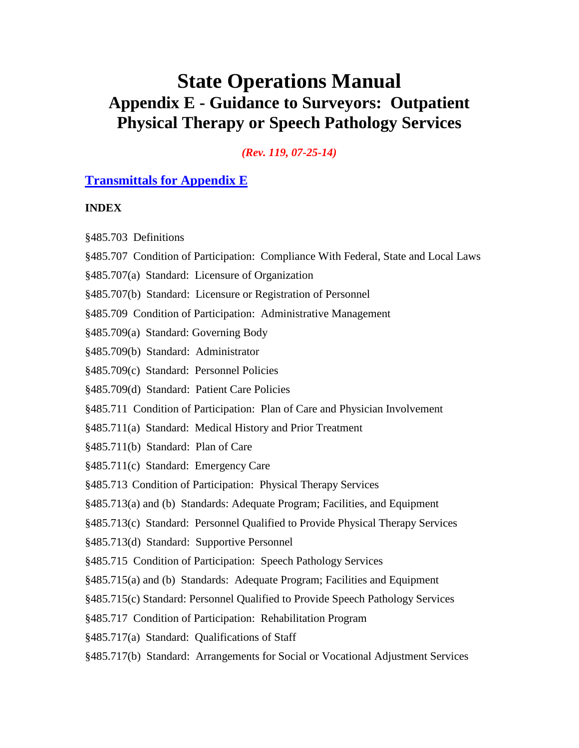# State Operations Manual
## Appendix E - Guidance to Surveyors: Outpatient Physical Therapy or Speech Pathology Services

*(Rev. 119, 07-25-14)*

**Transmittals for Appendix E**

**INDEX**

§485.703 Definitions

§485.707 Condition of Participation: Compliance With Federal, State and Local Laws

§485.707(a) Standard: Licensure of Organization

§485.707(b) Standard: Licensure or Registration of Personnel

§485.709 Condition of Participation: Administrative Management

§485.709(a) Standard: Governing Body

§485.709(b) Standard: Administrator

§485.709(c) Standard: Personnel Policies

§485.709(d) Standard: Patient Care Policies

§485.711 Condition of Participation: Plan of Care and Physician Involvement

§485.711(a) Standard: Medical History and Prior Treatment

§485.711(b) Standard: Plan of Care

§485.711(c) Standard: Emergency Care

§485.713 Condition of Participation: Physical Therapy Services

§485.713(a) and (b) Standards: Adequate Program; Facilities, and Equipment

§485.713(c) Standard: Personnel Qualified to Provide Physical Therapy Services

§485.713(d) Standard: Supportive Personnel

§485.715 Condition of Participation: Speech Pathology Services

§485.715(a) and (b) Standards: Adequate Program; Facilities and Equipment

§485.715(c) Standard: Personnel Qualified to Provide Speech Pathology Services

§485.717 Condition of Participation: Rehabilitation Program

§485.717(a) Standard: Qualifications of Staff

§485.717(b) Standard: Arrangements for Social or Vocational Adjustment Services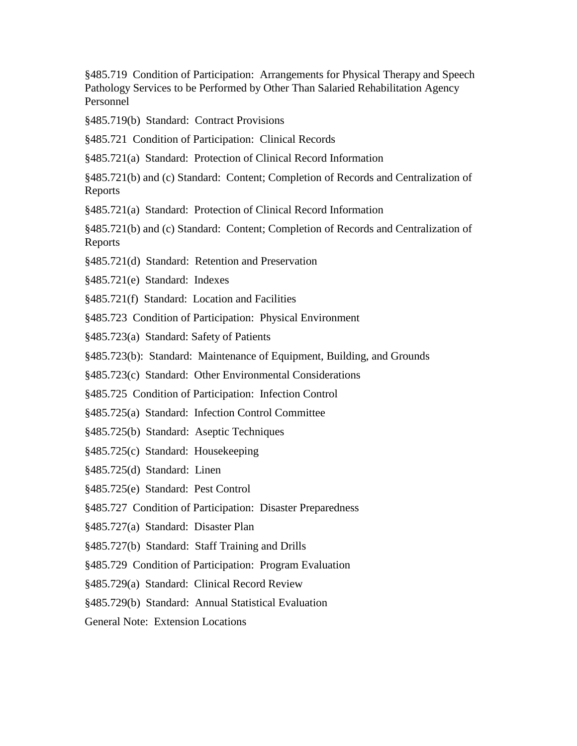§485.719  Condition of Participation:  Arrangements for Physical Therapy and Speech Pathology Services to be Performed by Other Than Salaried Rehabilitation Agency Personnel

§485.719(b)  Standard:  Contract Provisions

§485.721  Condition of Participation:  Clinical Records

§485.721(a)  Standard:  Protection of Clinical Record Information

§485.721(b) and (c) Standard:  Content; Completion of Records and Centralization of Reports

§485.721(a)  Standard:  Protection of Clinical Record Information

§485.721(b) and (c) Standard:  Content; Completion of Records and Centralization of Reports

§485.721(d)  Standard:  Retention and Preservation

§485.721(e)  Standard:  Indexes

§485.721(f)  Standard:  Location and Facilities

§485.723  Condition of Participation:  Physical Environment

§485.723(a)  Standard: Safety of Patients

§485.723(b):  Standard:  Maintenance of Equipment, Building, and Grounds

§485.723(c)  Standard:  Other Environmental Considerations

§485.725  Condition of Participation:  Infection Control

§485.725(a)  Standard:  Infection Control Committee

§485.725(b)  Standard:  Aseptic Techniques

§485.725(c)  Standard:  Housekeeping

§485.725(d)  Standard:  Linen

§485.725(e)  Standard:  Pest Control

§485.727  Condition of Participation:  Disaster Preparedness

§485.727(a)  Standard:  Disaster Plan

§485.727(b)  Standard:  Staff Training and Drills

§485.729  Condition of Participation:  Program Evaluation

§485.729(a)  Standard:  Clinical Record Review

§485.729(b)  Standard:  Annual Statistical Evaluation

General Note:  Extension Locations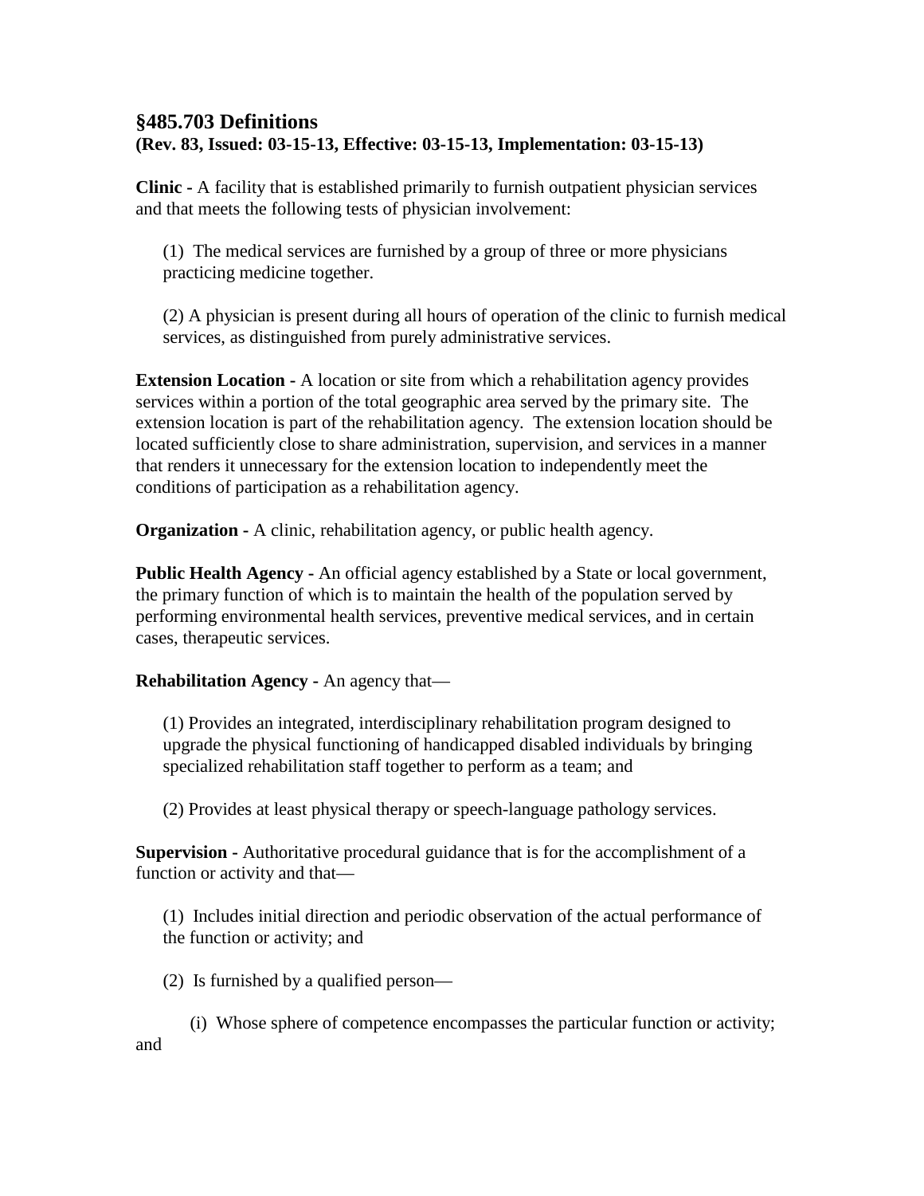## §485.703 Definitions

**(Rev. 83, Issued: 03-15-13, Effective: 03-15-13, Implementation: 03-15-13)**

**Clinic -** A facility that is established primarily to furnish outpatient physician services and that meets the following tests of physician involvement:

(1) The medical services are furnished by a group of three or more physicians practicing medicine together.

(2) A physician is present during all hours of operation of the clinic to furnish medical services, as distinguished from purely administrative services.

**Extension Location -** A location or site from which a rehabilitation agency provides services within a portion of the total geographic area served by the primary site. The extension location is part of the rehabilitation agency. The extension location should be located sufficiently close to share administration, supervision, and services in a manner that renders it unnecessary for the extension location to independently meet the conditions of participation as a rehabilitation agency.

**Organization -** A clinic, rehabilitation agency, or public health agency.

**Public Health Agency -** An official agency established by a State or local government, the primary function of which is to maintain the health of the population served by performing environmental health services, preventive medical services, and in certain cases, therapeutic services.

**Rehabilitation Agency -** An agency that—

(1) Provides an integrated, interdisciplinary rehabilitation program designed to upgrade the physical functioning of handicapped disabled individuals by bringing specialized rehabilitation staff together to perform as a team; and

(2) Provides at least physical therapy or speech-language pathology services.

**Supervision -** Authoritative procedural guidance that is for the accomplishment of a function or activity and that—

(1) Includes initial direction and periodic observation of the actual performance of the function or activity; and

(2) Is furnished by a qualified person—

(i) Whose sphere of competence encompasses the particular function or activity; and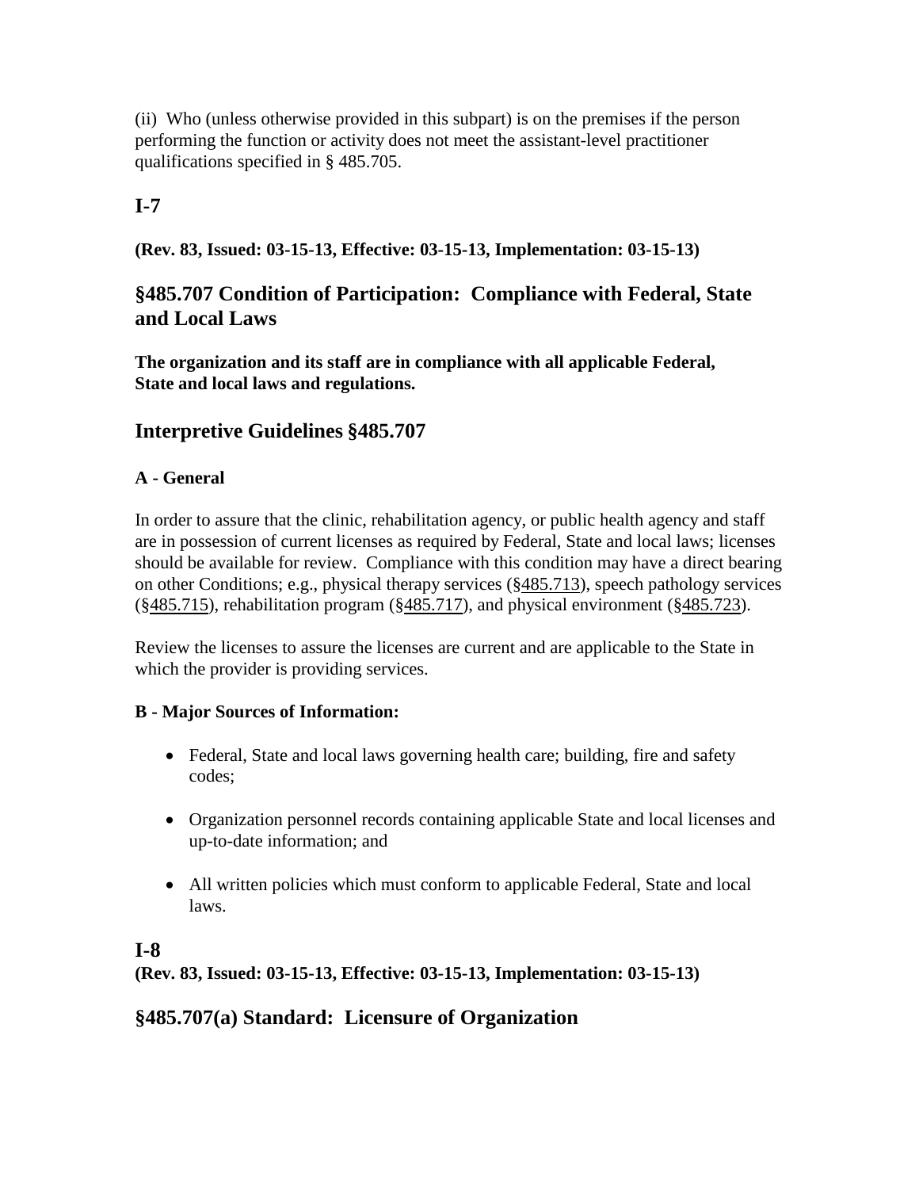(ii) Who (unless otherwise provided in this subpart) is on the premises if the person performing the function or activity does not meet the assistant-level practitioner qualifications specified in § 485.705.

## I-7

**(Rev. 83, Issued: 03-15-13, Effective: 03-15-13, Implementation: 03-15-13)**

## §485.707 Condition of Participation: Compliance with Federal, State and Local Laws

**The organization and its staff are in compliance with all applicable Federal, State and local laws and regulations.**

## Interpretive Guidelines §485.707

### A - General

In order to assure that the clinic, rehabilitation agency, or public health agency and staff are in possession of current licenses as required by Federal, State and local laws; licenses should be available for review. Compliance with this condition may have a direct bearing on other Conditions; e.g., physical therapy services (§485.713), speech pathology services (§485.715), rehabilitation program (§485.717), and physical environment (§485.723).

Review the licenses to assure the licenses are current and are applicable to the State in which the provider is providing services.

### B - Major Sources of Information:

- Federal, State and local laws governing health care; building, fire and safety codes;
- Organization personnel records containing applicable State and local licenses and up-to-date information; and
- All written policies which must conform to applicable Federal, State and local laws.

## I-8

**(Rev. 83, Issued: 03-15-13, Effective: 03-15-13, Implementation: 03-15-13)**

## §485.707(a) Standard: Licensure of Organization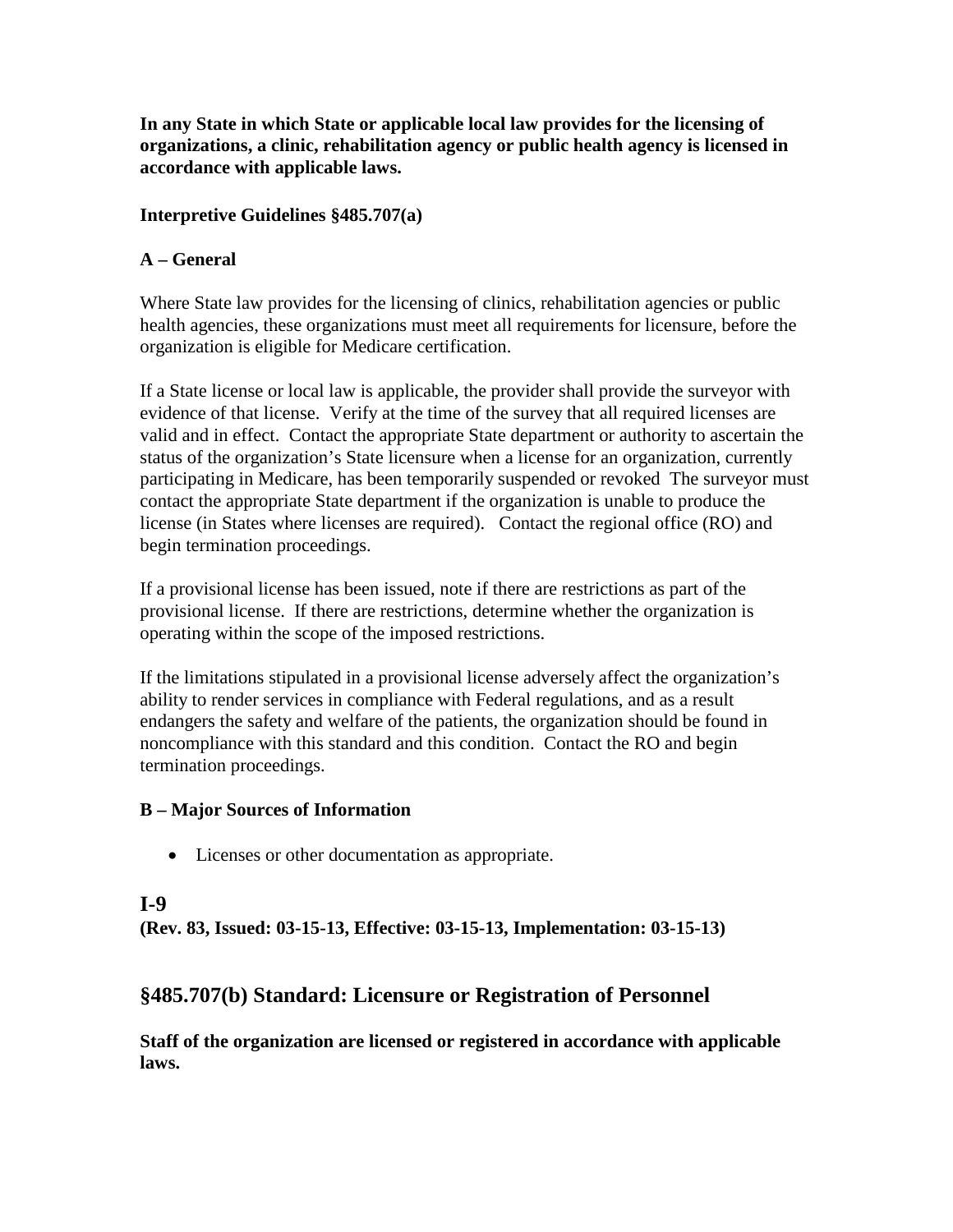**In any State in which State or applicable local law provides for the licensing of organizations, a clinic, rehabilitation agency or public health agency is licensed in accordance with applicable laws.**

**Interpretive Guidelines §485.707(a)**

**A – General**

Where State law provides for the licensing of clinics, rehabilitation agencies or public health agencies, these organizations must meet all requirements for licensure, before the organization is eligible for Medicare certification.

If a State license or local law is applicable, the provider shall provide the surveyor with evidence of that license. Verify at the time of the survey that all required licenses are valid and in effect. Contact the appropriate State department or authority to ascertain the status of the organization's State licensure when a license for an organization, currently participating in Medicare, has been temporarily suspended or revoked The surveyor must contact the appropriate State department if the organization is unable to produce the license (in States where licenses are required). Contact the regional office (RO) and begin termination proceedings.

If a provisional license has been issued, note if there are restrictions as part of the provisional license. If there are restrictions, determine whether the organization is operating within the scope of the imposed restrictions.

If the limitations stipulated in a provisional license adversely affect the organization's ability to render services in compliance with Federal regulations, and as a result endangers the safety and welfare of the patients, the organization should be found in noncompliance with this standard and this condition. Contact the RO and begin termination proceedings.

**B – Major Sources of Information**

- Licenses or other documentation as appropriate.

## I-9

**(Rev. 83, Issued: 03-15-13, Effective: 03-15-13, Implementation: 03-15-13)**

## §485.707(b) Standard: Licensure or Registration of Personnel

**Staff of the organization are licensed or registered in accordance with applicable laws.**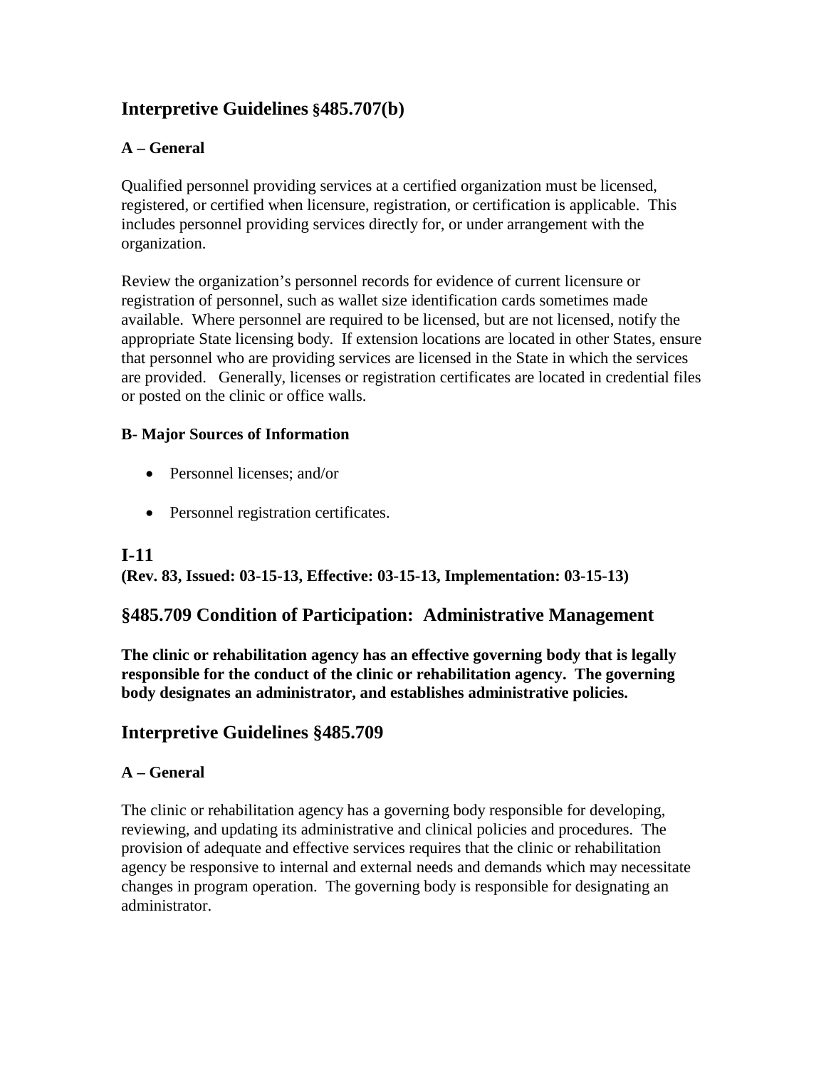## Interpretive Guidelines §485.707(b)

**A – General**

Qualified personnel providing services at a certified organization must be licensed, registered, or certified when licensure, registration, or certification is applicable. This includes personnel providing services directly for, or under arrangement with the organization.

Review the organization's personnel records for evidence of current licensure or registration of personnel, such as wallet size identification cards sometimes made available. Where personnel are required to be licensed, but are not licensed, notify the appropriate State licensing body. If extension locations are located in other States, ensure that personnel who are providing services are licensed in the State in which the services are provided. Generally, licenses or registration certificates are located in credential files or posted on the clinic or office walls.

**B- Major Sources of Information**

- Personnel licenses; and/or
- Personnel registration certificates.

## I-11

**(Rev. 83, Issued: 03-15-13, Effective: 03-15-13, Implementation: 03-15-13)**

## §485.709 Condition of Participation: Administrative Management

**The clinic or rehabilitation agency has an effective governing body that is legally responsible for the conduct of the clinic or rehabilitation agency. The governing body designates an administrator, and establishes administrative policies.**

## Interpretive Guidelines §485.709

**A – General**

The clinic or rehabilitation agency has a governing body responsible for developing, reviewing, and updating its administrative and clinical policies and procedures. The provision of adequate and effective services requires that the clinic or rehabilitation agency be responsive to internal and external needs and demands which may necessitate changes in program operation. The governing body is responsible for designating an administrator.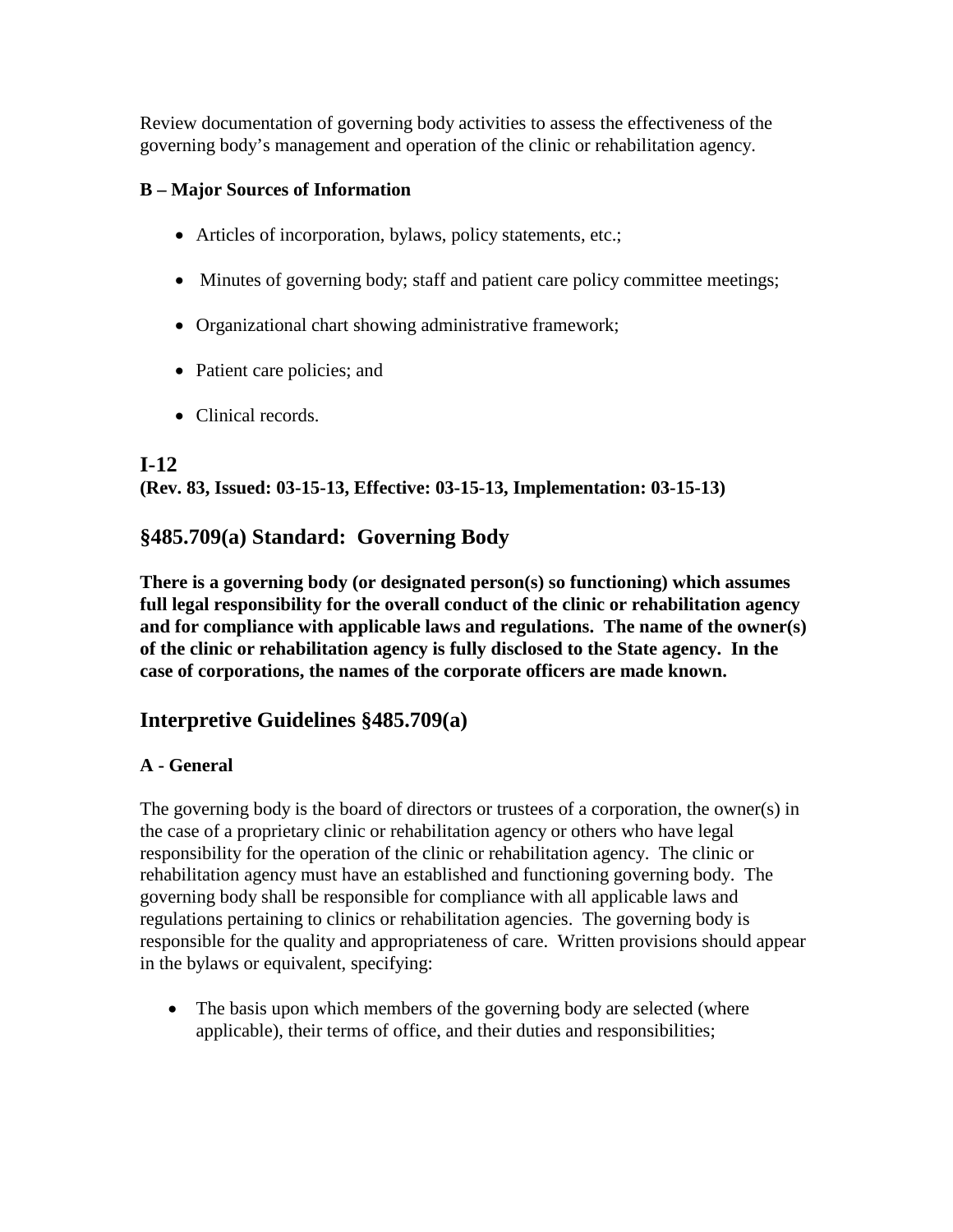Review documentation of governing body activities to assess the effectiveness of the governing body's management and operation of the clinic or rehabilitation agency.

**B – Major Sources of Information**

- Articles of incorporation, bylaws, policy statements, etc.;
- Minutes of governing body; staff and patient care policy committee meetings;
- Organizational chart showing administrative framework;
- Patient care policies; and
- Clinical records.

## I-12

**(Rev. 83, Issued: 03-15-13, Effective: 03-15-13, Implementation: 03-15-13)**

## §485.709(a) Standard: Governing Body

**There is a governing body (or designated person(s) so functioning) which assumes full legal responsibility for the overall conduct of the clinic or rehabilitation agency and for compliance with applicable laws and regulations. The name of the owner(s) of the clinic or rehabilitation agency is fully disclosed to the State agency. In the case of corporations, the names of the corporate officers are made known.**

## Interpretive Guidelines §485.709(a)

**A - General**

The governing body is the board of directors or trustees of a corporation, the owner(s) in the case of a proprietary clinic or rehabilitation agency or others who have legal responsibility for the operation of the clinic or rehabilitation agency. The clinic or rehabilitation agency must have an established and functioning governing body. The governing body shall be responsible for compliance with all applicable laws and regulations pertaining to clinics or rehabilitation agencies. The governing body is responsible for the quality and appropriateness of care. Written provisions should appear in the bylaws or equivalent, specifying:

- The basis upon which members of the governing body are selected (where applicable), their terms of office, and their duties and responsibilities;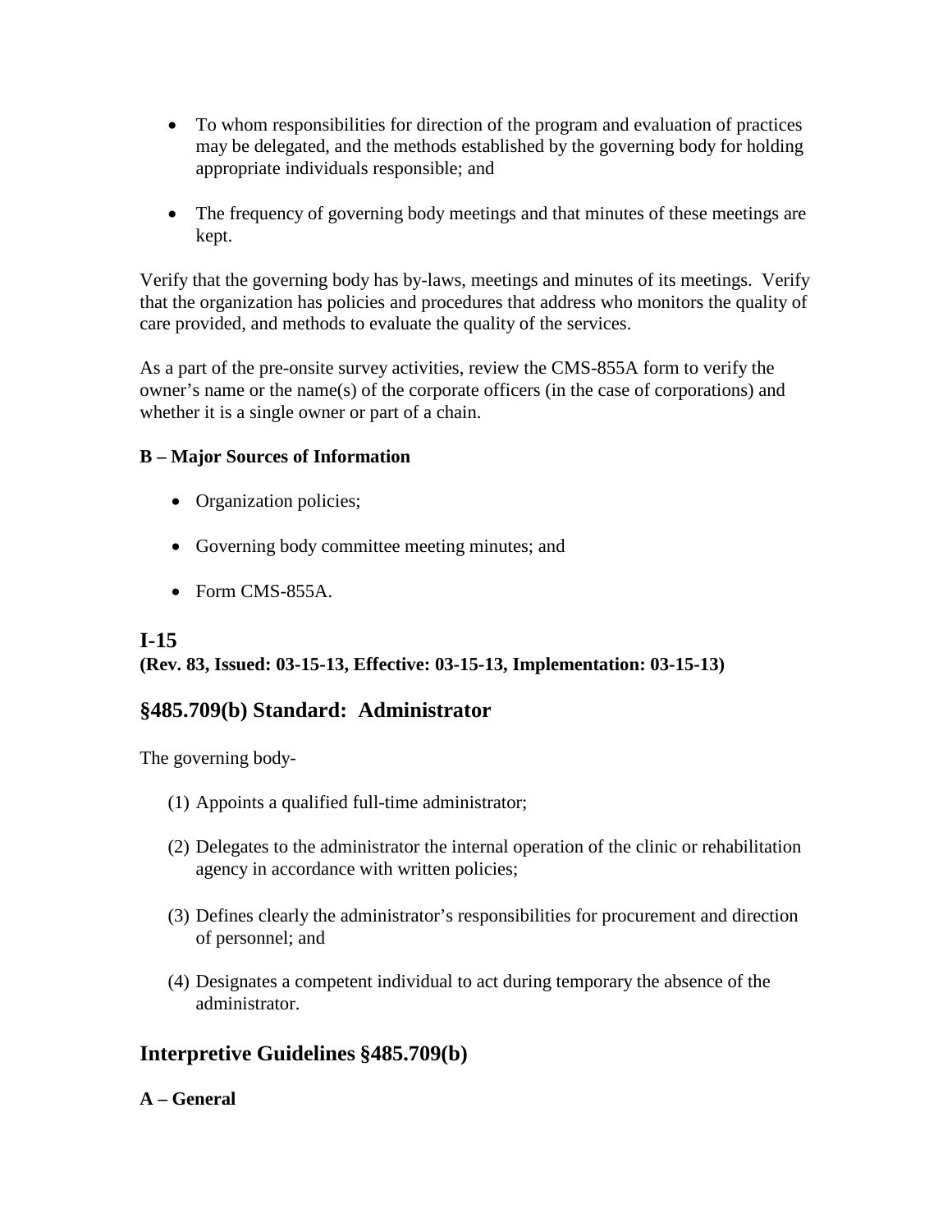- To whom responsibilities for direction of the program and evaluation of practices may be delegated, and the methods established by the governing body for holding appropriate individuals responsible; and

- The frequency of governing body meetings and that minutes of these meetings are kept.

Verify that the governing body has by-laws, meetings and minutes of its meetings. Verify that the organization has policies and procedures that address who monitors the quality of care provided, and methods to evaluate the quality of the services.

As a part of the pre-onsite survey activities, review the CMS-855A form to verify the owner's name or the name(s) of the corporate officers (in the case of corporations) and whether it is a single owner or part of a chain.

**B – Major Sources of Information**

- Organization policies;

- Governing body committee meeting minutes; and

- Form CMS-855A.

## I-15

**(Rev. 83, Issued: 03-15-13, Effective: 03-15-13, Implementation: 03-15-13)**

## §485.709(b) Standard: Administrator

The governing body-

(1) Appoints a qualified full-time administrator;

(2) Delegates to the administrator the internal operation of the clinic or rehabilitation agency in accordance with written policies;

(3) Defines clearly the administrator's responsibilities for procurement and direction of personnel; and

(4) Designates a competent individual to act during temporary the absence of the administrator.

## Interpretive Guidelines §485.709(b)

**A – General**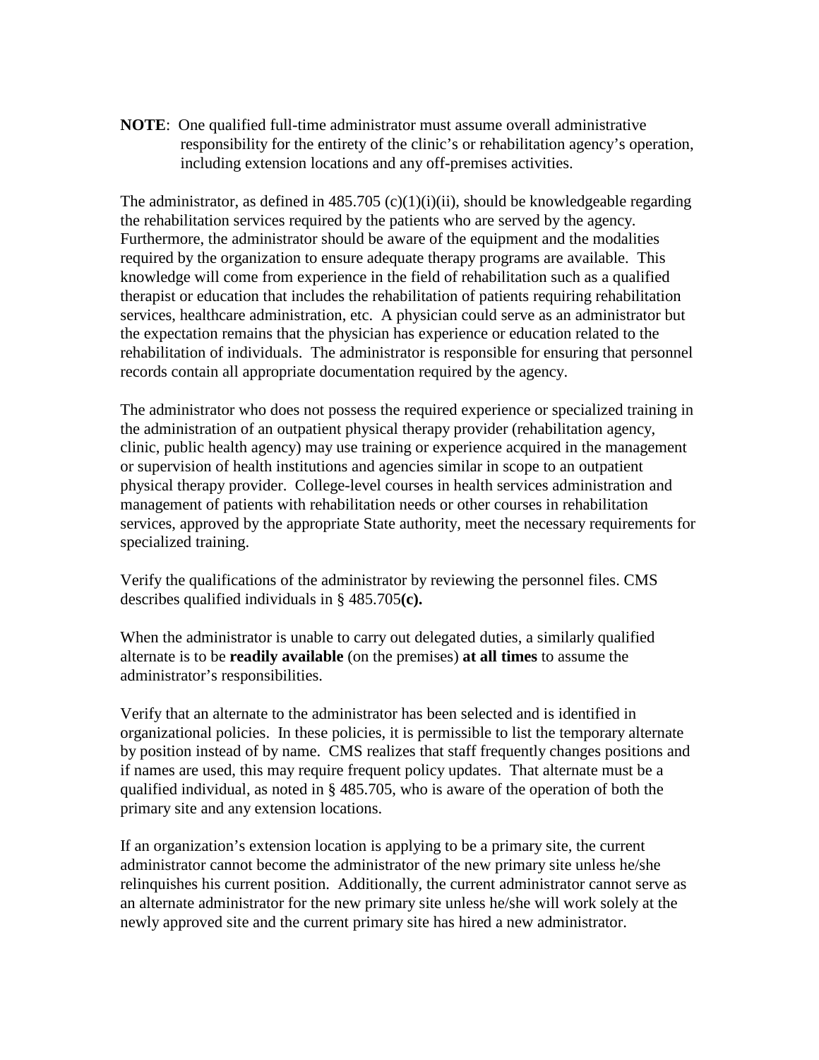**NOTE**: One qualified full-time administrator must assume overall administrative responsibility for the entirety of the clinic's or rehabilitation agency's operation, including extension locations and any off-premises activities.

The administrator, as defined in 485.705 (c)(1)(i)(ii), should be knowledgeable regarding the rehabilitation services required by the patients who are served by the agency. Furthermore, the administrator should be aware of the equipment and the modalities required by the organization to ensure adequate therapy programs are available. This knowledge will come from experience in the field of rehabilitation such as a qualified therapist or education that includes the rehabilitation of patients requiring rehabilitation services, healthcare administration, etc. A physician could serve as an administrator but the expectation remains that the physician has experience or education related to the rehabilitation of individuals. The administrator is responsible for ensuring that personnel records contain all appropriate documentation required by the agency.

The administrator who does not possess the required experience or specialized training in the administration of an outpatient physical therapy provider (rehabilitation agency, clinic, public health agency) may use training or experience acquired in the management or supervision of health institutions and agencies similar in scope to an outpatient physical therapy provider. College-level courses in health services administration and management of patients with rehabilitation needs or other courses in rehabilitation services, approved by the appropriate State authority, meet the necessary requirements for specialized training.

Verify the qualifications of the administrator by reviewing the personnel files. CMS describes qualified individuals in § 485.705**(c).**

When the administrator is unable to carry out delegated duties, a similarly qualified alternate is to be **readily available** (on the premises) **at all times** to assume the administrator's responsibilities.

Verify that an alternate to the administrator has been selected and is identified in organizational policies. In these policies, it is permissible to list the temporary alternate by position instead of by name. CMS realizes that staff frequently changes positions and if names are used, this may require frequent policy updates. That alternate must be a qualified individual, as noted in § 485.705, who is aware of the operation of both the primary site and any extension locations.

If an organization's extension location is applying to be a primary site, the current administrator cannot become the administrator of the new primary site unless he/she relinquishes his current position. Additionally, the current administrator cannot serve as an alternate administrator for the new primary site unless he/she will work solely at the newly approved site and the current primary site has hired a new administrator.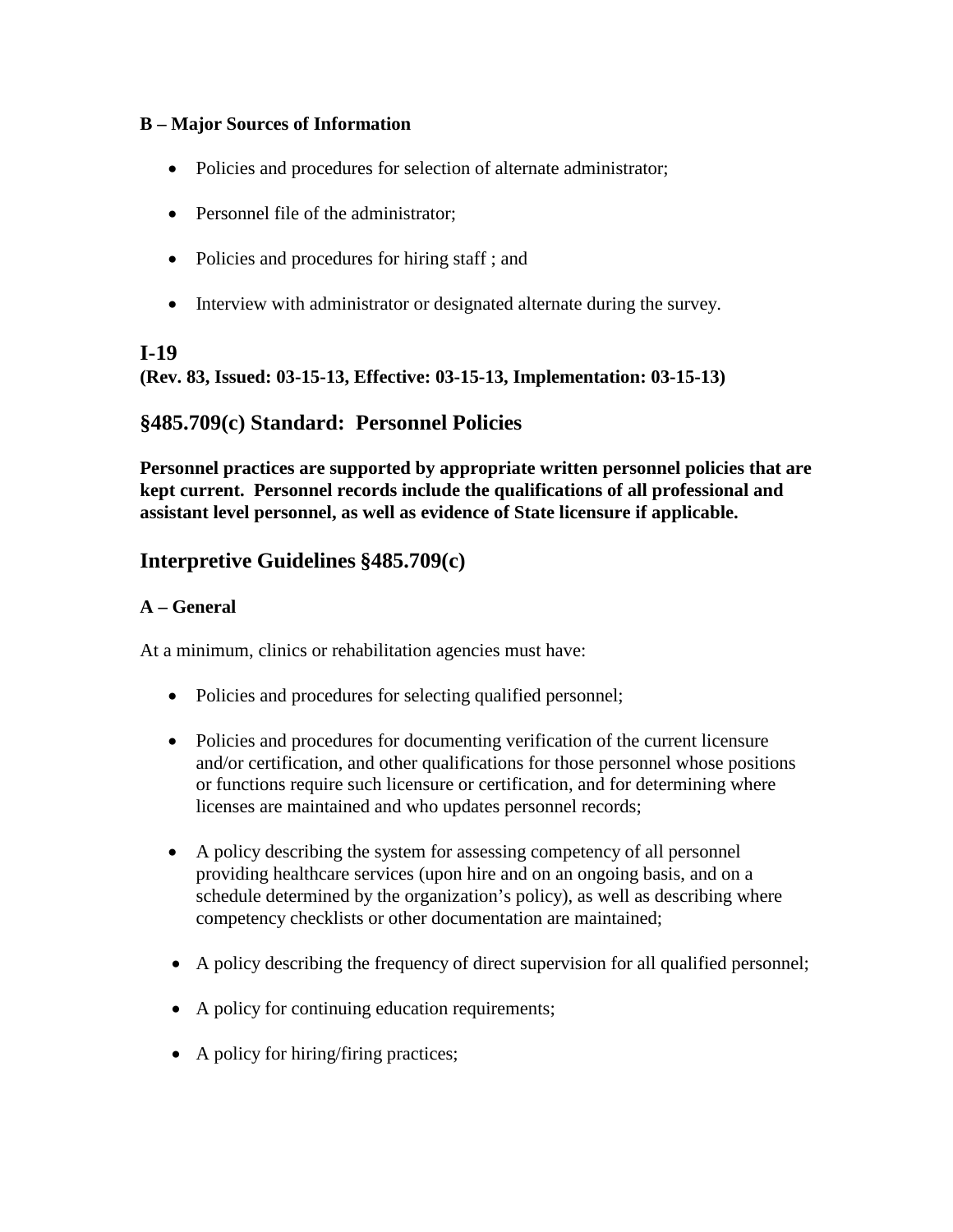**B – Major Sources of Information**

- Policies and procedures for selection of alternate administrator;
- Personnel file of the administrator;
- Policies and procedures for hiring staff ; and
- Interview with administrator or designated alternate during the survey.

## I-19

**(Rev. 83, Issued: 03-15-13, Effective: 03-15-13, Implementation: 03-15-13)**

## §485.709(c) Standard: Personnel Policies

**Personnel practices are supported by appropriate written personnel policies that are kept current. Personnel records include the qualifications of all professional and assistant level personnel, as well as evidence of State licensure if applicable.**

## Interpretive Guidelines §485.709(c)

**A – General**

At a minimum, clinics or rehabilitation agencies must have:

- Policies and procedures for selecting qualified personnel;
- Policies and procedures for documenting verification of the current licensure and/or certification, and other qualifications for those personnel whose positions or functions require such licensure or certification, and for determining where licenses are maintained and who updates personnel records;
- A policy describing the system for assessing competency of all personnel providing healthcare services (upon hire and on an ongoing basis, and on a schedule determined by the organization's policy), as well as describing where competency checklists or other documentation are maintained;
- A policy describing the frequency of direct supervision for all qualified personnel;
- A policy for continuing education requirements;
- A policy for hiring/firing practices;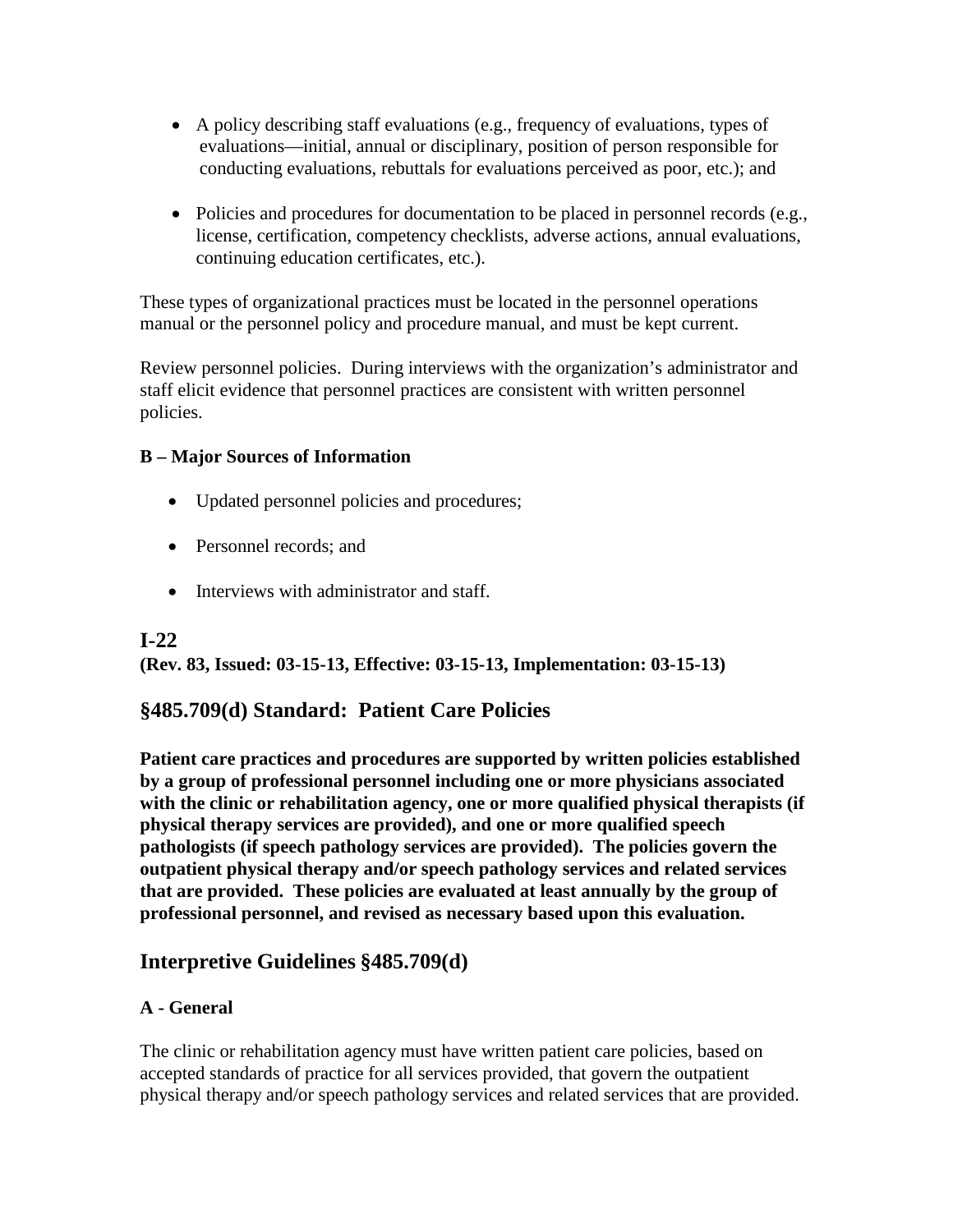- A policy describing staff evaluations (e.g., frequency of evaluations, types of evaluations—initial, annual or disciplinary, position of person responsible for conducting evaluations, rebuttals for evaluations perceived as poor, etc.); and

- Policies and procedures for documentation to be placed in personnel records (e.g., license, certification, competency checklists, adverse actions, annual evaluations, continuing education certificates, etc.).

These types of organizational practices must be located in the personnel operations manual or the personnel policy and procedure manual, and must be kept current.

Review personnel policies. During interviews with the organization's administrator and staff elicit evidence that personnel practices are consistent with written personnel policies.

**B – Major Sources of Information**

- Updated personnel policies and procedures;

- Personnel records; and

- Interviews with administrator and staff.

## I-22

**(Rev. 83, Issued: 03-15-13, Effective: 03-15-13, Implementation: 03-15-13)**

## §485.709(d) Standard: Patient Care Policies

**Patient care practices and procedures are supported by written policies established by a group of professional personnel including one or more physicians associated with the clinic or rehabilitation agency, one or more qualified physical therapists (if physical therapy services are provided), and one or more qualified speech pathologists (if speech pathology services are provided). The policies govern the outpatient physical therapy and/or speech pathology services and related services that are provided. These policies are evaluated at least annually by the group of professional personnel, and revised as necessary based upon this evaluation.**

## Interpretive Guidelines §485.709(d)

**A - General**

The clinic or rehabilitation agency must have written patient care policies, based on accepted standards of practice for all services provided, that govern the outpatient physical therapy and/or speech pathology services and related services that are provided.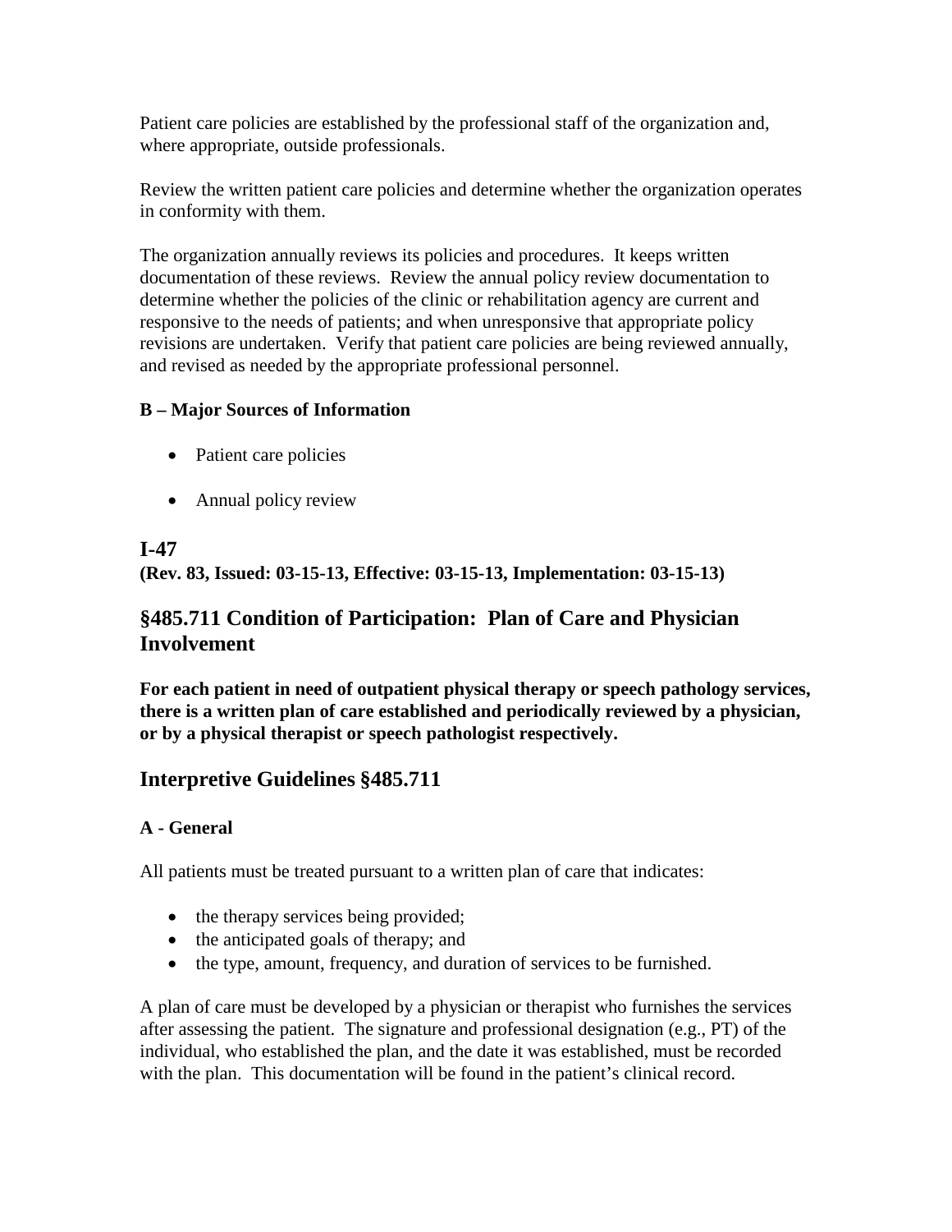Patient care policies are established by the professional staff of the organization and, where appropriate, outside professionals.

Review the written patient care policies and determine whether the organization operates in conformity with them.

The organization annually reviews its policies and procedures.  It keeps written documentation of these reviews.  Review the annual policy review documentation to determine whether the policies of the clinic or rehabilitation agency are current and responsive to the needs of patients; and when unresponsive that appropriate policy revisions are undertaken.  Verify that patient care policies are being reviewed annually, and revised as needed by the appropriate professional personnel.

**B – Major Sources of Information**

- Patient care policies
- Annual policy review

## I-47

**(Rev. 83, Issued: 03-15-13, Effective: 03-15-13, Implementation: 03-15-13)**

## §485.711 Condition of Participation:  Plan of Care and Physician Involvement

**For each patient in need of outpatient physical therapy or speech pathology services, there is a written plan of care established and periodically reviewed by a physician, or by a physical therapist or speech pathologist respectively.**

## Interpretive Guidelines §485.711

**A - General**

All patients must be treated pursuant to a written plan of care that indicates:

- the therapy services being provided;
- the anticipated goals of therapy; and
- the type, amount, frequency, and duration of services to be furnished.

A plan of care must be developed by a physician or therapist who furnishes the services after assessing the patient.  The signature and professional designation (e.g., PT) of the individual, who established the plan, and the date it was established, must be recorded with the plan.  This documentation will be found in the patient's clinical record.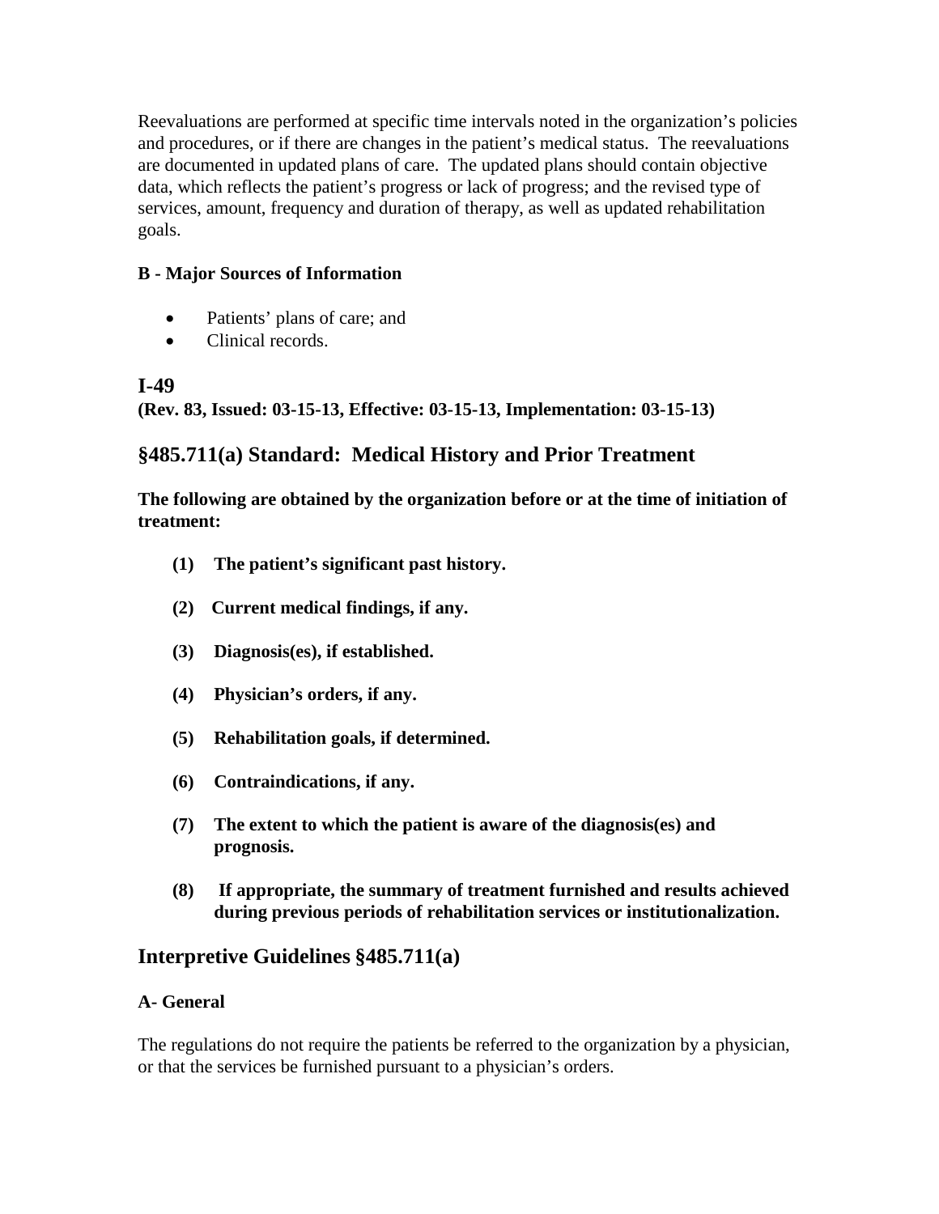Reevaluations are performed at specific time intervals noted in the organization's policies and procedures, or if there are changes in the patient's medical status. The reevaluations are documented in updated plans of care. The updated plans should contain objective data, which reflects the patient's progress or lack of progress; and the revised type of services, amount, frequency and duration of therapy, as well as updated rehabilitation goals.

**B - Major Sources of Information**

- Patients' plans of care; and
- Clinical records.

## I-49

**(Rev. 83, Issued: 03-15-13, Effective: 03-15-13, Implementation: 03-15-13)**

## §485.711(a) Standard: Medical History and Prior Treatment

**The following are obtained by the organization before or at the time of initiation of treatment:**

**(1) The patient's significant past history.**

**(2) Current medical findings, if any.**

**(3) Diagnosis(es), if established.**

**(4) Physician's orders, if any.**

**(5) Rehabilitation goals, if determined.**

**(6) Contraindications, if any.**

**(7) The extent to which the patient is aware of the diagnosis(es) and prognosis.**

**(8) If appropriate, the summary of treatment furnished and results achieved during previous periods of rehabilitation services or institutionalization.**

## Interpretive Guidelines §485.711(a)

**A- General**

The regulations do not require the patients be referred to the organization by a physician, or that the services be furnished pursuant to a physician's orders.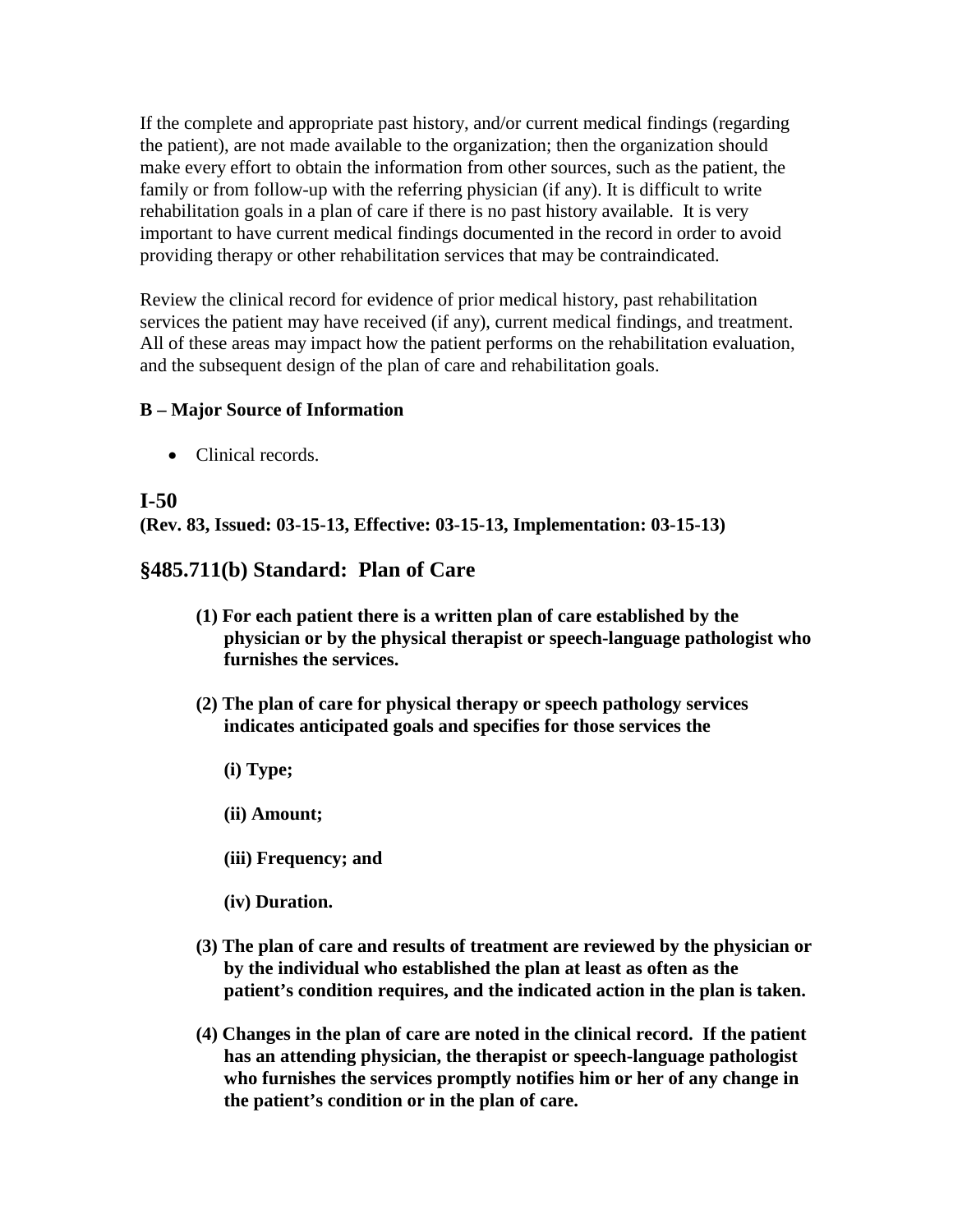If the complete and appropriate past history, and/or current medical findings (regarding the patient), are not made available to the organization; then the organization should make every effort to obtain the information from other sources, such as the patient, the family or from follow-up with the referring physician (if any). It is difficult to write rehabilitation goals in a plan of care if there is no past history available. It is very important to have current medical findings documented in the record in order to avoid providing therapy or other rehabilitation services that may be contraindicated.

Review the clinical record for evidence of prior medical history, past rehabilitation services the patient may have received (if any), current medical findings, and treatment. All of these areas may impact how the patient performs on the rehabilitation evaluation, and the subsequent design of the plan of care and rehabilitation goals.

**B – Major Source of Information**

- Clinical records.

## I-50

**(Rev. 83, Issued: 03-15-13, Effective: 03-15-13, Implementation: 03-15-13)**

## §485.711(b) Standard: Plan of Care

**(1) For each patient there is a written plan of care established by the physician or by the physical therapist or speech-language pathologist who furnishes the services.**

**(2) The plan of care for physical therapy or speech pathology services indicates anticipated goals and specifies for those services the**

**(i) Type;**

**(ii) Amount;**

**(iii) Frequency; and**

**(iv) Duration.**

**(3) The plan of care and results of treatment are reviewed by the physician or by the individual who established the plan at least as often as the patient's condition requires, and the indicated action in the plan is taken.**

**(4) Changes in the plan of care are noted in the clinical record. If the patient has an attending physician, the therapist or speech-language pathologist who furnishes the services promptly notifies him or her of any change in the patient's condition or in the plan of care.**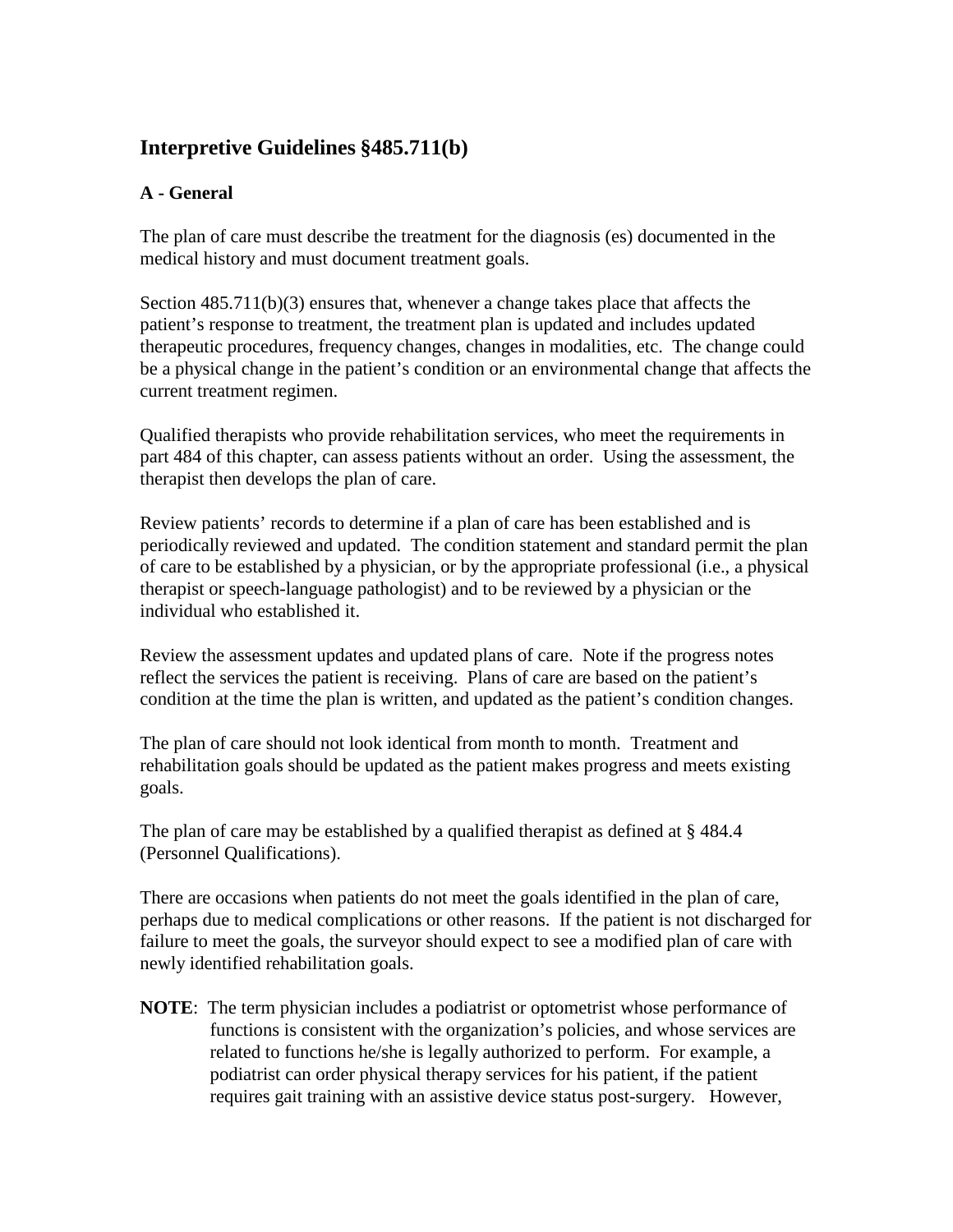## Interpretive Guidelines §485.711(b)

### A - General

The plan of care must describe the treatment for the diagnosis (es) documented in the medical history and must document treatment goals.

Section 485.711(b)(3) ensures that, whenever a change takes place that affects the patient's response to treatment, the treatment plan is updated and includes updated therapeutic procedures, frequency changes, changes in modalities, etc. The change could be a physical change in the patient's condition or an environmental change that affects the current treatment regimen.

Qualified therapists who provide rehabilitation services, who meet the requirements in part 484 of this chapter, can assess patients without an order. Using the assessment, the therapist then develops the plan of care.

Review patients' records to determine if a plan of care has been established and is periodically reviewed and updated. The condition statement and standard permit the plan of care to be established by a physician, or by the appropriate professional (i.e., a physical therapist or speech-language pathologist) and to be reviewed by a physician or the individual who established it.

Review the assessment updates and updated plans of care. Note if the progress notes reflect the services the patient is receiving. Plans of care are based on the patient's condition at the time the plan is written, and updated as the patient's condition changes.

The plan of care should not look identical from month to month. Treatment and rehabilitation goals should be updated as the patient makes progress and meets existing goals.

The plan of care may be established by a qualified therapist as defined at § 484.4 (Personnel Qualifications).

There are occasions when patients do not meet the goals identified in the plan of care, perhaps due to medical complications or other reasons. If the patient is not discharged for failure to meet the goals, the surveyor should expect to see a modified plan of care with newly identified rehabilitation goals.

**NOTE**: The term physician includes a podiatrist or optometrist whose performance of functions is consistent with the organization's policies, and whose services are related to functions he/she is legally authorized to perform. For example, a podiatrist can order physical therapy services for his patient, if the patient requires gait training with an assistive device status post-surgery. However,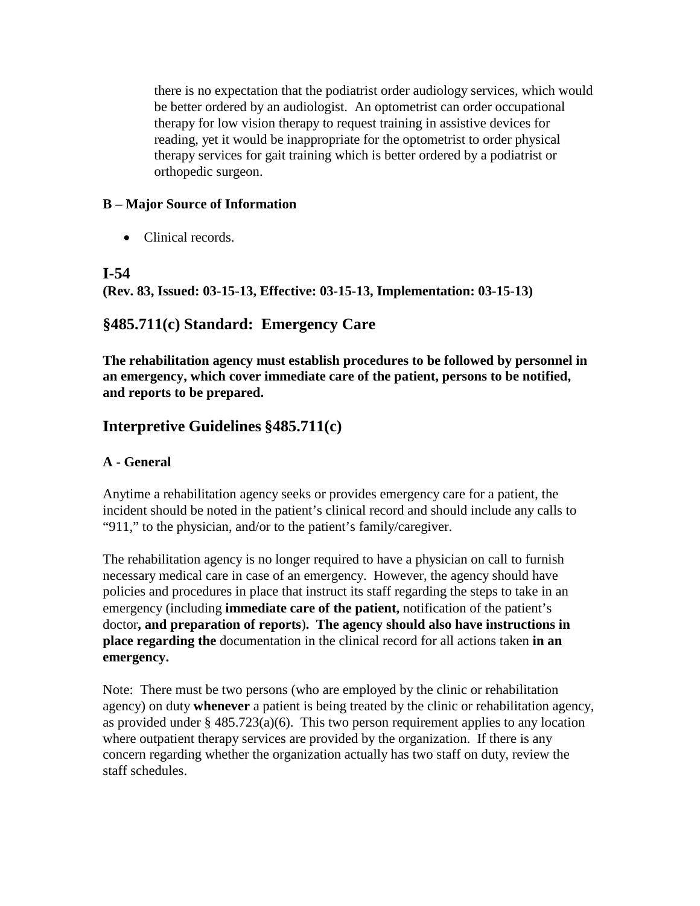there is no expectation that the podiatrist order audiology services, which would be better ordered by an audiologist. An optometrist can order occupational therapy for low vision therapy to request training in assistive devices for reading, yet it would be inappropriate for the optometrist to order physical therapy services for gait training which is better ordered by a podiatrist or orthopedic surgeon.

**B – Major Source of Information**

- Clinical records.

## I-54

**(Rev. 83, Issued: 03-15-13, Effective: 03-15-13, Implementation: 03-15-13)**

## §485.711(c) Standard: Emergency Care

**The rehabilitation agency must establish procedures to be followed by personnel in an emergency, which cover immediate care of the patient, persons to be notified, and reports to be prepared.**

## Interpretive Guidelines §485.711(c)

**A - General**

Anytime a rehabilitation agency seeks or provides emergency care for a patient, the incident should be noted in the patient's clinical record and should include any calls to "911," to the physician, and/or to the patient's family/caregiver.

The rehabilitation agency is no longer required to have a physician on call to furnish necessary medical care in case of an emergency. However, the agency should have policies and procedures in place that instruct its staff regarding the steps to take in an emergency (including **immediate care of the patient,** notification of the patient's doctor**, and preparation of reports**)**. The agency should also have instructions in place regarding the** documentation in the clinical record for all actions taken **in an emergency.**

Note: There must be two persons (who are employed by the clinic or rehabilitation agency) on duty **whenever** a patient is being treated by the clinic or rehabilitation agency, as provided under § 485.723(a)(6). This two person requirement applies to any location where outpatient therapy services are provided by the organization. If there is any concern regarding whether the organization actually has two staff on duty, review the staff schedules.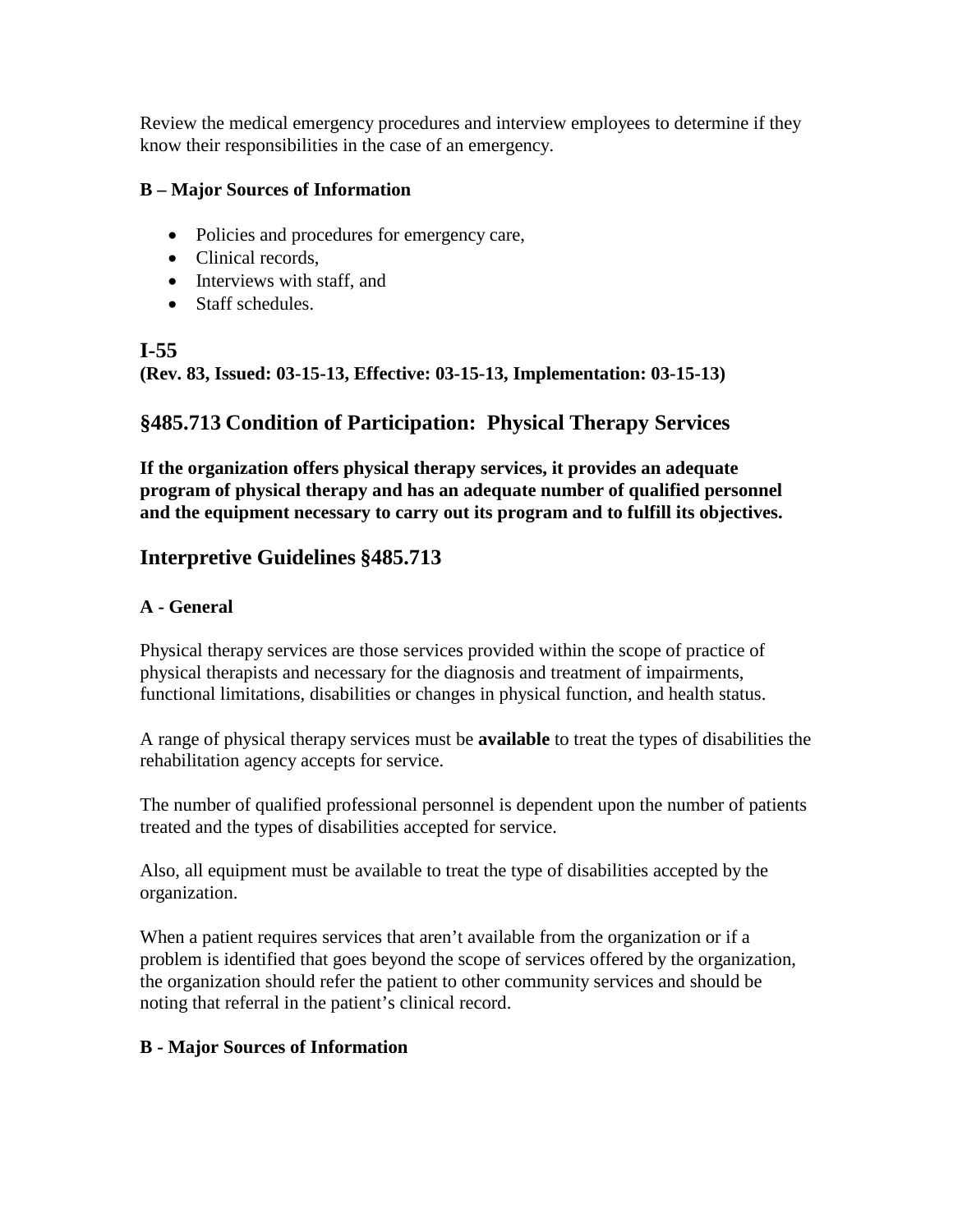Review the medical emergency procedures and interview employees to determine if they know their responsibilities in the case of an emergency.

**B – Major Sources of Information**

- Policies and procedures for emergency care,
- Clinical records,
- Interviews with staff, and
- Staff schedules.

## I-55

**(Rev. 83, Issued: 03-15-13, Effective: 03-15-13, Implementation: 03-15-13)**

## §485.713 Condition of Participation: Physical Therapy Services

**If the organization offers physical therapy services, it provides an adequate program of physical therapy and has an adequate number of qualified personnel and the equipment necessary to carry out its program and to fulfill its objectives.**

## Interpretive Guidelines §485.713

**A - General**

Physical therapy services are those services provided within the scope of practice of physical therapists and necessary for the diagnosis and treatment of impairments, functional limitations, disabilities or changes in physical function, and health status.

A range of physical therapy services must be **available** to treat the types of disabilities the rehabilitation agency accepts for service.

The number of qualified professional personnel is dependent upon the number of patients treated and the types of disabilities accepted for service.

Also, all equipment must be available to treat the type of disabilities accepted by the organization.

When a patient requires services that aren't available from the organization or if a problem is identified that goes beyond the scope of services offered by the organization, the organization should refer the patient to other community services and should be noting that referral in the patient's clinical record.

**B - Major Sources of Information**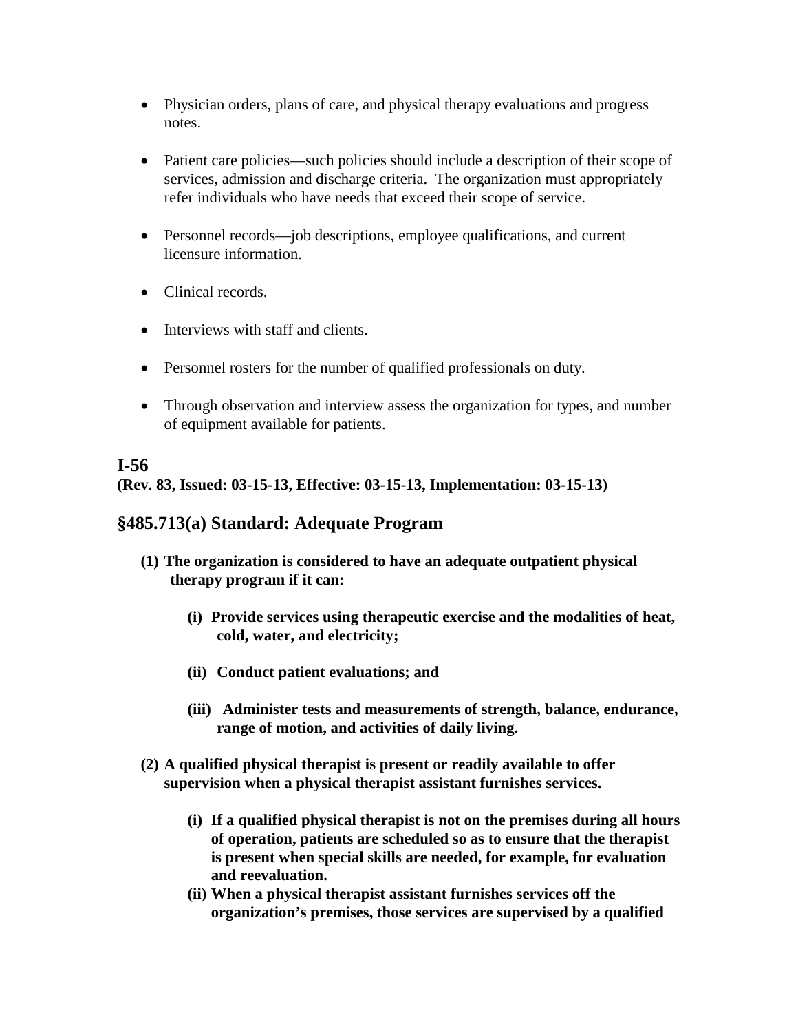- Physician orders, plans of care, and physical therapy evaluations and progress notes.

- Patient care policies—such policies should include a description of their scope of services, admission and discharge criteria. The organization must appropriately refer individuals who have needs that exceed their scope of service.

- Personnel records—job descriptions, employee qualifications, and current licensure information.

- Clinical records.

- Interviews with staff and clients.

- Personnel rosters for the number of qualified professionals on duty.

- Through observation and interview assess the organization for types, and number of equipment available for patients.

## I-56

**(Rev. 83, Issued: 03-15-13, Effective: 03-15-13, Implementation: 03-15-13)**

## §485.713(a) Standard: Adequate Program

**(1) The organization is considered to have an adequate outpatient physical therapy program if it can:**

**(i) Provide services using therapeutic exercise and the modalities of heat, cold, water, and electricity;**

**(ii) Conduct patient evaluations; and**

**(iii) Administer tests and measurements of strength, balance, endurance, range of motion, and activities of daily living.**

**(2) A qualified physical therapist is present or readily available to offer supervision when a physical therapist assistant furnishes services.**

**(i) If a qualified physical therapist is not on the premises during all hours of operation, patients are scheduled so as to ensure that the therapist is present when special skills are needed, for example, for evaluation and reevaluation.**

**(ii) When a physical therapist assistant furnishes services off the organization's premises, those services are supervised by a qualified**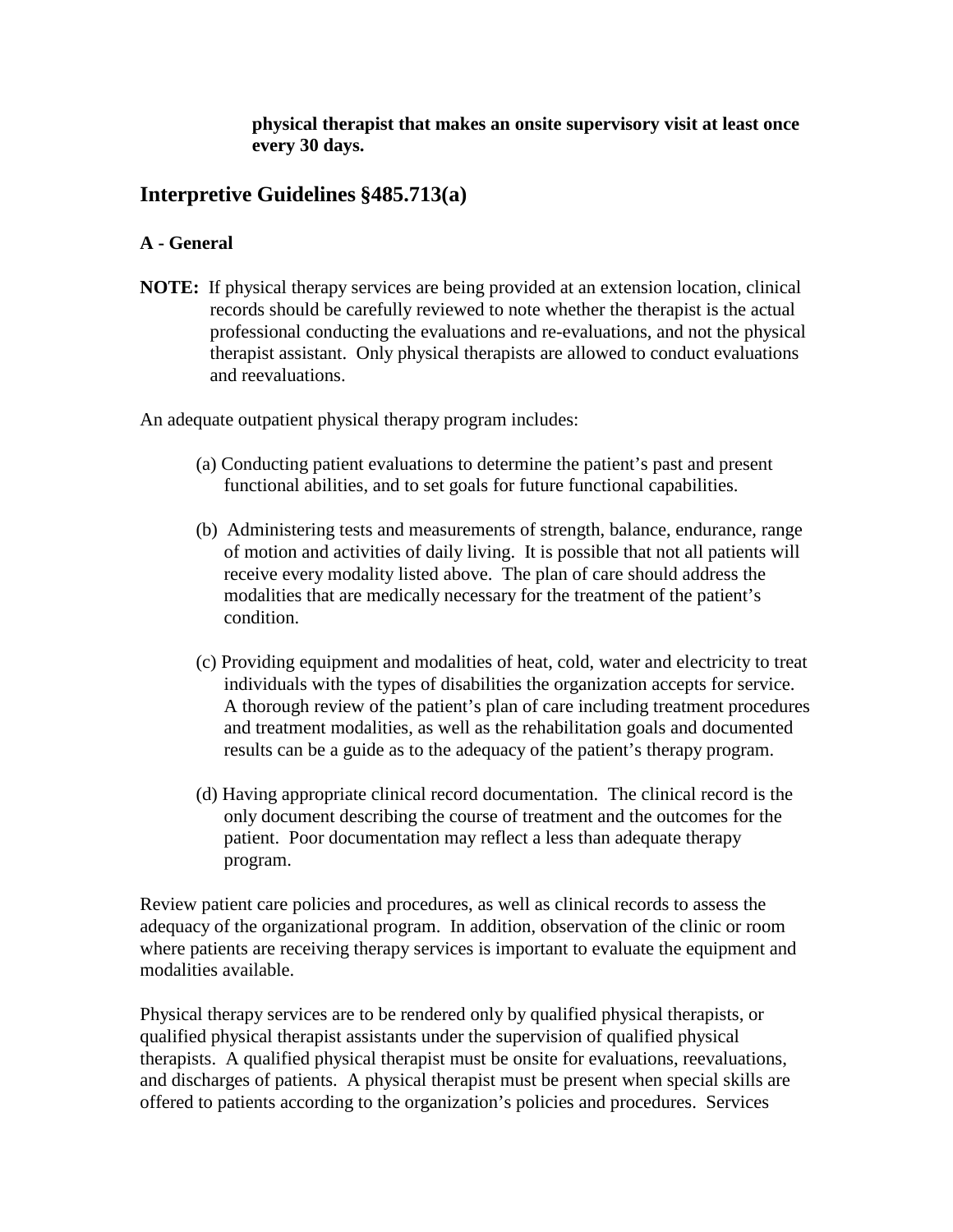**physical therapist that makes an onsite supervisory visit at least once every 30 days.**

## Interpretive Guidelines §485.713(a)

### A - General

**NOTE:** If physical therapy services are being provided at an extension location, clinical records should be carefully reviewed to note whether the therapist is the actual professional conducting the evaluations and re-evaluations, and not the physical therapist assistant. Only physical therapists are allowed to conduct evaluations and reevaluations.

An adequate outpatient physical therapy program includes:

(a) Conducting patient evaluations to determine the patient's past and present functional abilities, and to set goals for future functional capabilities.

(b) Administering tests and measurements of strength, balance, endurance, range of motion and activities of daily living. It is possible that not all patients will receive every modality listed above. The plan of care should address the modalities that are medically necessary for the treatment of the patient's condition.

(c) Providing equipment and modalities of heat, cold, water and electricity to treat individuals with the types of disabilities the organization accepts for service. A thorough review of the patient's plan of care including treatment procedures and treatment modalities, as well as the rehabilitation goals and documented results can be a guide as to the adequacy of the patient's therapy program.

(d) Having appropriate clinical record documentation. The clinical record is the only document describing the course of treatment and the outcomes for the patient. Poor documentation may reflect a less than adequate therapy program.

Review patient care policies and procedures, as well as clinical records to assess the adequacy of the organizational program. In addition, observation of the clinic or room where patients are receiving therapy services is important to evaluate the equipment and modalities available.

Physical therapy services are to be rendered only by qualified physical therapists, or qualified physical therapist assistants under the supervision of qualified physical therapists. A qualified physical therapist must be onsite for evaluations, reevaluations, and discharges of patients. A physical therapist must be present when special skills are offered to patients according to the organization's policies and procedures. Services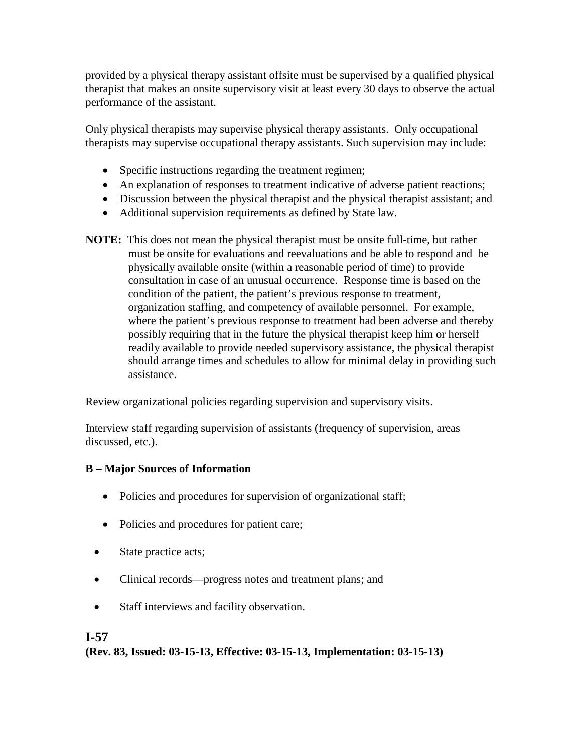provided by a physical therapy assistant offsite must be supervised by a qualified physical therapist that makes an onsite supervisory visit at least every 30 days to observe the actual performance of the assistant.

Only physical therapists may supervise physical therapy assistants. Only occupational therapists may supervise occupational therapy assistants. Such supervision may include:

- Specific instructions regarding the treatment regimen;
- An explanation of responses to treatment indicative of adverse patient reactions;
- Discussion between the physical therapist and the physical therapist assistant; and
- Additional supervision requirements as defined by State law.

**NOTE:** This does not mean the physical therapist must be onsite full-time, but rather must be onsite for evaluations and reevaluations and be able to respond and be physically available onsite (within a reasonable period of time) to provide consultation in case of an unusual occurrence. Response time is based on the condition of the patient, the patient's previous response to treatment, organization staffing, and competency of available personnel. For example, where the patient's previous response to treatment had been adverse and thereby possibly requiring that in the future the physical therapist keep him or herself readily available to provide needed supervisory assistance, the physical therapist should arrange times and schedules to allow for minimal delay in providing such assistance.

Review organizational policies regarding supervision and supervisory visits.

Interview staff regarding supervision of assistants (frequency of supervision, areas discussed, etc.).

**B – Major Sources of Information**

- Policies and procedures for supervision of organizational staff;
- Policies and procedures for patient care;
- State practice acts;
- Clinical records—progress notes and treatment plans; and
- Staff interviews and facility observation.

## I-57

**(Rev. 83, Issued: 03-15-13, Effective: 03-15-13, Implementation: 03-15-13)**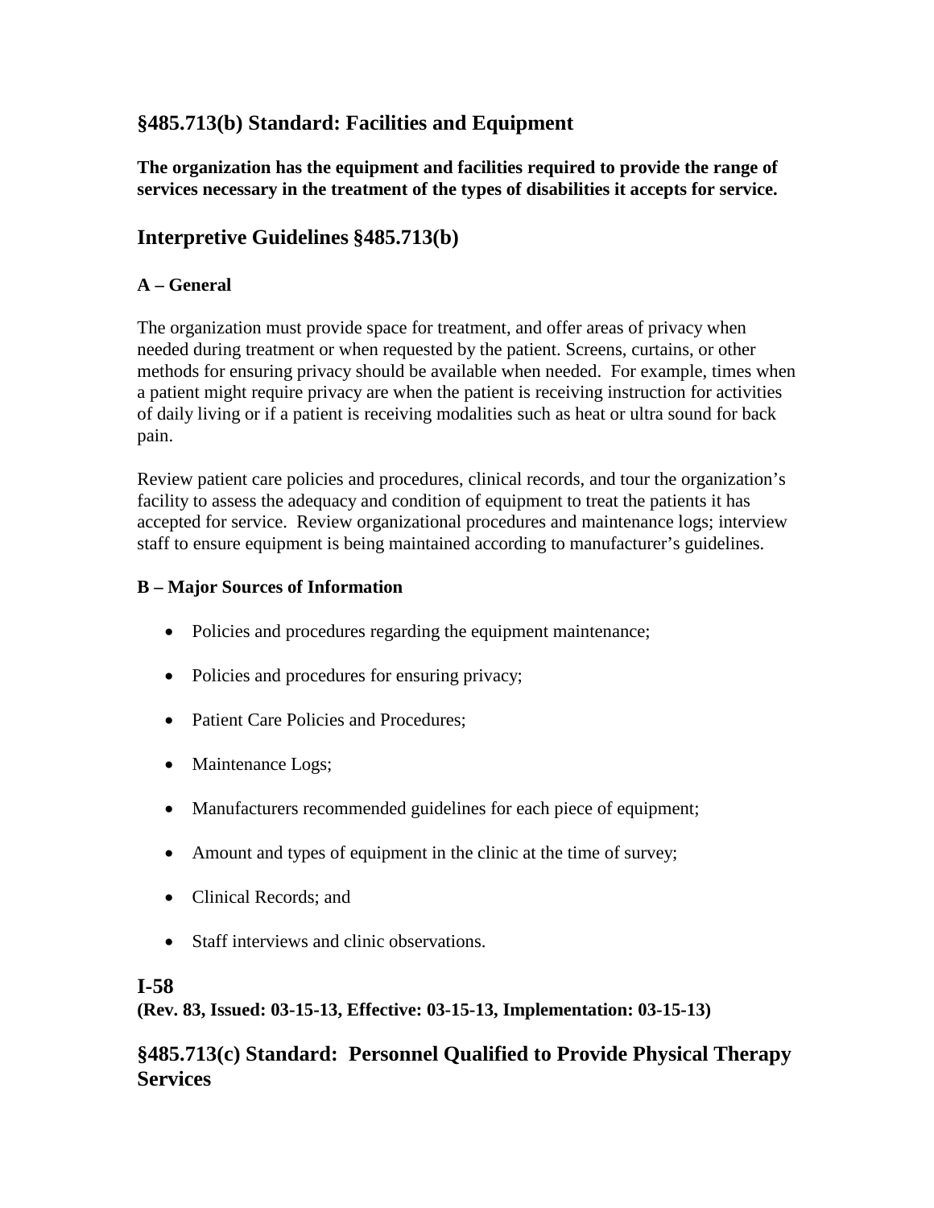## §485.713(b) Standard: Facilities and Equipment

**The organization has the equipment and facilities required to provide the range of services necessary in the treatment of the types of disabilities it accepts for service.**

## Interpretive Guidelines §485.713(b)

**A – General**

The organization must provide space for treatment, and offer areas of privacy when needed during treatment or when requested by the patient. Screens, curtains, or other methods for ensuring privacy should be available when needed. For example, times when a patient might require privacy are when the patient is receiving instruction for activities of daily living or if a patient is receiving modalities such as heat or ultra sound for back pain.

Review patient care policies and procedures, clinical records, and tour the organization's facility to assess the adequacy and condition of equipment to treat the patients it has accepted for service. Review organizational procedures and maintenance logs; interview staff to ensure equipment is being maintained according to manufacturer's guidelines.

**B – Major Sources of Information**

- Policies and procedures regarding the equipment maintenance;
- Policies and procedures for ensuring privacy;
- Patient Care Policies and Procedures;
- Maintenance Logs;
- Manufacturers recommended guidelines for each piece of equipment;
- Amount and types of equipment in the clinic at the time of survey;
- Clinical Records; and
- Staff interviews and clinic observations.

## I-58

**(Rev. 83, Issued: 03-15-13, Effective: 03-15-13, Implementation: 03-15-13)**

## §485.713(c) Standard: Personnel Qualified to Provide Physical Therapy Services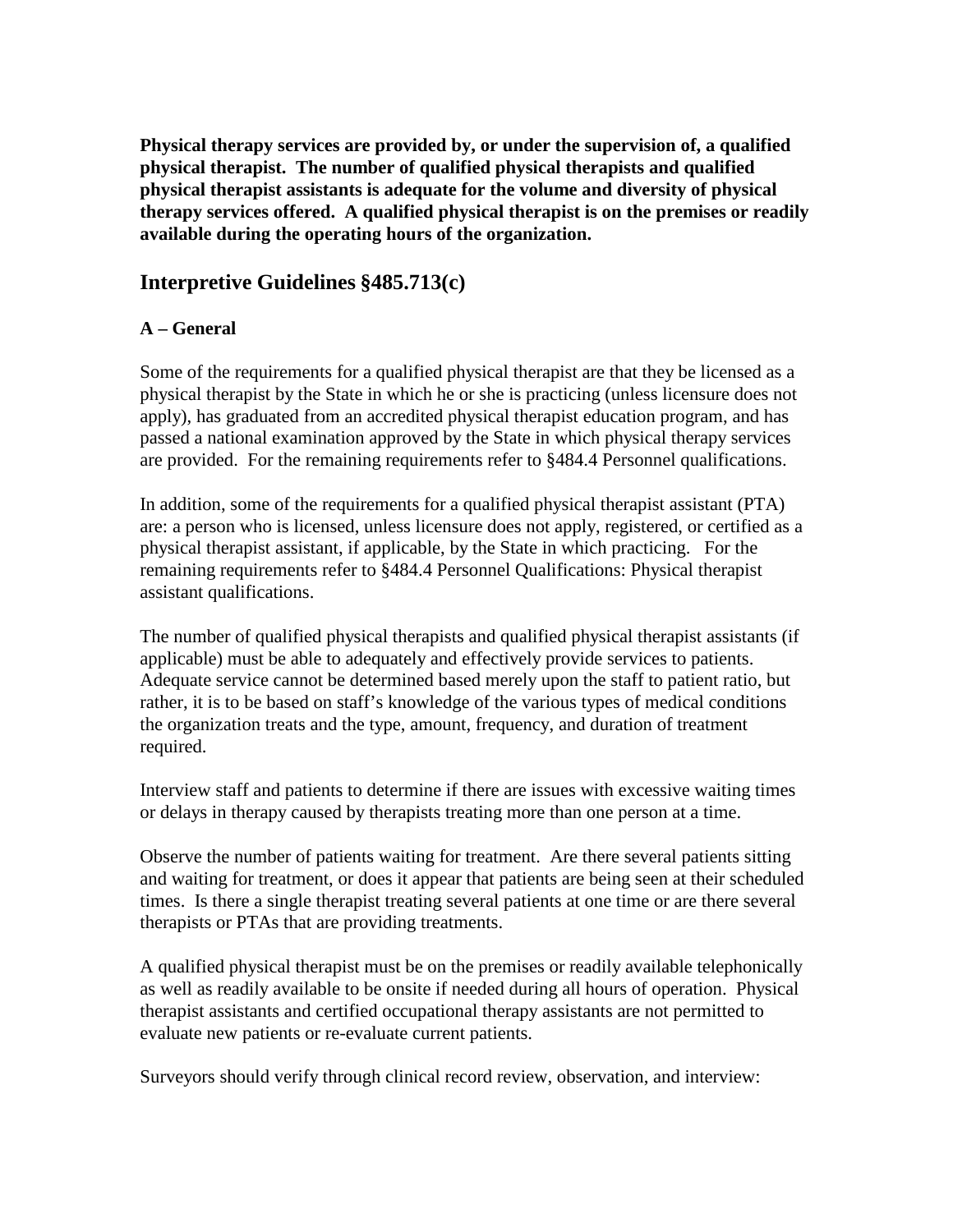**Physical therapy services are provided by, or under the supervision of, a qualified physical therapist. The number of qualified physical therapists and qualified physical therapist assistants is adequate for the volume and diversity of physical therapy services offered. A qualified physical therapist is on the premises or readily available during the operating hours of the organization.**

## Interpretive Guidelines §485.713(c)

### A – General

Some of the requirements for a qualified physical therapist are that they be licensed as a physical therapist by the State in which he or she is practicing (unless licensure does not apply), has graduated from an accredited physical therapist education program, and has passed a national examination approved by the State in which physical therapy services are provided. For the remaining requirements refer to §484.4 Personnel qualifications.

In addition, some of the requirements for a qualified physical therapist assistant (PTA) are: a person who is licensed, unless licensure does not apply, registered, or certified as a physical therapist assistant, if applicable, by the State in which practicing. For the remaining requirements refer to §484.4 Personnel Qualifications: Physical therapist assistant qualifications.

The number of qualified physical therapists and qualified physical therapist assistants (if applicable) must be able to adequately and effectively provide services to patients. Adequate service cannot be determined based merely upon the staff to patient ratio, but rather, it is to be based on staff's knowledge of the various types of medical conditions the organization treats and the type, amount, frequency, and duration of treatment required.

Interview staff and patients to determine if there are issues with excessive waiting times or delays in therapy caused by therapists treating more than one person at a time.

Observe the number of patients waiting for treatment. Are there several patients sitting and waiting for treatment, or does it appear that patients are being seen at their scheduled times. Is there a single therapist treating several patients at one time or are there several therapists or PTAs that are providing treatments.

A qualified physical therapist must be on the premises or readily available telephonically as well as readily available to be onsite if needed during all hours of operation. Physical therapist assistants and certified occupational therapy assistants are not permitted to evaluate new patients or re-evaluate current patients.

Surveyors should verify through clinical record review, observation, and interview: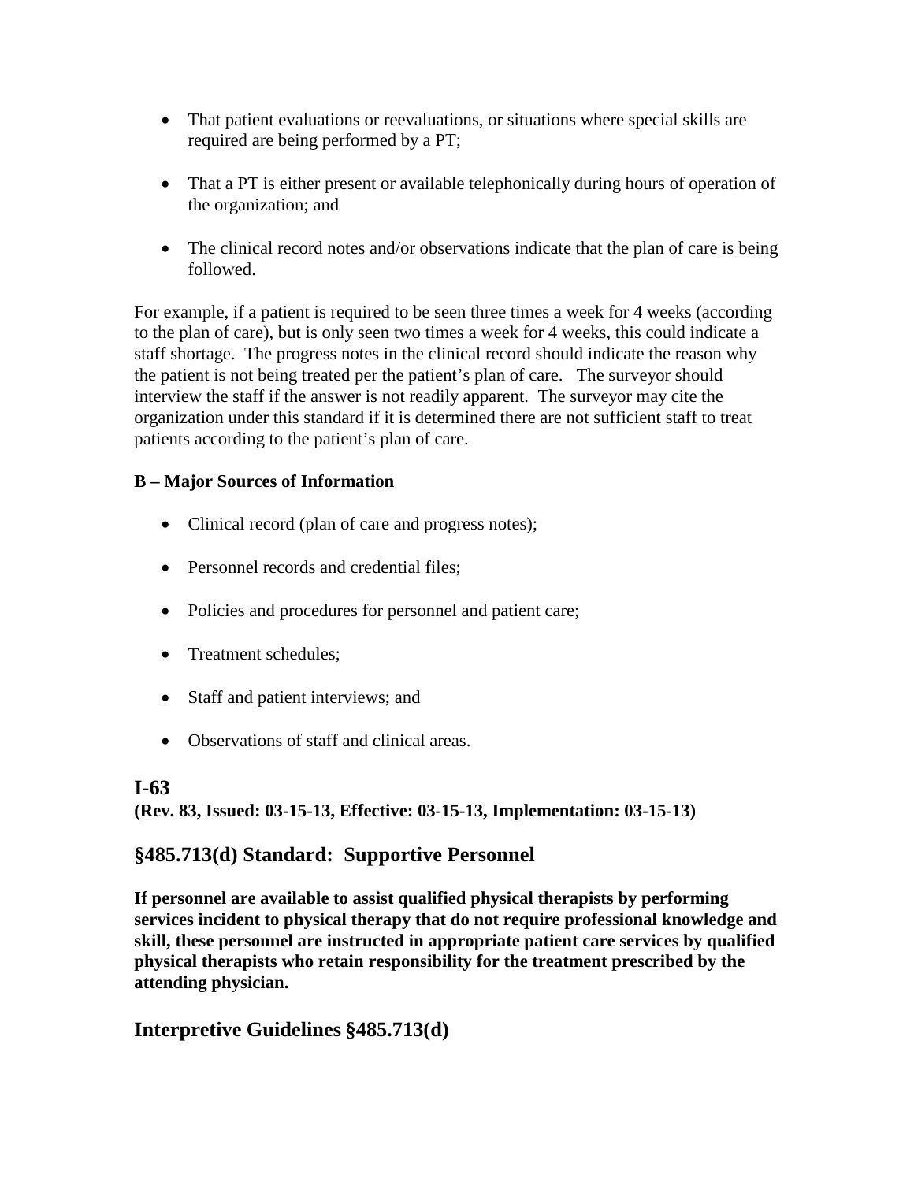- That patient evaluations or reevaluations, or situations where special skills are required are being performed by a PT;
- That a PT is either present or available telephonically during hours of operation of the organization; and
- The clinical record notes and/or observations indicate that the plan of care is being followed.

For example, if a patient is required to be seen three times a week for 4 weeks (according to the plan of care), but is only seen two times a week for 4 weeks, this could indicate a staff shortage. The progress notes in the clinical record should indicate the reason why the patient is not being treated per the patient's plan of care. The surveyor should interview the staff if the answer is not readily apparent. The surveyor may cite the organization under this standard if it is determined there are not sufficient staff to treat patients according to the patient's plan of care.

**B – Major Sources of Information**

- Clinical record (plan of care and progress notes);
- Personnel records and credential files;
- Policies and procedures for personnel and patient care;
- Treatment schedules;
- Staff and patient interviews; and
- Observations of staff and clinical areas.

## I-63

**(Rev. 83, Issued: 03-15-13, Effective: 03-15-13, Implementation: 03-15-13)**

## §485.713(d) Standard: Supportive Personnel

**If personnel are available to assist qualified physical therapists by performing services incident to physical therapy that do not require professional knowledge and skill, these personnel are instructed in appropriate patient care services by qualified physical therapists who retain responsibility for the treatment prescribed by the attending physician.**

## Interpretive Guidelines §485.713(d)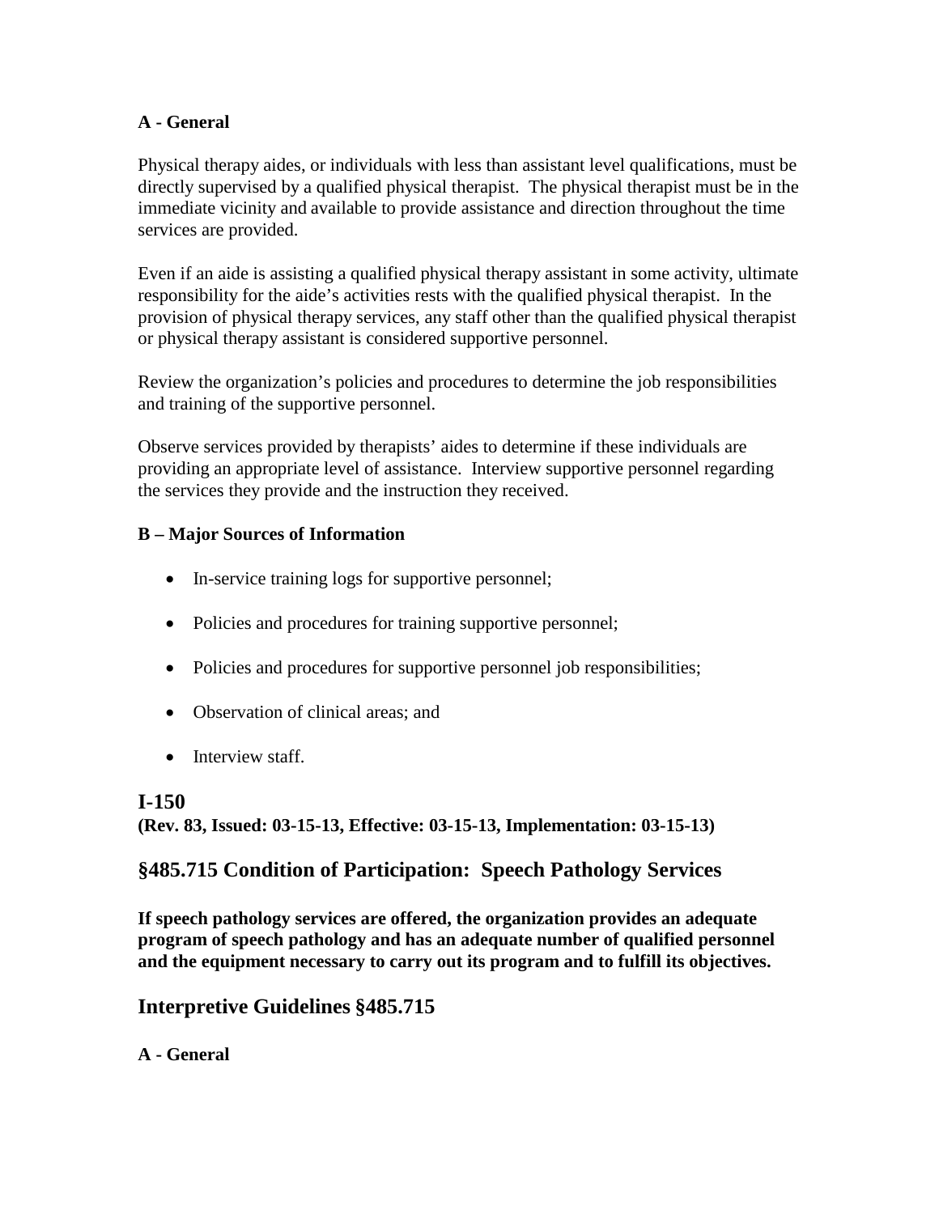**A - General**

Physical therapy aides, or individuals with less than assistant level qualifications, must be directly supervised by a qualified physical therapist. The physical therapist must be in the immediate vicinity and available to provide assistance and direction throughout the time services are provided.

Even if an aide is assisting a qualified physical therapy assistant in some activity, ultimate responsibility for the aide's activities rests with the qualified physical therapist. In the provision of physical therapy services, any staff other than the qualified physical therapist or physical therapy assistant is considered supportive personnel.

Review the organization's policies and procedures to determine the job responsibilities and training of the supportive personnel.

Observe services provided by therapists' aides to determine if these individuals are providing an appropriate level of assistance. Interview supportive personnel regarding the services they provide and the instruction they received.

**B – Major Sources of Information**

- In-service training logs for supportive personnel;
- Policies and procedures for training supportive personnel;
- Policies and procedures for supportive personnel job responsibilities;
- Observation of clinical areas; and
- Interview staff.

## I-150

**(Rev. 83, Issued: 03-15-13, Effective: 03-15-13, Implementation: 03-15-13)**

## §485.715 Condition of Participation: Speech Pathology Services

**If speech pathology services are offered, the organization provides an adequate program of speech pathology and has an adequate number of qualified personnel and the equipment necessary to carry out its program and to fulfill its objectives.**

## Interpretive Guidelines §485.715

**A - General**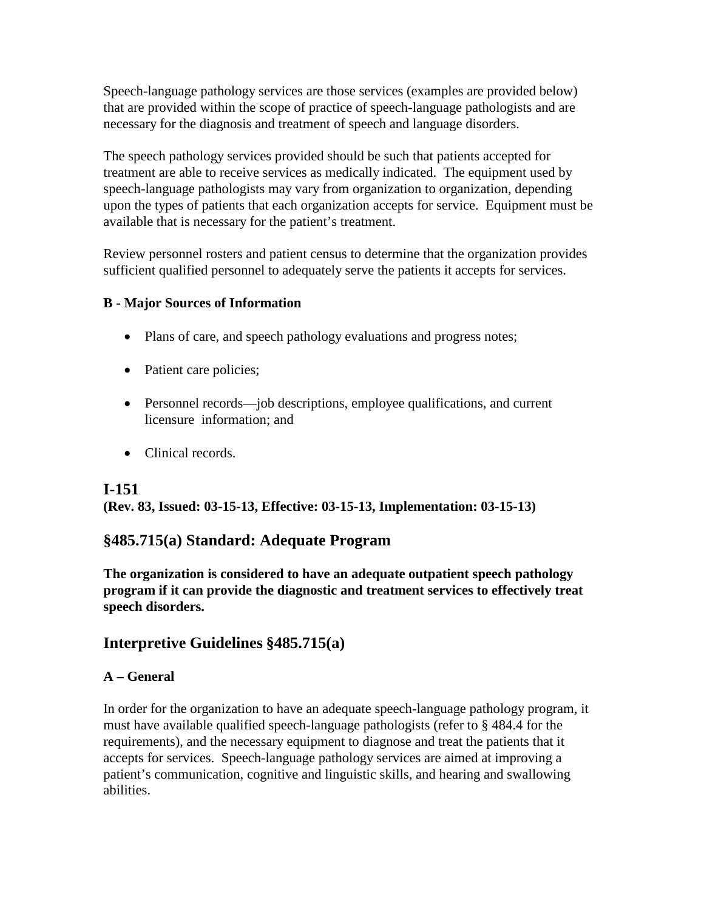Speech-language pathology services are those services (examples are provided below) that are provided within the scope of practice of speech-language pathologists and are necessary for the diagnosis and treatment of speech and language disorders.

The speech pathology services provided should be such that patients accepted for treatment are able to receive services as medically indicated. The equipment used by speech-language pathologists may vary from organization to organization, depending upon the types of patients that each organization accepts for service. Equipment must be available that is necessary for the patient's treatment.

Review personnel rosters and patient census to determine that the organization provides sufficient qualified personnel to adequately serve the patients it accepts for services.

**B - Major Sources of Information**

- Plans of care, and speech pathology evaluations and progress notes;
- Patient care policies;
- Personnel records—job descriptions, employee qualifications, and current licensure information; and
- Clinical records.

## I-151

**(Rev. 83, Issued: 03-15-13, Effective: 03-15-13, Implementation: 03-15-13)**

## §485.715(a) Standard: Adequate Program

**The organization is considered to have an adequate outpatient speech pathology program if it can provide the diagnostic and treatment services to effectively treat speech disorders.**

## Interpretive Guidelines §485.715(a)

**A – General**

In order for the organization to have an adequate speech-language pathology program, it must have available qualified speech-language pathologists (refer to § 484.4 for the requirements), and the necessary equipment to diagnose and treat the patients that it accepts for services. Speech-language pathology services are aimed at improving a patient's communication, cognitive and linguistic skills, and hearing and swallowing abilities.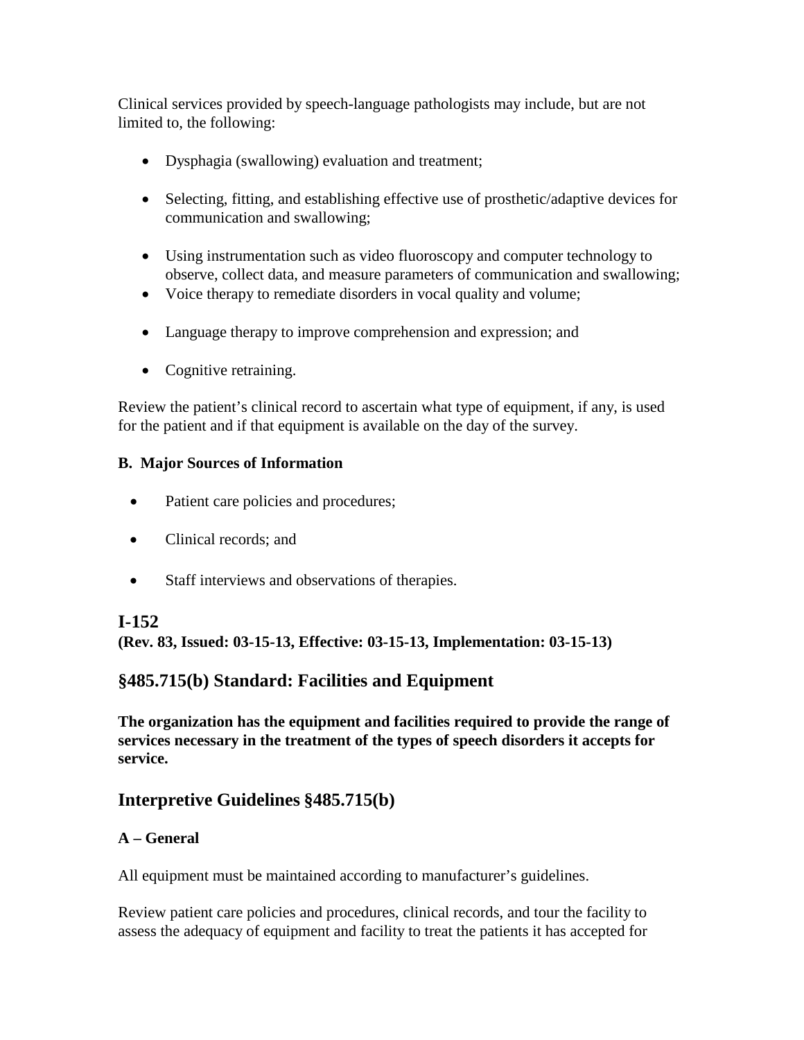Clinical services provided by speech-language pathologists may include, but are not limited to, the following:

- Dysphagia (swallowing) evaluation and treatment;
- Selecting, fitting, and establishing effective use of prosthetic/adaptive devices for communication and swallowing;
- Using instrumentation such as video fluoroscopy and computer technology to observe, collect data, and measure parameters of communication and swallowing;
- Voice therapy to remediate disorders in vocal quality and volume;
- Language therapy to improve comprehension and expression; and
- Cognitive retraining.

Review the patient's clinical record to ascertain what type of equipment, if any, is used for the patient and if that equipment is available on the day of the survey.

**B. Major Sources of Information**

- Patient care policies and procedures;
- Clinical records; and
- Staff interviews and observations of therapies.

## I-152

**(Rev. 83, Issued: 03-15-13, Effective: 03-15-13, Implementation: 03-15-13)**

## §485.715(b) Standard: Facilities and Equipment

**The organization has the equipment and facilities required to provide the range of services necessary in the treatment of the types of speech disorders it accepts for service.**

## Interpretive Guidelines §485.715(b)

**A – General**

All equipment must be maintained according to manufacturer's guidelines.

Review patient care policies and procedures, clinical records, and tour the facility to assess the adequacy of equipment and facility to treat the patients it has accepted for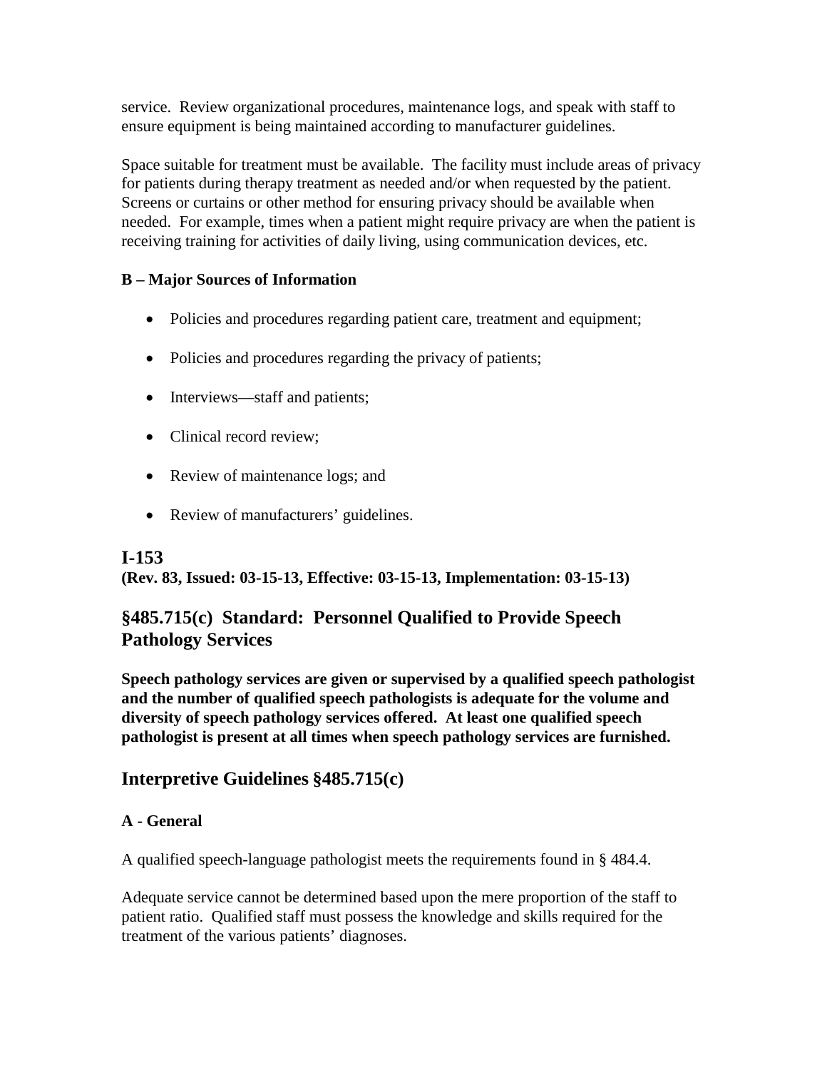service. Review organizational procedures, maintenance logs, and speak with staff to ensure equipment is being maintained according to manufacturer guidelines.

Space suitable for treatment must be available. The facility must include areas of privacy for patients during therapy treatment as needed and/or when requested by the patient. Screens or curtains or other method for ensuring privacy should be available when needed. For example, times when a patient might require privacy are when the patient is receiving training for activities of daily living, using communication devices, etc.

**B – Major Sources of Information**

- Policies and procedures regarding patient care, treatment and equipment;
- Policies and procedures regarding the privacy of patients;
- Interviews—staff and patients;
- Clinical record review;
- Review of maintenance logs; and
- Review of manufacturers' guidelines.

## I-153

**(Rev. 83, Issued: 03-15-13, Effective: 03-15-13, Implementation: 03-15-13)**

## §485.715(c) Standard: Personnel Qualified to Provide Speech Pathology Services

**Speech pathology services are given or supervised by a qualified speech pathologist and the number of qualified speech pathologists is adequate for the volume and diversity of speech pathology services offered. At least one qualified speech pathologist is present at all times when speech pathology services are furnished.**

## Interpretive Guidelines §485.715(c)

**A - General**

A qualified speech-language pathologist meets the requirements found in § 484.4.

Adequate service cannot be determined based upon the mere proportion of the staff to patient ratio. Qualified staff must possess the knowledge and skills required for the treatment of the various patients' diagnoses.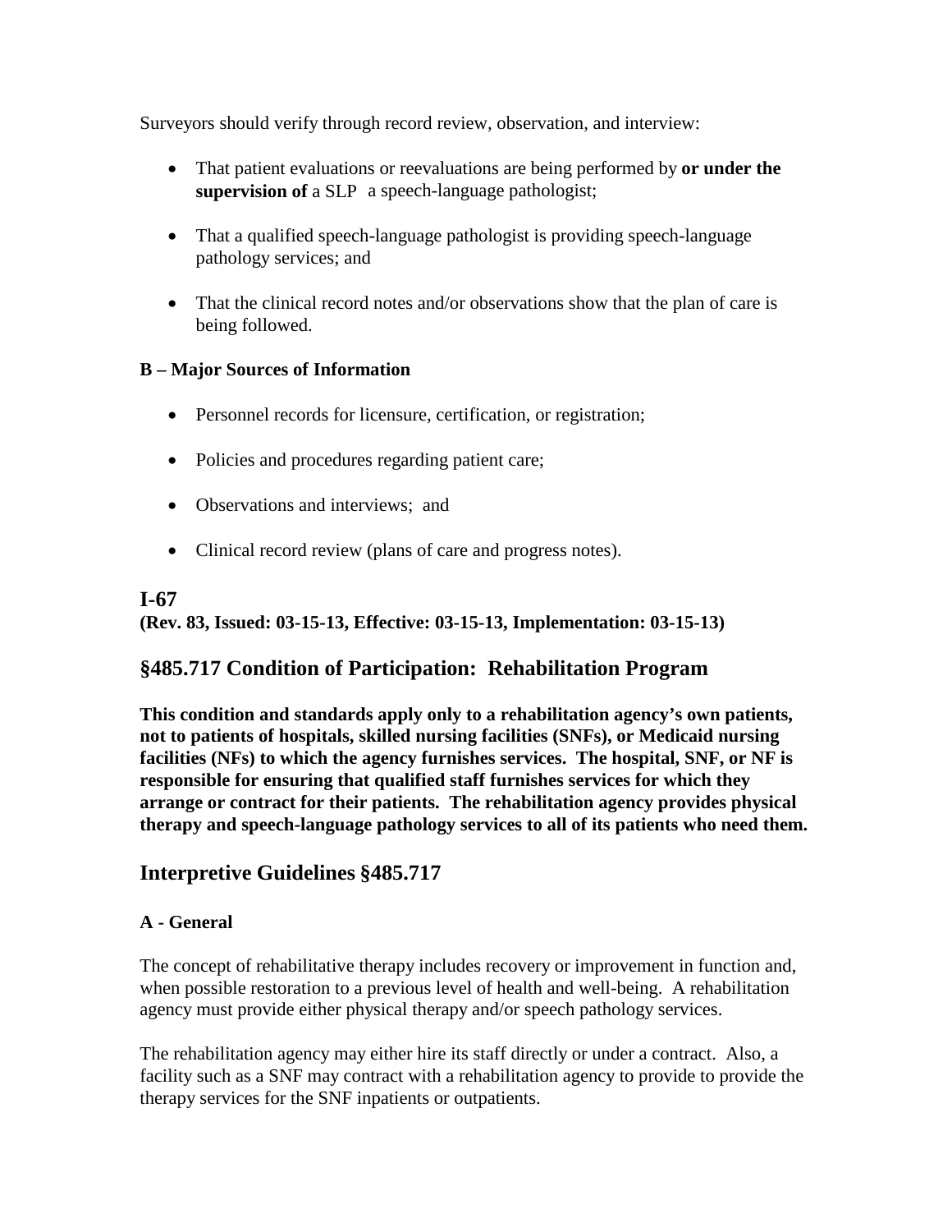Surveyors should verify through record review, observation, and interview:

- That patient evaluations or reevaluations are being performed by **or under the supervision of** a SLP a speech-language pathologist;
- That a qualified speech-language pathologist is providing speech-language pathology services; and
- That the clinical record notes and/or observations show that the plan of care is being followed.

**B – Major Sources of Information**

- Personnel records for licensure, certification, or registration;
- Policies and procedures regarding patient care;
- Observations and interviews; and
- Clinical record review (plans of care and progress notes).

## I-67

**(Rev. 83, Issued: 03-15-13, Effective: 03-15-13, Implementation: 03-15-13)**

## §485.717 Condition of Participation: Rehabilitation Program

**This condition and standards apply only to a rehabilitation agency's own patients, not to patients of hospitals, skilled nursing facilities (SNFs), or Medicaid nursing facilities (NFs) to which the agency furnishes services. The hospital, SNF, or NF is responsible for ensuring that qualified staff furnishes services for which they arrange or contract for their patients. The rehabilitation agency provides physical therapy and speech-language pathology services to all of its patients who need them.**

## Interpretive Guidelines §485.717

**A - General**

The concept of rehabilitative therapy includes recovery or improvement in function and, when possible restoration to a previous level of health and well-being. A rehabilitation agency must provide either physical therapy and/or speech pathology services.

The rehabilitation agency may either hire its staff directly or under a contract. Also, a facility such as a SNF may contract with a rehabilitation agency to provide to provide the therapy services for the SNF inpatients or outpatients.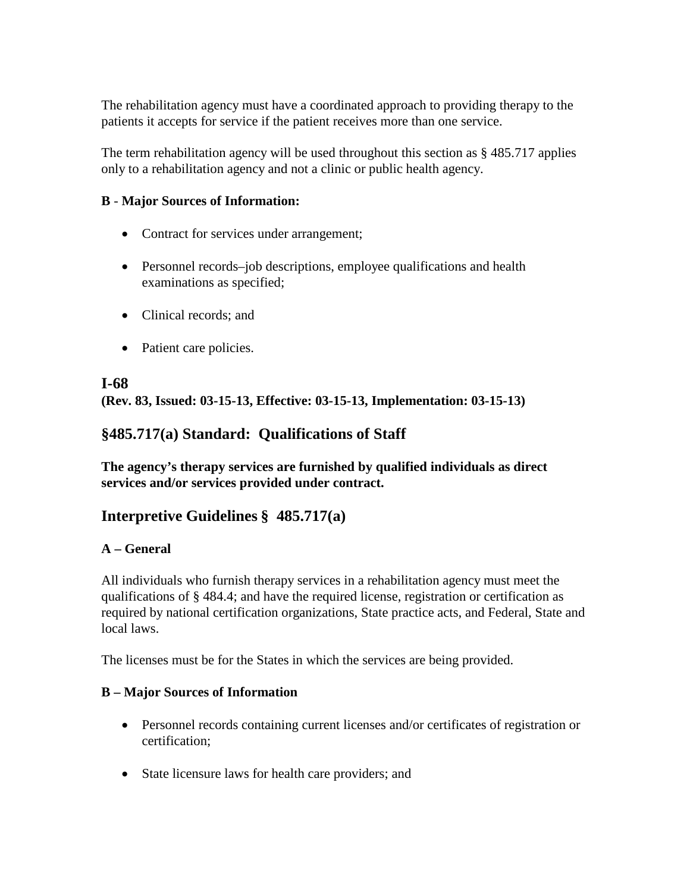The rehabilitation agency must have a coordinated approach to providing therapy to the patients it accepts for service if the patient receives more than one service.

The term rehabilitation agency will be used throughout this section as § 485.717 applies only to a rehabilitation agency and not a clinic or public health agency.

**B - Major Sources of Information:**

- Contract for services under arrangement;
- Personnel records–job descriptions, employee qualifications and health examinations as specified;
- Clinical records; and
- Patient care policies.

## I-68

**(Rev. 83, Issued: 03-15-13, Effective: 03-15-13, Implementation: 03-15-13)**

## §485.717(a) Standard: Qualifications of Staff

**The agency's therapy services are furnished by qualified individuals as direct services and/or services provided under contract.**

## Interpretive Guidelines § 485.717(a)

**A – General**

All individuals who furnish therapy services in a rehabilitation agency must meet the qualifications of § 484.4; and have the required license, registration or certification as required by national certification organizations, State practice acts, and Federal, State and local laws.

The licenses must be for the States in which the services are being provided.

**B – Major Sources of Information**

- Personnel records containing current licenses and/or certificates of registration or certification;
- State licensure laws for health care providers; and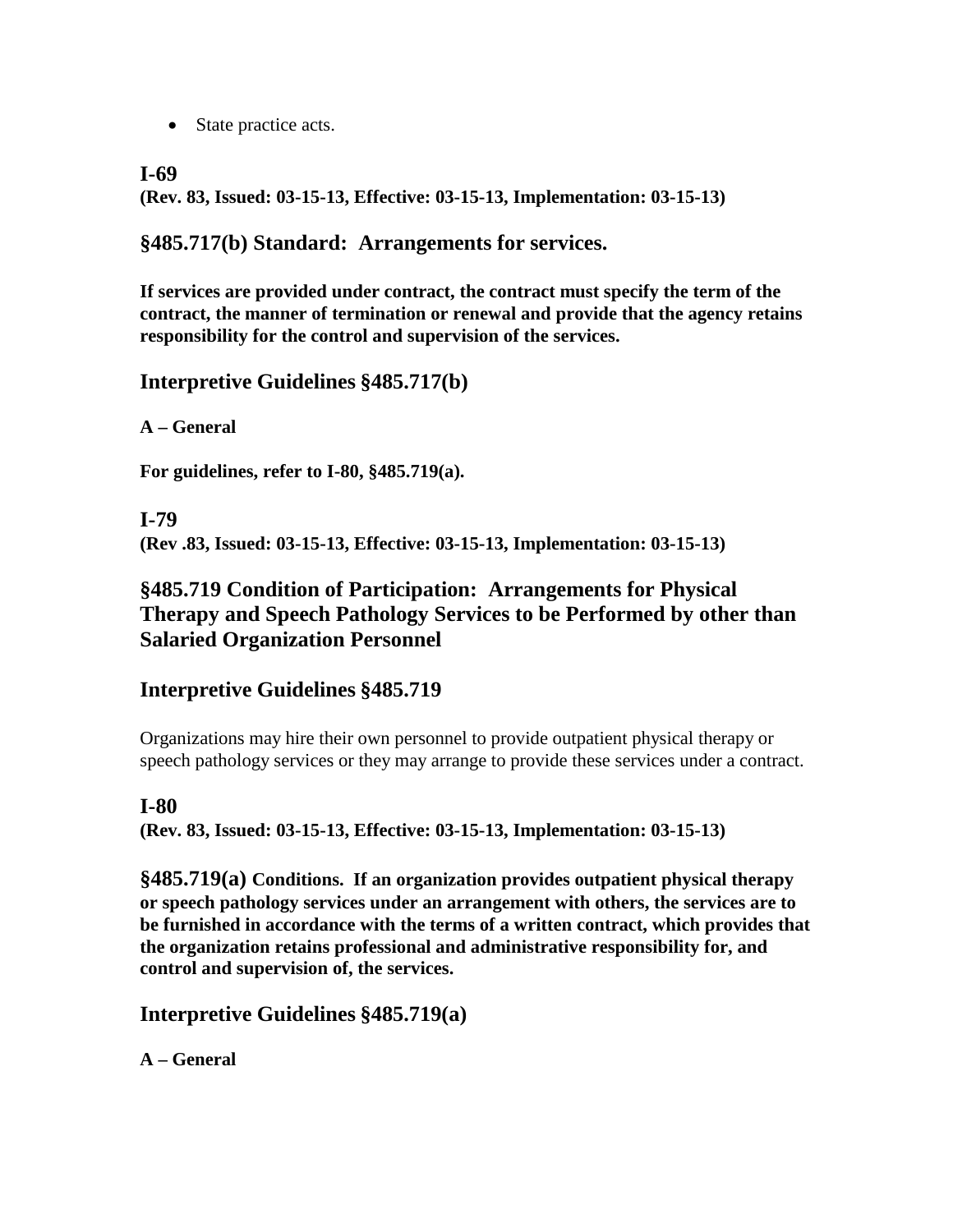- State practice acts.

## I-69

**(Rev. 83, Issued: 03-15-13, Effective: 03-15-13, Implementation: 03-15-13)**

## §485.717(b) Standard: Arrangements for services.

**If services are provided under contract, the contract must specify the term of the contract, the manner of termination or renewal and provide that the agency retains responsibility for the control and supervision of the services.**

## Interpretive Guidelines §485.717(b)

**A – General**

**For guidelines, refer to I-80, §485.719(a).**

## I-79

**(Rev .83, Issued: 03-15-13, Effective: 03-15-13, Implementation: 03-15-13)**

## §485.719 Condition of Participation: Arrangements for Physical Therapy and Speech Pathology Services to be Performed by other than Salaried Organization Personnel

## Interpretive Guidelines §485.719

Organizations may hire their own personnel to provide outpatient physical therapy or speech pathology services or they may arrange to provide these services under a contract.

## I-80

**(Rev. 83, Issued: 03-15-13, Effective: 03-15-13, Implementation: 03-15-13)**

**§485.719(a) Conditions. If an organization provides outpatient physical therapy or speech pathology services under an arrangement with others, the services are to be furnished in accordance with the terms of a written contract, which provides that the organization retains professional and administrative responsibility for, and control and supervision of, the services.**

## Interpretive Guidelines §485.719(a)

**A – General**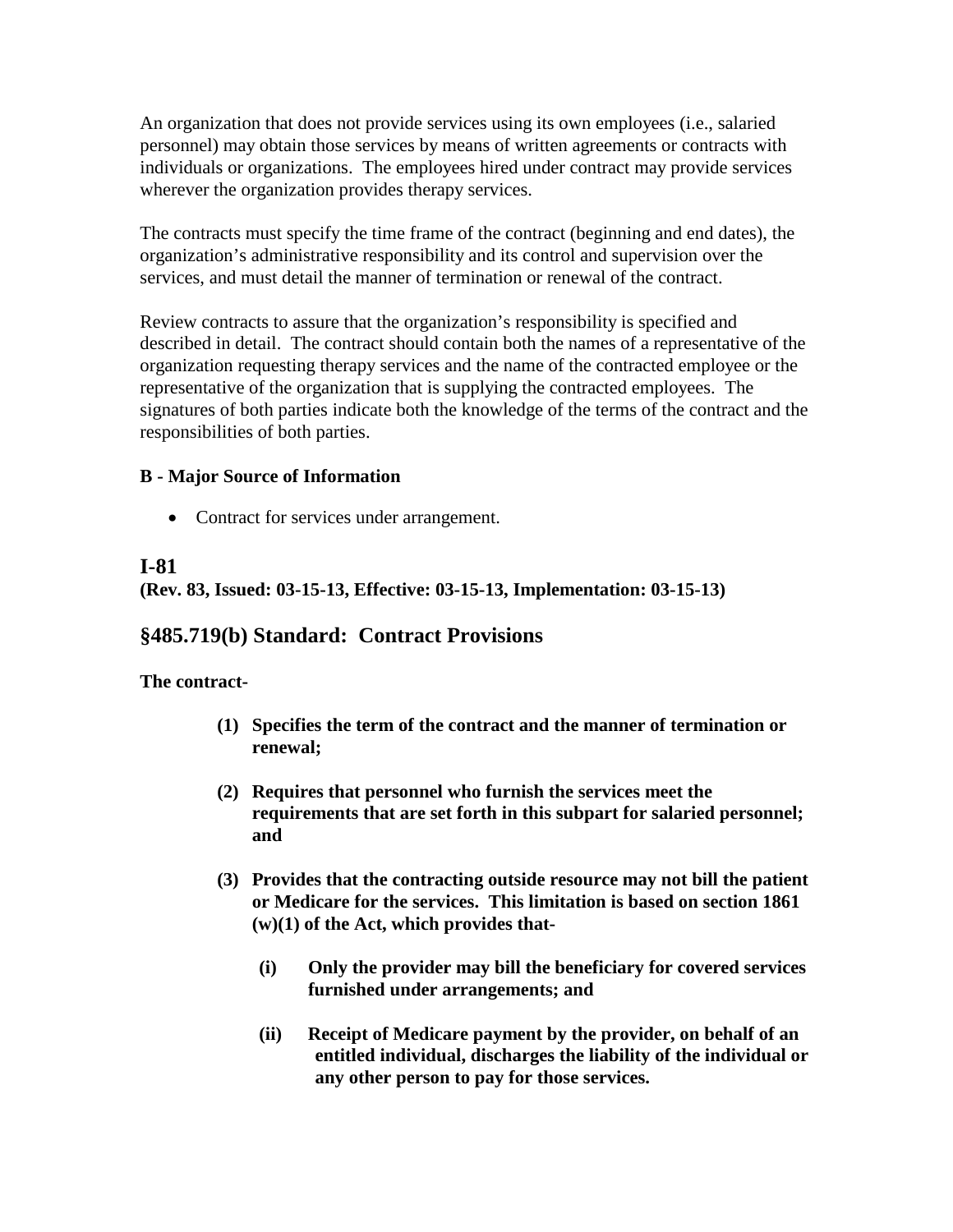An organization that does not provide services using its own employees (i.e., salaried personnel) may obtain those services by means of written agreements or contracts with individuals or organizations. The employees hired under contract may provide services wherever the organization provides therapy services.

The contracts must specify the time frame of the contract (beginning and end dates), the organization's administrative responsibility and its control and supervision over the services, and must detail the manner of termination or renewal of the contract.

Review contracts to assure that the organization's responsibility is specified and described in detail. The contract should contain both the names of a representative of the organization requesting therapy services and the name of the contracted employee or the representative of the organization that is supplying the contracted employees. The signatures of both parties indicate both the knowledge of the terms of the contract and the responsibilities of both parties.

**B - Major Source of Information**

- Contract for services under arrangement.

## I-81

**(Rev. 83, Issued: 03-15-13, Effective: 03-15-13, Implementation: 03-15-13)**

## §485.719(b) Standard: Contract Provisions

**The contract-**

**(1) Specifies the term of the contract and the manner of termination or renewal;**

**(2) Requires that personnel who furnish the services meet the requirements that are set forth in this subpart for salaried personnel; and**

**(3) Provides that the contracting outside resource may not bill the patient or Medicare for the services. This limitation is based on section 1861 (w)(1) of the Act, which provides that-**

**(i) Only the provider may bill the beneficiary for covered services furnished under arrangements; and**

**(ii) Receipt of Medicare payment by the provider, on behalf of an entitled individual, discharges the liability of the individual or any other person to pay for those services.**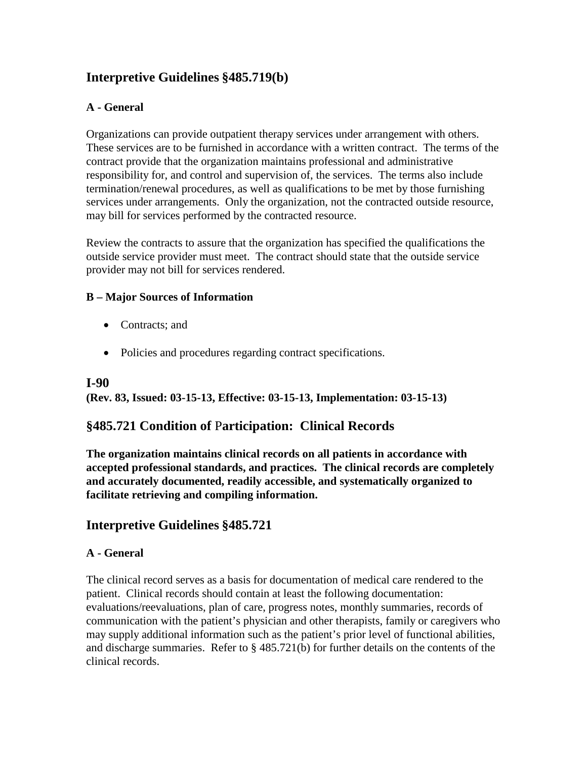## Interpretive Guidelines §485.719(b)

### A - General

Organizations can provide outpatient therapy services under arrangement with others. These services are to be furnished in accordance with a written contract. The terms of the contract provide that the organization maintains professional and administrative responsibility for, and control and supervision of, the services. The terms also include termination/renewal procedures, as well as qualifications to be met by those furnishing services under arrangements. Only the organization, not the contracted outside resource, may bill for services performed by the contracted resource.

Review the contracts to assure that the organization has specified the qualifications the outside service provider must meet. The contract should state that the outside service provider may not bill for services rendered.

### B – Major Sources of Information

- Contracts; and
- Policies and procedures regarding contract specifications.

## I-90

**(Rev. 83, Issued: 03-15-13, Effective: 03-15-13, Implementation: 03-15-13)**

## §485.721 Condition of Participation: Clinical Records

**The organization maintains clinical records on all patients in accordance with accepted professional standards, and practices. The clinical records are completely and accurately documented, readily accessible, and systematically organized to facilitate retrieving and compiling information.**

## Interpretive Guidelines §485.721

### A - General

The clinical record serves as a basis for documentation of medical care rendered to the patient. Clinical records should contain at least the following documentation: evaluations/reevaluations, plan of care, progress notes, monthly summaries, records of communication with the patient's physician and other therapists, family or caregivers who may supply additional information such as the patient's prior level of functional abilities, and discharge summaries. Refer to § 485.721(b) for further details on the contents of the clinical records.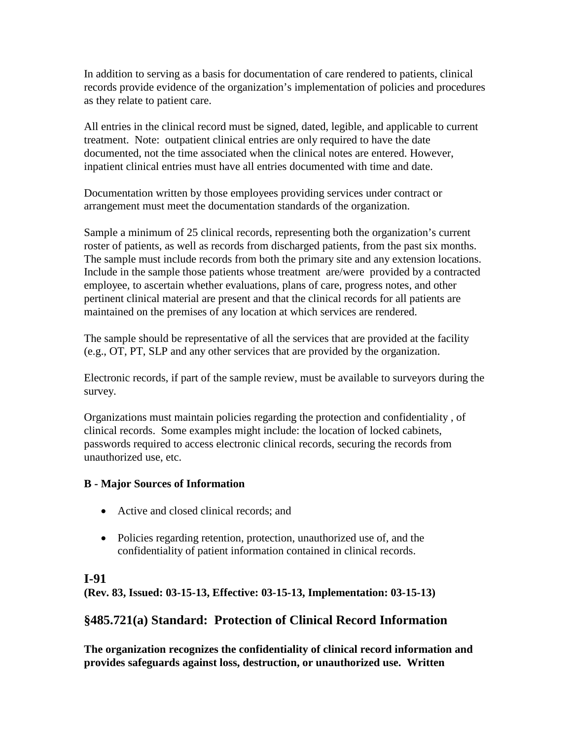In addition to serving as a basis for documentation of care rendered to patients, clinical records provide evidence of the organization's implementation of policies and procedures as they relate to patient care.

All entries in the clinical record must be signed, dated, legible, and applicable to current treatment. Note: outpatient clinical entries are only required to have the date documented, not the time associated when the clinical notes are entered. However, inpatient clinical entries must have all entries documented with time and date.

Documentation written by those employees providing services under contract or arrangement must meet the documentation standards of the organization.

Sample a minimum of 25 clinical records, representing both the organization's current roster of patients, as well as records from discharged patients, from the past six months. The sample must include records from both the primary site and any extension locations. Include in the sample those patients whose treatment are/were provided by a contracted employee, to ascertain whether evaluations, plans of care, progress notes, and other pertinent clinical material are present and that the clinical records for all patients are maintained on the premises of any location at which services are rendered.

The sample should be representative of all the services that are provided at the facility (e.g., OT, PT, SLP and any other services that are provided by the organization.

Electronic records, if part of the sample review, must be available to surveyors during the survey.

Organizations must maintain policies regarding the protection and confidentiality , of clinical records. Some examples might include: the location of locked cabinets, passwords required to access electronic clinical records, securing the records from unauthorized use, etc.

**B - Major Sources of Information**

- Active and closed clinical records; and
- Policies regarding retention, protection, unauthorized use of, and the confidentiality of patient information contained in clinical records.

## I-91

**(Rev. 83, Issued: 03-15-13, Effective: 03-15-13, Implementation: 03-15-13)**

## §485.721(a) Standard: Protection of Clinical Record Information

**The organization recognizes the confidentiality of clinical record information and provides safeguards against loss, destruction, or unauthorized use. Written**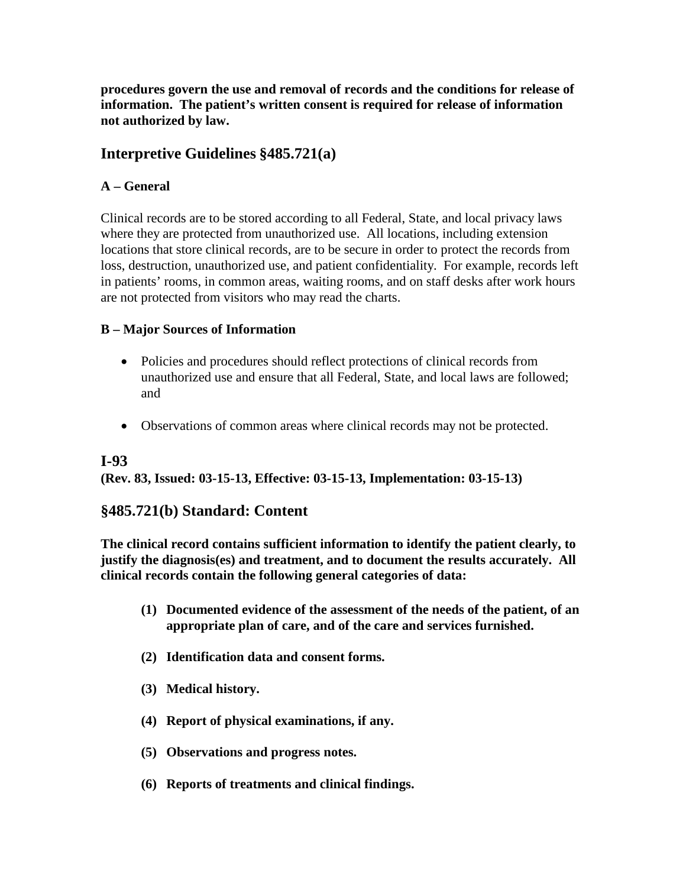**procedures govern the use and removal of records and the conditions for release of information. The patient's written consent is required for release of information not authorized by law.**

## Interpretive Guidelines §485.721(a)

### A – General

Clinical records are to be stored according to all Federal, State, and local privacy laws where they are protected from unauthorized use. All locations, including extension locations that store clinical records, are to be secure in order to protect the records from loss, destruction, unauthorized use, and patient confidentiality. For example, records left in patients' rooms, in common areas, waiting rooms, and on staff desks after work hours are not protected from visitors who may read the charts.

### B – Major Sources of Information

- Policies and procedures should reflect protections of clinical records from unauthorized use and ensure that all Federal, State, and local laws are followed; and
- Observations of common areas where clinical records may not be protected.

## I-93

**(Rev. 83, Issued: 03-15-13, Effective: 03-15-13, Implementation: 03-15-13)**

## §485.721(b) Standard: Content

**The clinical record contains sufficient information to identify the patient clearly, to justify the diagnosis(es) and treatment, and to document the results accurately. All clinical records contain the following general categories of data:**

**(1) Documented evidence of the assessment of the needs of the patient, of an appropriate plan of care, and of the care and services furnished.**

**(2) Identification data and consent forms.**

**(3) Medical history.**

**(4) Report of physical examinations, if any.**

**(5) Observations and progress notes.**

**(6) Reports of treatments and clinical findings.**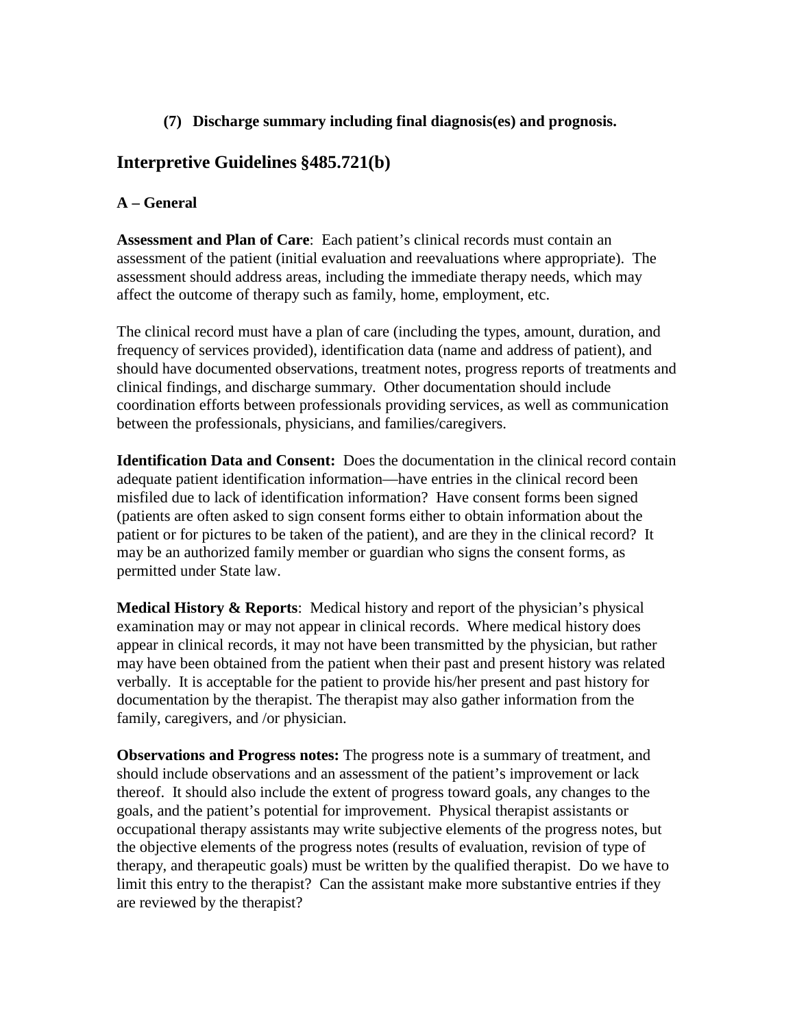**(7) Discharge summary including final diagnosis(es) and prognosis.**

## Interpretive Guidelines §485.721(b)

### A – General

**Assessment and Plan of Care**: Each patient's clinical records must contain an assessment of the patient (initial evaluation and reevaluations where appropriate). The assessment should address areas, including the immediate therapy needs, which may affect the outcome of therapy such as family, home, employment, etc.

The clinical record must have a plan of care (including the types, amount, duration, and frequency of services provided), identification data (name and address of patient), and should have documented observations, treatment notes, progress reports of treatments and clinical findings, and discharge summary. Other documentation should include coordination efforts between professionals providing services, as well as communication between the professionals, physicians, and families/caregivers.

**Identification Data and Consent:** Does the documentation in the clinical record contain adequate patient identification information—have entries in the clinical record been misfiled due to lack of identification information? Have consent forms been signed (patients are often asked to sign consent forms either to obtain information about the patient or for pictures to be taken of the patient), and are they in the clinical record? It may be an authorized family member or guardian who signs the consent forms, as permitted under State law.

**Medical History & Reports**: Medical history and report of the physician's physical examination may or may not appear in clinical records. Where medical history does appear in clinical records, it may not have been transmitted by the physician, but rather may have been obtained from the patient when their past and present history was related verbally. It is acceptable for the patient to provide his/her present and past history for documentation by the therapist. The therapist may also gather information from the family, caregivers, and /or physician.

**Observations and Progress notes:** The progress note is a summary of treatment, and should include observations and an assessment of the patient's improvement or lack thereof. It should also include the extent of progress toward goals, any changes to the goals, and the patient's potential for improvement. Physical therapist assistants or occupational therapy assistants may write subjective elements of the progress notes, but the objective elements of the progress notes (results of evaluation, revision of type of therapy, and therapeutic goals) must be written by the qualified therapist. Do we have to limit this entry to the therapist? Can the assistant make more substantive entries if they are reviewed by the therapist?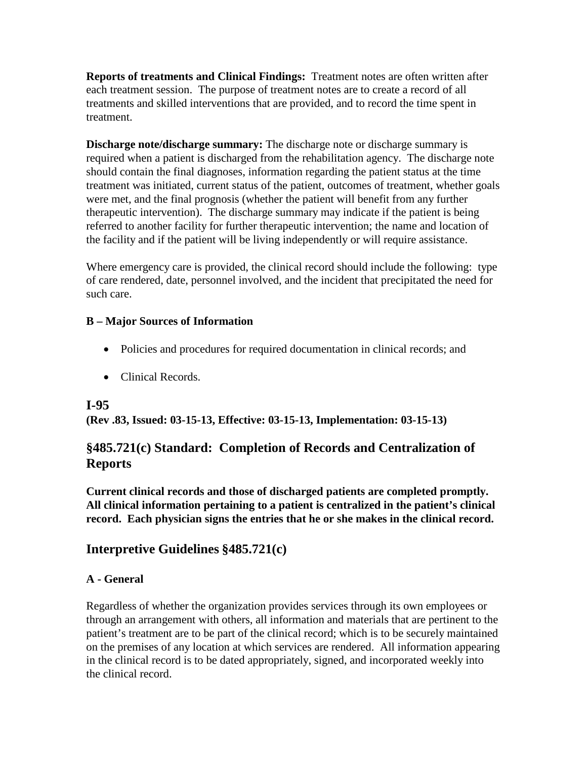**Reports of treatments and Clinical Findings:** Treatment notes are often written after each treatment session. The purpose of treatment notes are to create a record of all treatments and skilled interventions that are provided, and to record the time spent in treatment.

**Discharge note/discharge summary:** The discharge note or discharge summary is required when a patient is discharged from the rehabilitation agency. The discharge note should contain the final diagnoses, information regarding the patient status at the time treatment was initiated, current status of the patient, outcomes of treatment, whether goals were met, and the final prognosis (whether the patient will benefit from any further therapeutic intervention). The discharge summary may indicate if the patient is being referred to another facility for further therapeutic intervention; the name and location of the facility and if the patient will be living independently or will require assistance.

Where emergency care is provided, the clinical record should include the following: type of care rendered, date, personnel involved, and the incident that precipitated the need for such care.

**B – Major Sources of Information**

- Policies and procedures for required documentation in clinical records; and
- Clinical Records.

## I-95

**(Rev .83, Issued: 03-15-13, Effective: 03-15-13, Implementation: 03-15-13)**

## §485.721(c) Standard: Completion of Records and Centralization of Reports

**Current clinical records and those of discharged patients are completed promptly. All clinical information pertaining to a patient is centralized in the patient's clinical record. Each physician signs the entries that he or she makes in the clinical record.**

## Interpretive Guidelines §485.721(c)

**A - General**

Regardless of whether the organization provides services through its own employees or through an arrangement with others, all information and materials that are pertinent to the patient's treatment are to be part of the clinical record; which is to be securely maintained on the premises of any location at which services are rendered. All information appearing in the clinical record is to be dated appropriately, signed, and incorporated weekly into the clinical record.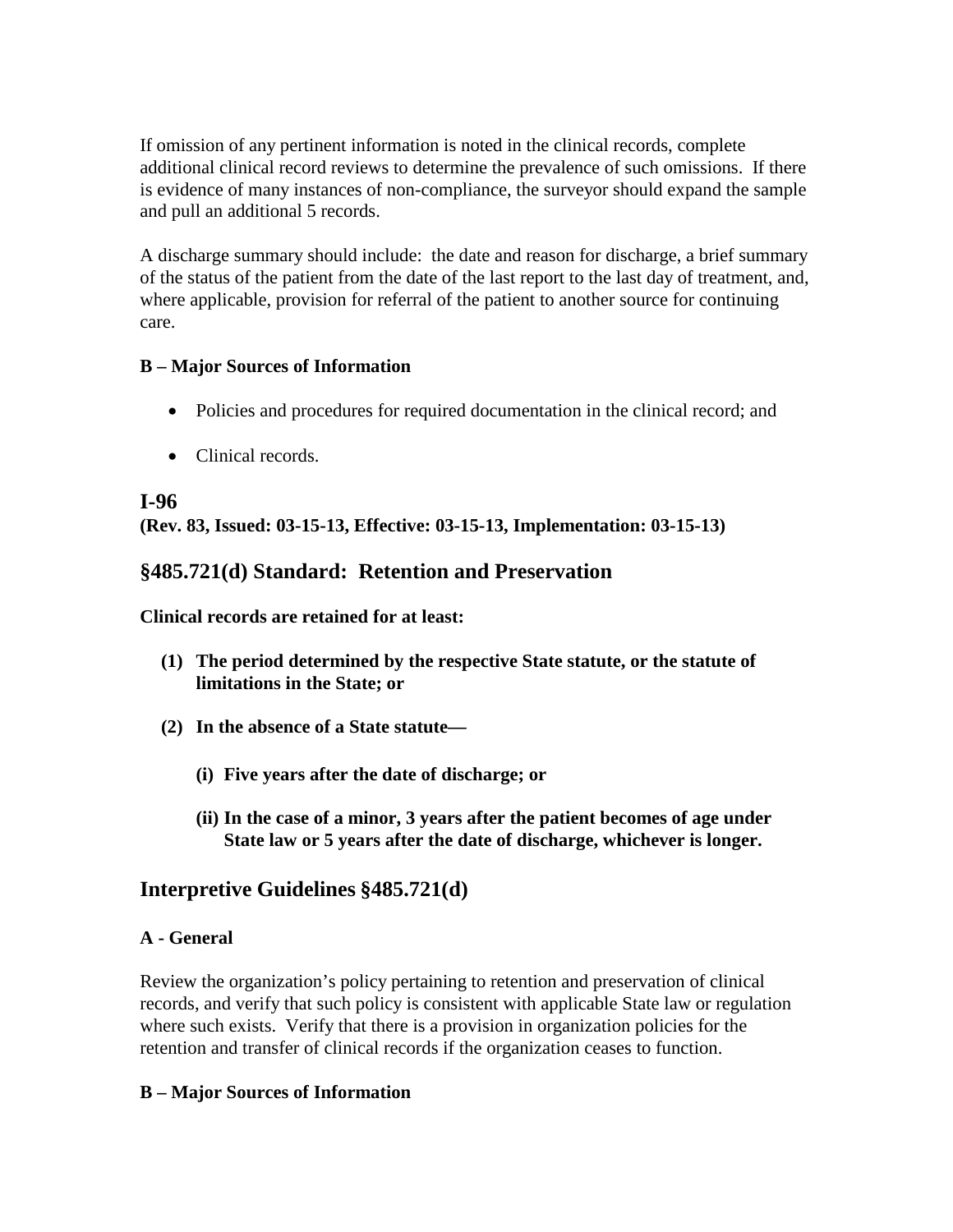If omission of any pertinent information is noted in the clinical records, complete additional clinical record reviews to determine the prevalence of such omissions. If there is evidence of many instances of non-compliance, the surveyor should expand the sample and pull an additional 5 records.

A discharge summary should include: the date and reason for discharge, a brief summary of the status of the patient from the date of the last report to the last day of treatment, and, where applicable, provision for referral of the patient to another source for continuing care.

**B – Major Sources of Information**

- Policies and procedures for required documentation in the clinical record; and
- Clinical records.

## I-96

**(Rev. 83, Issued: 03-15-13, Effective: 03-15-13, Implementation: 03-15-13)**

## §485.721(d) Standard: Retention and Preservation

**Clinical records are retained for at least:**

**(1) The period determined by the respective State statute, or the statute of limitations in the State; or**

**(2) In the absence of a State statute—**

**(i) Five years after the date of discharge; or**

**(ii) In the case of a minor, 3 years after the patient becomes of age under State law or 5 years after the date of discharge, whichever is longer.**

## Interpretive Guidelines §485.721(d)

**A - General**

Review the organization's policy pertaining to retention and preservation of clinical records, and verify that such policy is consistent with applicable State law or regulation where such exists. Verify that there is a provision in organization policies for the retention and transfer of clinical records if the organization ceases to function.

**B – Major Sources of Information**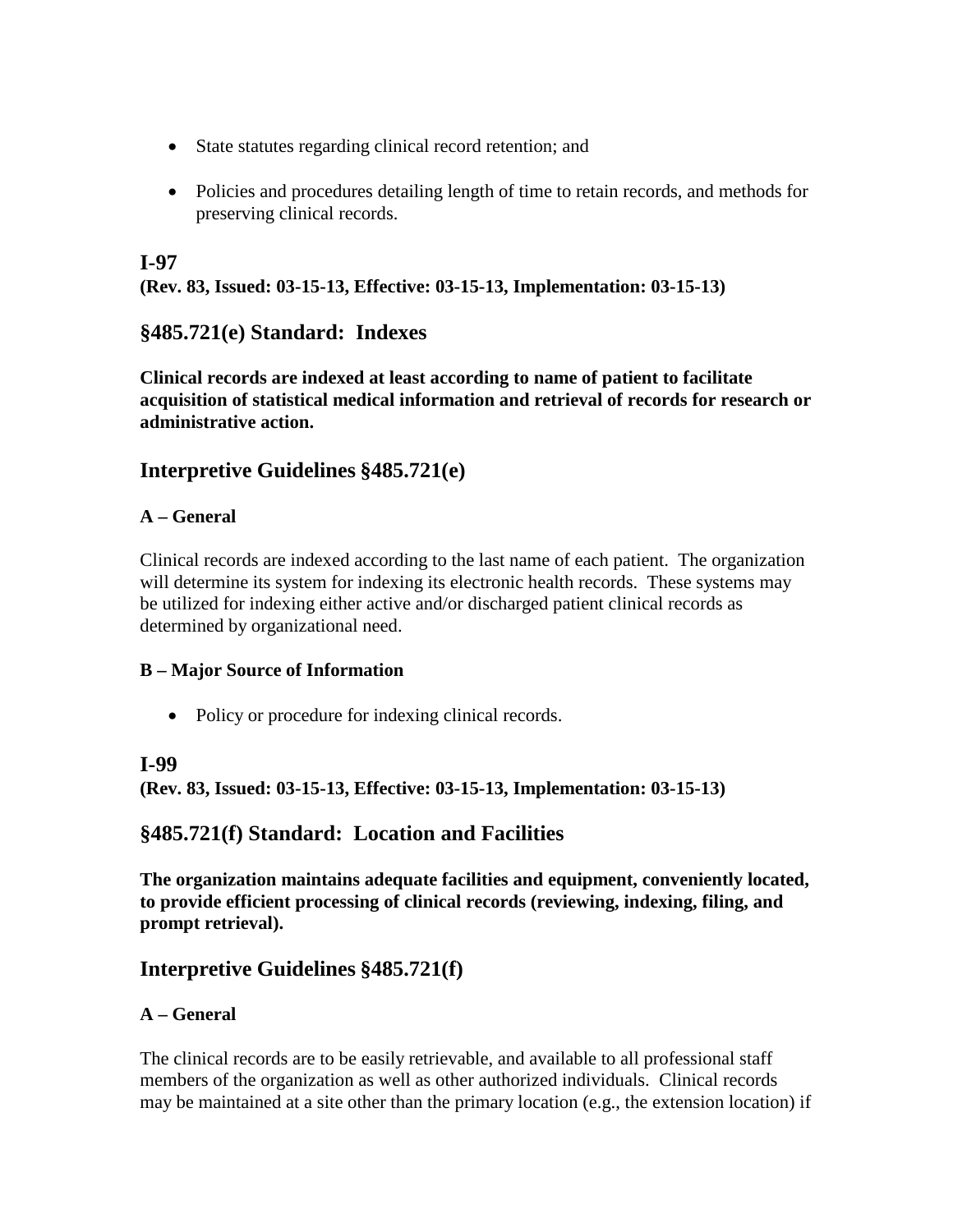- State statutes regarding clinical record retention; and
- Policies and procedures detailing length of time to retain records, and methods for preserving clinical records.

## I-97

**(Rev. 83, Issued: 03-15-13, Effective: 03-15-13, Implementation: 03-15-13)**

## §485.721(e) Standard: Indexes

**Clinical records are indexed at least according to name of patient to facilitate acquisition of statistical medical information and retrieval of records for research or administrative action.**

## Interpretive Guidelines §485.721(e)

**A – General**

Clinical records are indexed according to the last name of each patient. The organization will determine its system for indexing its electronic health records. These systems may be utilized for indexing either active and/or discharged patient clinical records as determined by organizational need.

**B – Major Source of Information**

- Policy or procedure for indexing clinical records.

## I-99

**(Rev. 83, Issued: 03-15-13, Effective: 03-15-13, Implementation: 03-15-13)**

## §485.721(f) Standard: Location and Facilities

**The organization maintains adequate facilities and equipment, conveniently located, to provide efficient processing of clinical records (reviewing, indexing, filing, and prompt retrieval).**

## Interpretive Guidelines §485.721(f)

**A – General**

The clinical records are to be easily retrievable, and available to all professional staff members of the organization as well as other authorized individuals. Clinical records may be maintained at a site other than the primary location (e.g., the extension location) if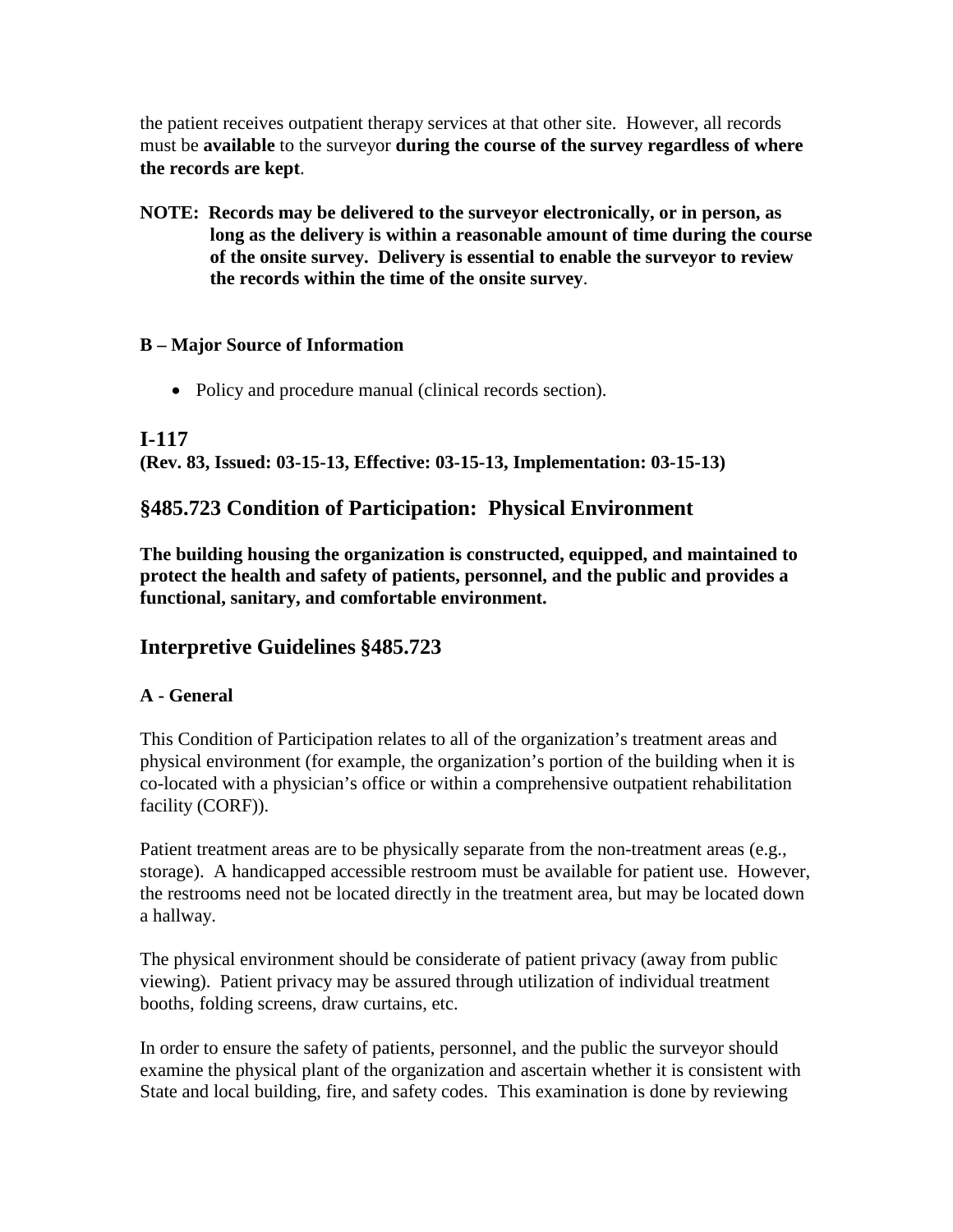the patient receives outpatient therapy services at that other site. However, all records must be **available** to the surveyor **during the course of the survey regardless of where the records are kept**.

**NOTE: Records may be delivered to the surveyor electronically, or in person, as long as the delivery is within a reasonable amount of time during the course of the onsite survey. Delivery is essential to enable the surveyor to review the records within the time of the onsite survey**.

**B – Major Source of Information**

- Policy and procedure manual (clinical records section).

## I-117

**(Rev. 83, Issued: 03-15-13, Effective: 03-15-13, Implementation: 03-15-13)**

## §485.723 Condition of Participation: Physical Environment

**The building housing the organization is constructed, equipped, and maintained to protect the health and safety of patients, personnel, and the public and provides a functional, sanitary, and comfortable environment.**

## Interpretive Guidelines §485.723

**A - General**

This Condition of Participation relates to all of the organization's treatment areas and physical environment (for example, the organization's portion of the building when it is co-located with a physician's office or within a comprehensive outpatient rehabilitation facility (CORF)).

Patient treatment areas are to be physically separate from the non-treatment areas (e.g., storage). A handicapped accessible restroom must be available for patient use. However, the restrooms need not be located directly in the treatment area, but may be located down a hallway.

The physical environment should be considerate of patient privacy (away from public viewing). Patient privacy may be assured through utilization of individual treatment booths, folding screens, draw curtains, etc.

In order to ensure the safety of patients, personnel, and the public the surveyor should examine the physical plant of the organization and ascertain whether it is consistent with State and local building, fire, and safety codes. This examination is done by reviewing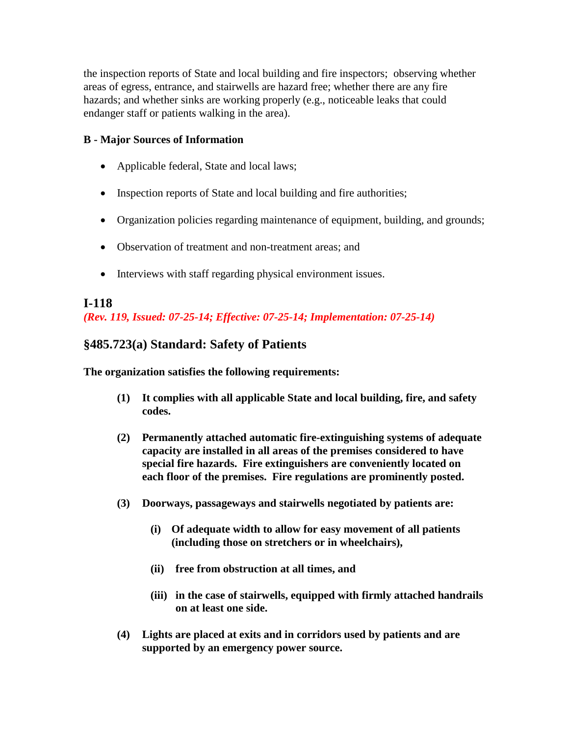the inspection reports of State and local building and fire inspectors; observing whether areas of egress, entrance, and stairwells are hazard free; whether there are any fire hazards; and whether sinks are working properly (e.g., noticeable leaks that could endanger staff or patients walking in the area).

**B - Major Sources of Information**

- Applicable federal, State and local laws;
- Inspection reports of State and local building and fire authorities;
- Organization policies regarding maintenance of equipment, building, and grounds;
- Observation of treatment and non-treatment areas; and
- Interviews with staff regarding physical environment issues.

## I-118

***(Rev. 119, Issued: 07-25-14; Effective: 07-25-14; Implementation: 07-25-14)***

## §485.723(a) Standard: Safety of Patients

**The organization satisfies the following requirements:**

**(1) It complies with all applicable State and local building, fire, and safety codes.**

**(2) Permanently attached automatic fire-extinguishing systems of adequate capacity are installed in all areas of the premises considered to have special fire hazards. Fire extinguishers are conveniently located on each floor of the premises. Fire regulations are prominently posted.**

**(3) Doorways, passageways and stairwells negotiated by patients are:**

**(i) Of adequate width to allow for easy movement of all patients (including those on stretchers or in wheelchairs),**

**(ii) free from obstruction at all times, and**

**(iii) in the case of stairwells, equipped with firmly attached handrails on at least one side.**

**(4) Lights are placed at exits and in corridors used by patients and are supported by an emergency power source.**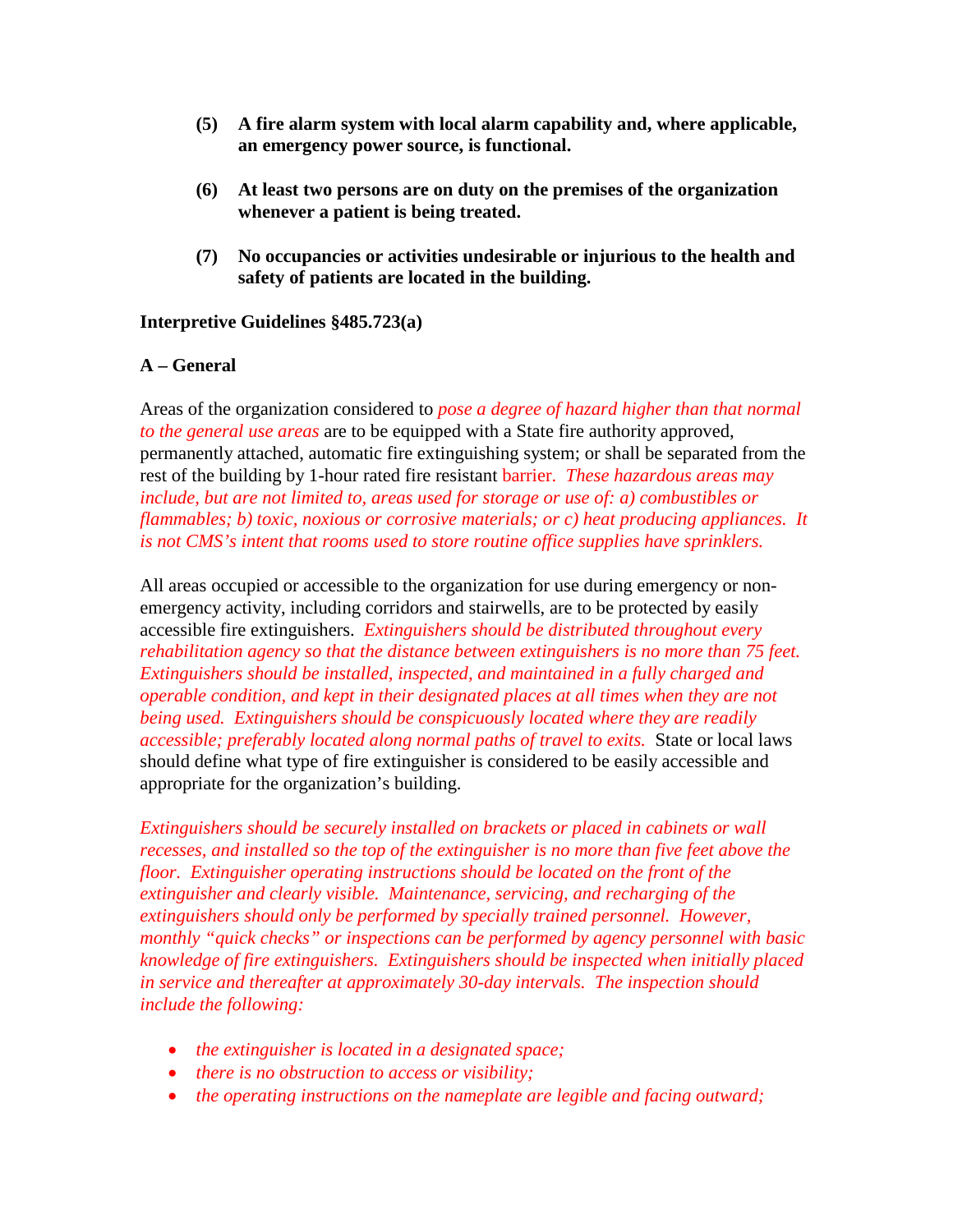**(5) A fire alarm system with local alarm capability and, where applicable, an emergency power source, is functional.**

**(6) At least two persons are on duty on the premises of the organization whenever a patient is being treated.**

**(7) No occupancies or activities undesirable or injurious to the health and safety of patients are located in the building.**

**Interpretive Guidelines §485.723(a)**

**A – General**

Areas of the organization considered to *pose a degree of hazard higher than that normal to the general use areas* are to be equipped with a State fire authority approved, permanently attached, automatic fire extinguishing system; or shall be separated from the rest of the building by 1-hour rated fire resistant barrier. *These hazardous areas may include, but are not limited to, areas used for storage or use of: a) combustibles or flammables; b) toxic, noxious or corrosive materials; or c) heat producing appliances. It is not CMS's intent that rooms used to store routine office supplies have sprinklers.*

All areas occupied or accessible to the organization for use during emergency or non-emergency activity, including corridors and stairwells, are to be protected by easily accessible fire extinguishers. *Extinguishers should be distributed throughout every rehabilitation agency so that the distance between extinguishers is no more than 75 feet. Extinguishers should be installed, inspected, and maintained in a fully charged and operable condition, and kept in their designated places at all times when they are not being used. Extinguishers should be conspicuously located where they are readily accessible; preferably located along normal paths of travel to exits.* State or local laws should define what type of fire extinguisher is considered to be easily accessible and appropriate for the organization's building.

*Extinguishers should be securely installed on brackets or placed in cabinets or wall recesses, and installed so the top of the extinguisher is no more than five feet above the floor. Extinguisher operating instructions should be located on the front of the extinguisher and clearly visible. Maintenance, servicing, and recharging of the extinguishers should only be performed by specially trained personnel. However, monthly "quick checks" or inspections can be performed by agency personnel with basic knowledge of fire extinguishers. Extinguishers should be inspected when initially placed in service and thereafter at approximately 30-day intervals. The inspection should include the following:*

- *the extinguisher is located in a designated space;*
- *there is no obstruction to access or visibility;*
- *the operating instructions on the nameplate are legible and facing outward;*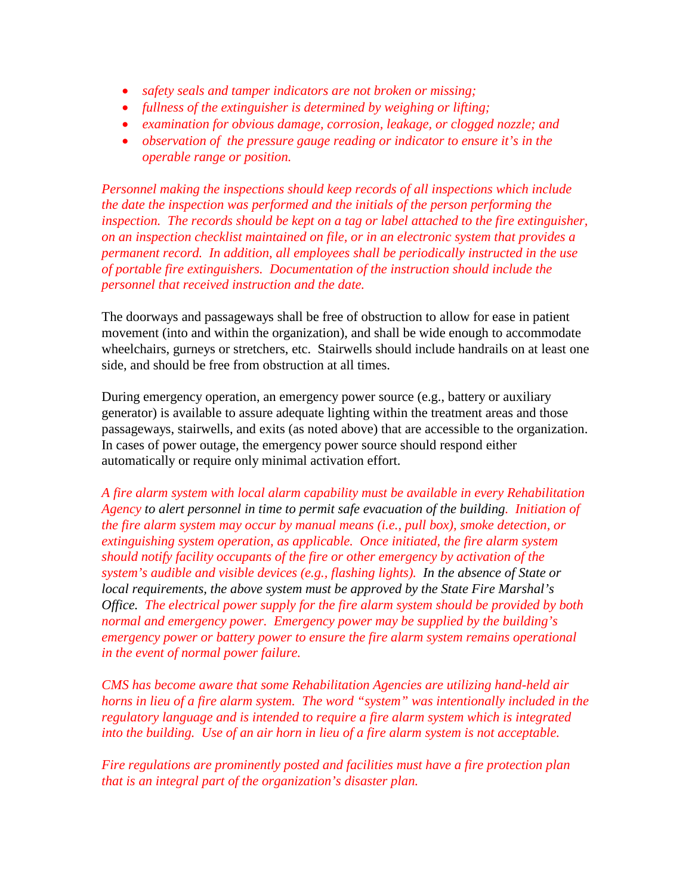- *safety seals and tamper indicators are not broken or missing;*
- *fullness of the extinguisher is determined by weighing or lifting;*
- *examination for obvious damage, corrosion, leakage, or clogged nozzle; and*
- *observation of the pressure gauge reading or indicator to ensure it's in the operable range or position.*

*Personnel making the inspections should keep records of all inspections which include the date the inspection was performed and the initials of the person performing the inspection. The records should be kept on a tag or label attached to the fire extinguisher, on an inspection checklist maintained on file, or in an electronic system that provides a permanent record. In addition, all employees shall be periodically instructed in the use of portable fire extinguishers. Documentation of the instruction should include the personnel that received instruction and the date.*

The doorways and passageways shall be free of obstruction to allow for ease in patient movement (into and within the organization), and shall be wide enough to accommodate wheelchairs, gurneys or stretchers, etc. Stairwells should include handrails on at least one side, and should be free from obstruction at all times.

During emergency operation, an emergency power source (e.g., battery or auxiliary generator) is available to assure adequate lighting within the treatment areas and those passageways, stairwells, and exits (as noted above) that are accessible to the organization. In cases of power outage, the emergency power source should respond either automatically or require only minimal activation effort.

*A fire alarm system with local alarm capability must be available in every Rehabilitation Agency to alert personnel in time to permit safe evacuation of the building. Initiation of the fire alarm system may occur by manual means (i.e., pull box), smoke detection, or extinguishing system operation, as applicable. Once initiated, the fire alarm system should notify facility occupants of the fire or other emergency by activation of the system's audible and visible devices (e.g., flashing lights). In the absence of State or local requirements, the above system must be approved by the State Fire Marshal's Office. The electrical power supply for the fire alarm system should be provided by both normal and emergency power. Emergency power may be supplied by the building's emergency power or battery power to ensure the fire alarm system remains operational in the event of normal power failure.*

*CMS has become aware that some Rehabilitation Agencies are utilizing hand-held air horns in lieu of a fire alarm system. The word "system" was intentionally included in the regulatory language and is intended to require a fire alarm system which is integrated into the building. Use of an air horn in lieu of a fire alarm system is not acceptable.*

*Fire regulations are prominently posted and facilities must have a fire protection plan that is an integral part of the organization's disaster plan.*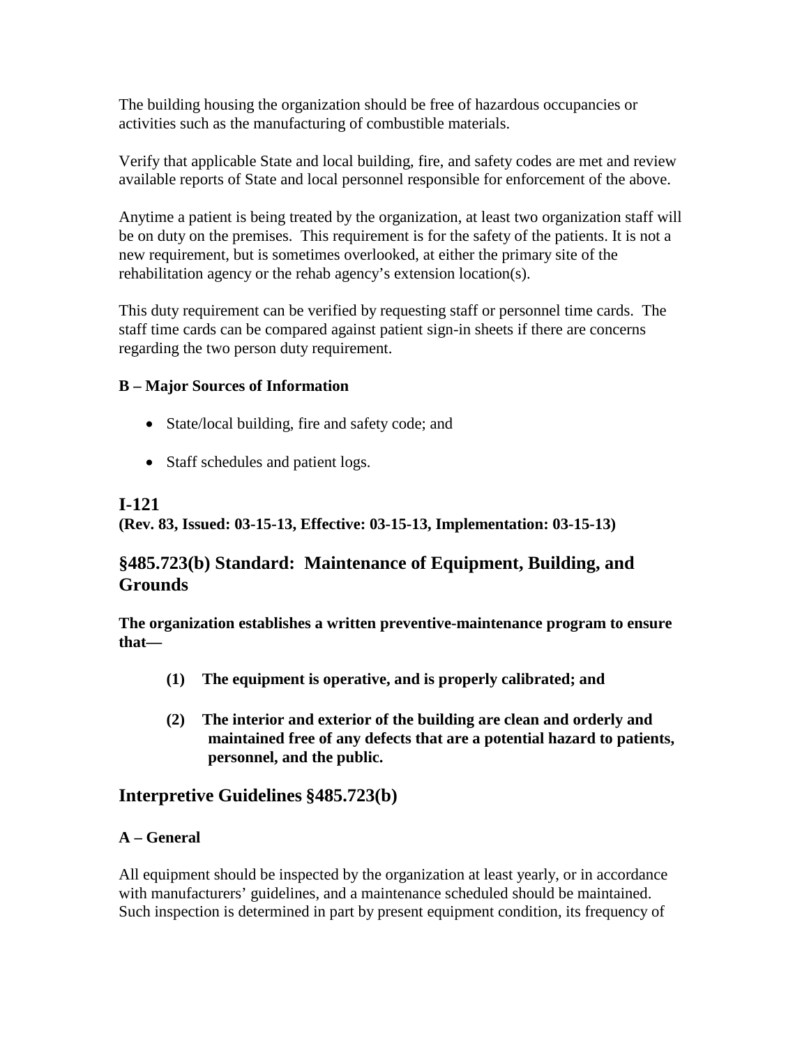The building housing the organization should be free of hazardous occupancies or activities such as the manufacturing of combustible materials.

Verify that applicable State and local building, fire, and safety codes are met and review available reports of State and local personnel responsible for enforcement of the above.

Anytime a patient is being treated by the organization, at least two organization staff will be on duty on the premises. This requirement is for the safety of the patients. It is not a new requirement, but is sometimes overlooked, at either the primary site of the rehabilitation agency or the rehab agency's extension location(s).

This duty requirement can be verified by requesting staff or personnel time cards. The staff time cards can be compared against patient sign-in sheets if there are concerns regarding the two person duty requirement.

**B – Major Sources of Information**

- State/local building, fire and safety code; and
- Staff schedules and patient logs.

## I-121

**(Rev. 83, Issued: 03-15-13, Effective: 03-15-13, Implementation: 03-15-13)**

## §485.723(b) Standard: Maintenance of Equipment, Building, and Grounds

**The organization establishes a written preventive-maintenance program to ensure that—**

**(1) The equipment is operative, and is properly calibrated; and**

**(2) The interior and exterior of the building are clean and orderly and maintained free of any defects that are a potential hazard to patients, personnel, and the public.**

## Interpretive Guidelines §485.723(b)

**A – General**

All equipment should be inspected by the organization at least yearly, or in accordance with manufacturers' guidelines, and a maintenance scheduled should be maintained. Such inspection is determined in part by present equipment condition, its frequency of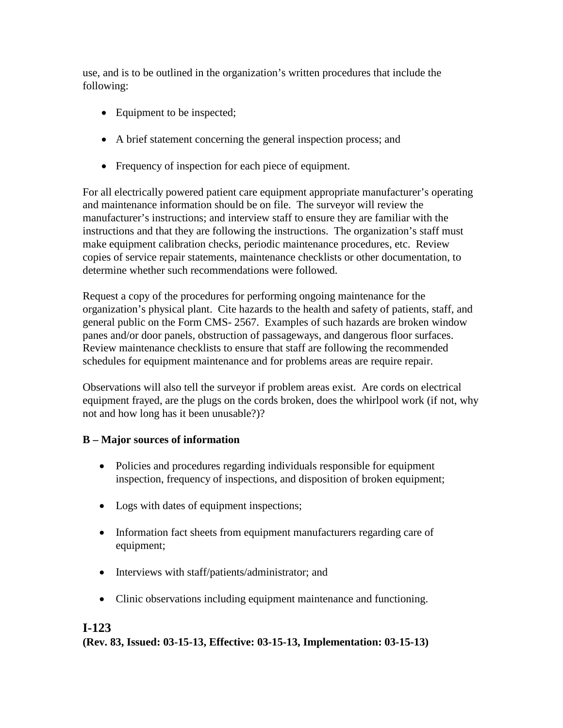use, and is to be outlined in the organization's written procedures that include the following:

- Equipment to be inspected;
- A brief statement concerning the general inspection process; and
- Frequency of inspection for each piece of equipment.

For all electrically powered patient care equipment appropriate manufacturer's operating and maintenance information should be on file. The surveyor will review the manufacturer's instructions; and interview staff to ensure they are familiar with the instructions and that they are following the instructions. The organization's staff must make equipment calibration checks, periodic maintenance procedures, etc. Review copies of service repair statements, maintenance checklists or other documentation, to determine whether such recommendations were followed.

Request a copy of the procedures for performing ongoing maintenance for the organization's physical plant. Cite hazards to the health and safety of patients, staff, and general public on the Form CMS- 2567. Examples of such hazards are broken window panes and/or door panels, obstruction of passageways, and dangerous floor surfaces. Review maintenance checklists to ensure that staff are following the recommended schedules for equipment maintenance and for problems areas are require repair.

Observations will also tell the surveyor if problem areas exist. Are cords on electrical equipment frayed, are the plugs on the cords broken, does the whirlpool work (if not, why not and how long has it been unusable?)?

**B – Major sources of information**

- Policies and procedures regarding individuals responsible for equipment inspection, frequency of inspections, and disposition of broken equipment;
- Logs with dates of equipment inspections;
- Information fact sheets from equipment manufacturers regarding care of equipment;
- Interviews with staff/patients/administrator; and
- Clinic observations including equipment maintenance and functioning.

## I-123

**(Rev. 83, Issued: 03-15-13, Effective: 03-15-13, Implementation: 03-15-13)**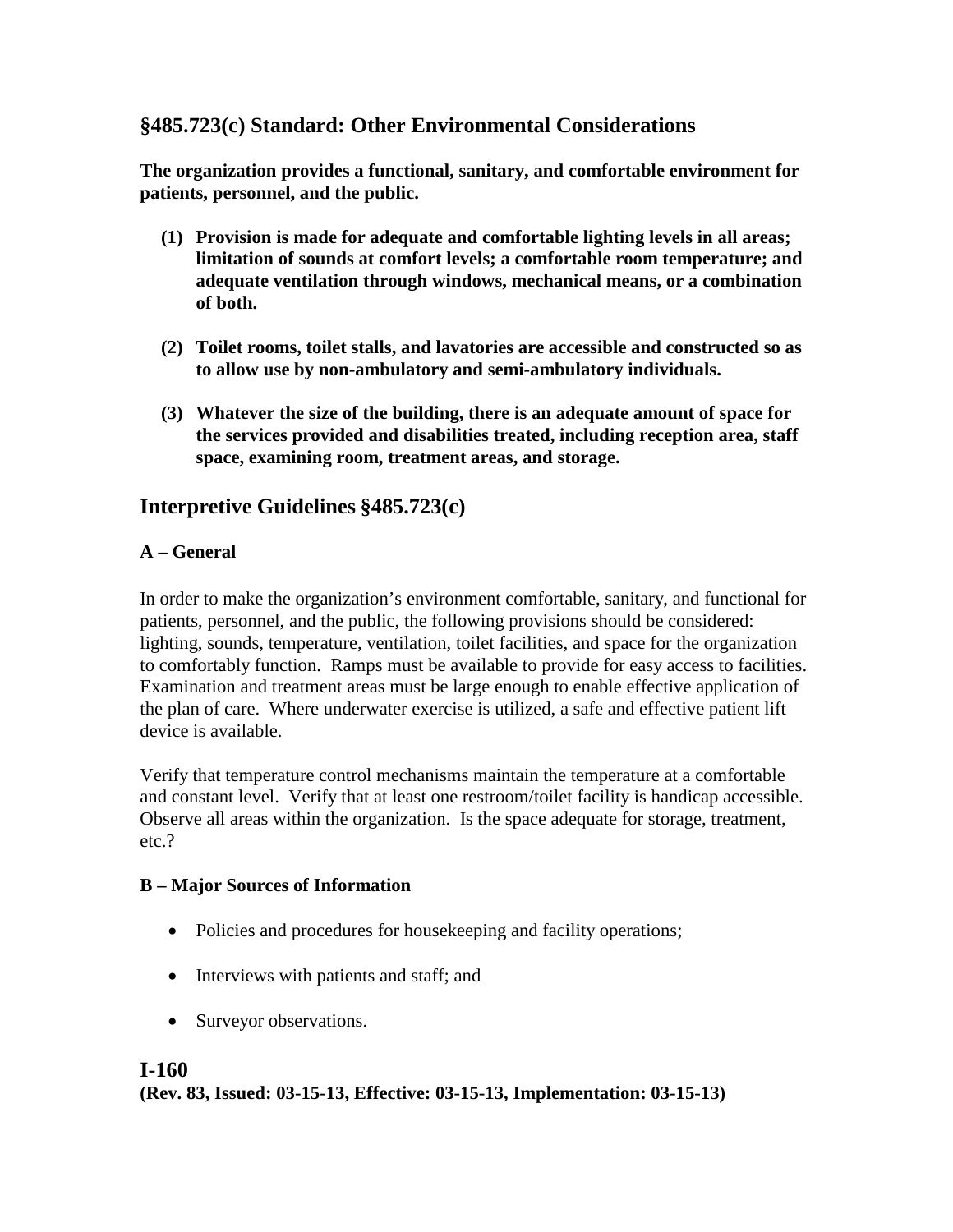## §485.723(c) Standard: Other Environmental Considerations

**The organization provides a functional, sanitary, and comfortable environment for patients, personnel, and the public.**

1. **Provision is made for adequate and comfortable lighting levels in all areas; limitation of sounds at comfort levels; a comfortable room temperature; and adequate ventilation through windows, mechanical means, or a combination of both.**
2. **Toilet rooms, toilet stalls, and lavatories are accessible and constructed so as to allow use by non-ambulatory and semi-ambulatory individuals.**
3. **Whatever the size of the building, there is an adequate amount of space for the services provided and disabilities treated, including reception area, staff space, examining room, treatment areas, and storage.**

## Interpretive Guidelines §485.723(c)

### A – General

In order to make the organization's environment comfortable, sanitary, and functional for patients, personnel, and the public, the following provisions should be considered: lighting, sounds, temperature, ventilation, toilet facilities, and space for the organization to comfortably function. Ramps must be available to provide for easy access to facilities. Examination and treatment areas must be large enough to enable effective application of the plan of care. Where underwater exercise is utilized, a safe and effective patient lift device is available.

Verify that temperature control mechanisms maintain the temperature at a comfortable and constant level. Verify that at least one restroom/toilet facility is handicap accessible. Observe all areas within the organization. Is the space adequate for storage, treatment, etc.?

### B – Major Sources of Information

- Policies and procedures for housekeeping and facility operations;
- Interviews with patients and staff; and
- Surveyor observations.

## I-160

**(Rev. 83, Issued: 03-15-13, Effective: 03-15-13, Implementation: 03-15-13)**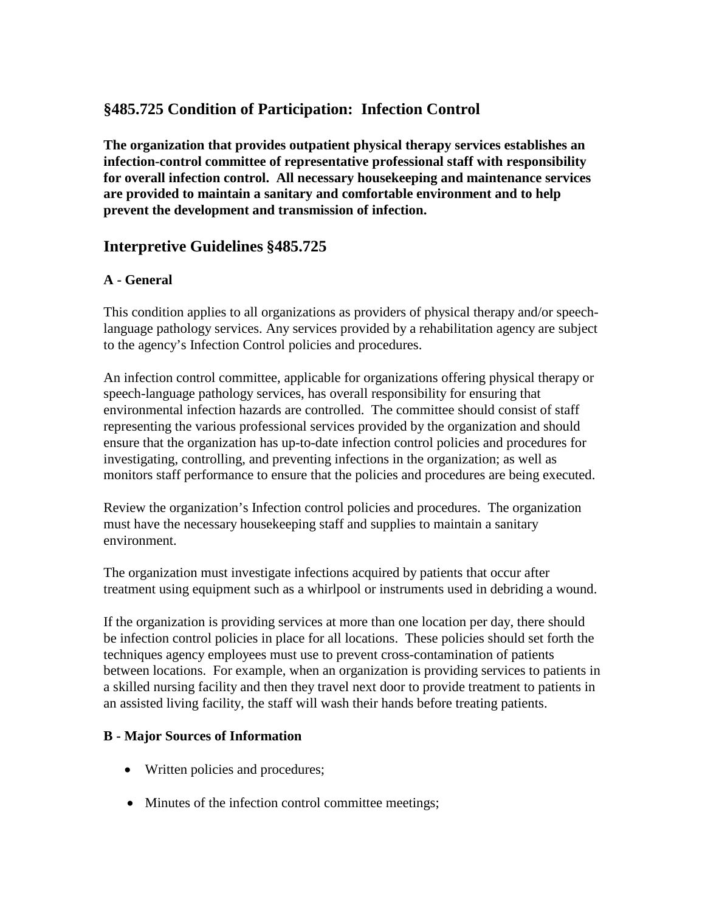## §485.725 Condition of Participation: Infection Control

**The organization that provides outpatient physical therapy services establishes an infection-control committee of representative professional staff with responsibility for overall infection control. All necessary housekeeping and maintenance services are provided to maintain a sanitary and comfortable environment and to help prevent the development and transmission of infection.**

## Interpretive Guidelines §485.725

**A - General**

This condition applies to all organizations as providers of physical therapy and/or speech-language pathology services. Any services provided by a rehabilitation agency are subject to the agency's Infection Control policies and procedures.

An infection control committee, applicable for organizations offering physical therapy or speech-language pathology services, has overall responsibility for ensuring that environmental infection hazards are controlled. The committee should consist of staff representing the various professional services provided by the organization and should ensure that the organization has up-to-date infection control policies and procedures for investigating, controlling, and preventing infections in the organization; as well as monitors staff performance to ensure that the policies and procedures are being executed.

Review the organization's Infection control policies and procedures. The organization must have the necessary housekeeping staff and supplies to maintain a sanitary environment.

The organization must investigate infections acquired by patients that occur after treatment using equipment such as a whirlpool or instruments used in debriding a wound.

If the organization is providing services at more than one location per day, there should be infection control policies in place for all locations. These policies should set forth the techniques agency employees must use to prevent cross-contamination of patients between locations. For example, when an organization is providing services to patients in a skilled nursing facility and then they travel next door to provide treatment to patients in an assisted living facility, the staff will wash their hands before treating patients.

**B - Major Sources of Information**

- Written policies and procedures;
- Minutes of the infection control committee meetings;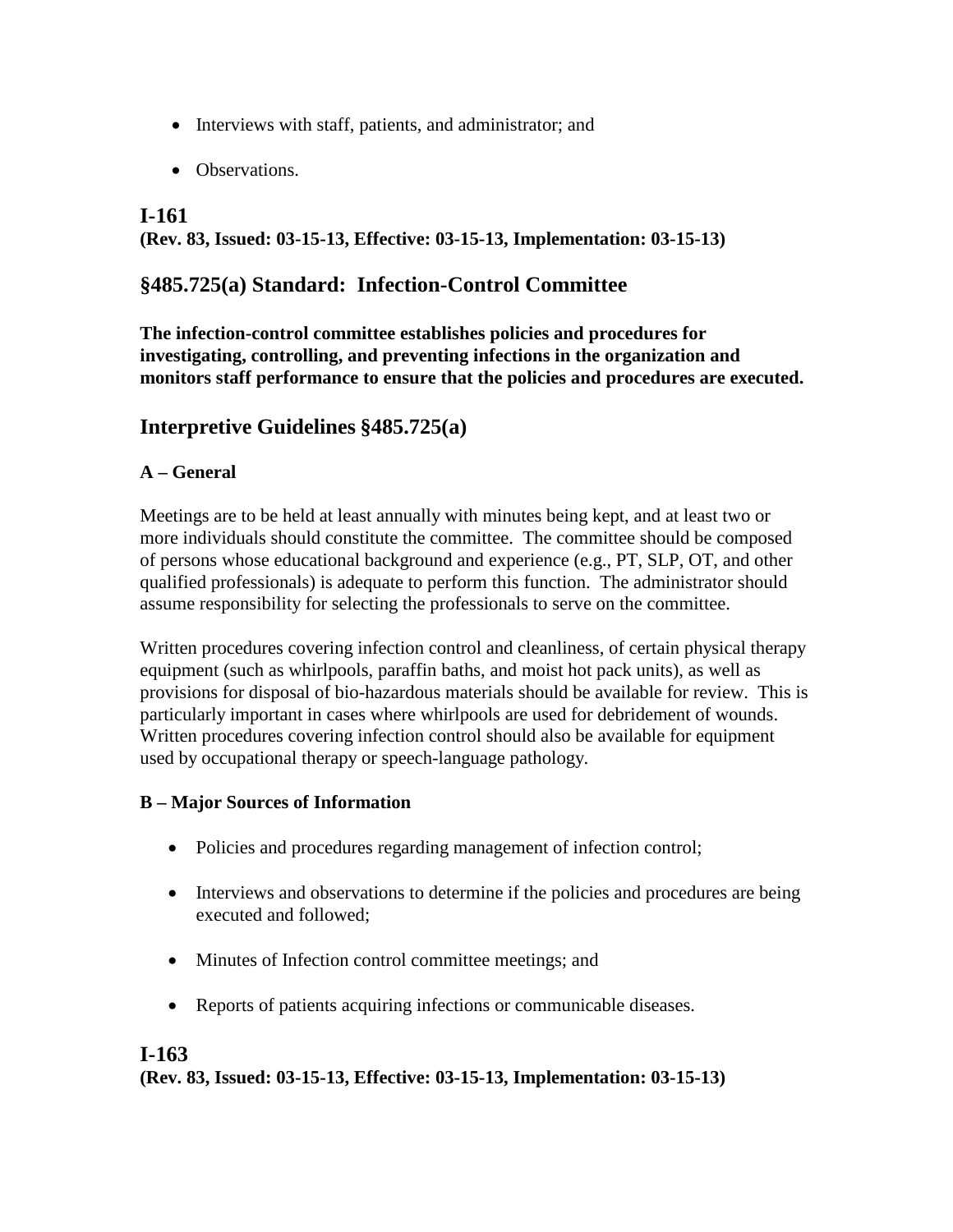- Interviews with staff, patients, and administrator; and
- Observations.

## I-161
**(Rev. 83, Issued: 03-15-13, Effective: 03-15-13, Implementation: 03-15-13)**

## §485.725(a) Standard: Infection-Control Committee

**The infection-control committee establishes policies and procedures for investigating, controlling, and preventing infections in the organization and monitors staff performance to ensure that the policies and procedures are executed.**

## Interpretive Guidelines §485.725(a)

### A – General

Meetings are to be held at least annually with minutes being kept, and at least two or more individuals should constitute the committee. The committee should be composed of persons whose educational background and experience (e.g., PT, SLP, OT, and other qualified professionals) is adequate to perform this function. The administrator should assume responsibility for selecting the professionals to serve on the committee.

Written procedures covering infection control and cleanliness, of certain physical therapy equipment (such as whirlpools, paraffin baths, and moist hot pack units), as well as provisions for disposal of bio-hazardous materials should be available for review. This is particularly important in cases where whirlpools are used for debridement of wounds. Written procedures covering infection control should also be available for equipment used by occupational therapy or speech-language pathology.

### B – Major Sources of Information

- Policies and procedures regarding management of infection control;
- Interviews and observations to determine if the policies and procedures are being executed and followed;
- Minutes of Infection control committee meetings; and
- Reports of patients acquiring infections or communicable diseases.

## I-163
**(Rev. 83, Issued: 03-15-13, Effective: 03-15-13, Implementation: 03-15-13)**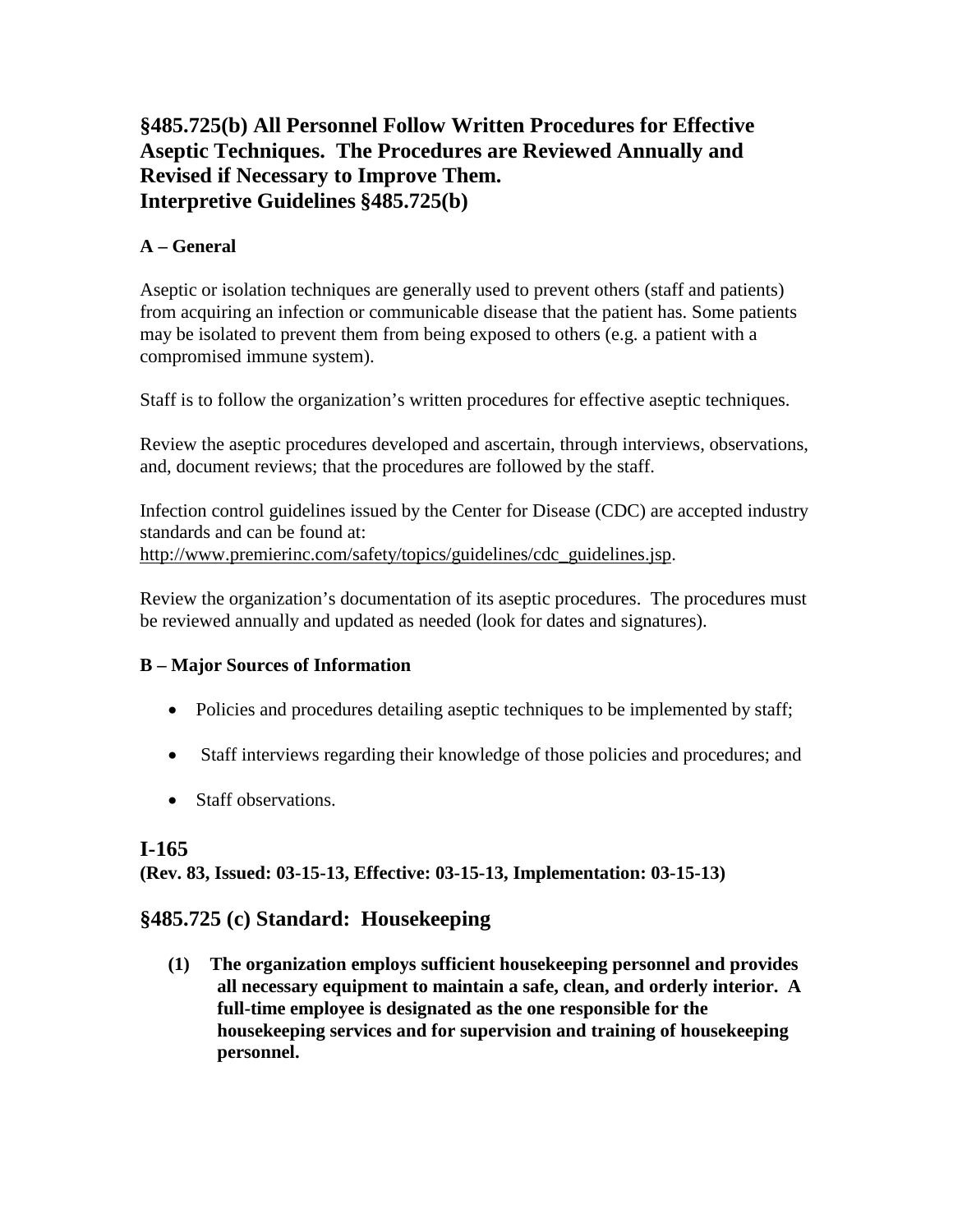## §485.725(b) All Personnel Follow Written Procedures for Effective Aseptic Techniques. The Procedures are Reviewed Annually and Revised if Necessary to Improve Them. Interpretive Guidelines §485.725(b)

### A – General

Aseptic or isolation techniques are generally used to prevent others (staff and patients) from acquiring an infection or communicable disease that the patient has. Some patients may be isolated to prevent them from being exposed to others (e.g. a patient with a compromised immune system).

Staff is to follow the organization's written procedures for effective aseptic techniques.

Review the aseptic procedures developed and ascertain, through interviews, observations, and, document reviews; that the procedures are followed by the staff.

Infection control guidelines issued by the Center for Disease (CDC) are accepted industry standards and can be found at: http://www.premierinc.com/safety/topics/guidelines/cdc_guidelines.jsp.

Review the organization's documentation of its aseptic procedures. The procedures must be reviewed annually and updated as needed (look for dates and signatures).

### B – Major Sources of Information

- Policies and procedures detailing aseptic techniques to be implemented by staff;
- Staff interviews regarding their knowledge of those policies and procedures; and
- Staff observations.

## I-165

**(Rev. 83, Issued: 03-15-13, Effective: 03-15-13, Implementation: 03-15-13)**

## §485.725 (c) Standard: Housekeeping

**(1) The organization employs sufficient housekeeping personnel and provides all necessary equipment to maintain a safe, clean, and orderly interior. A full-time employee is designated as the one responsible for the housekeeping services and for supervision and training of housekeeping personnel.**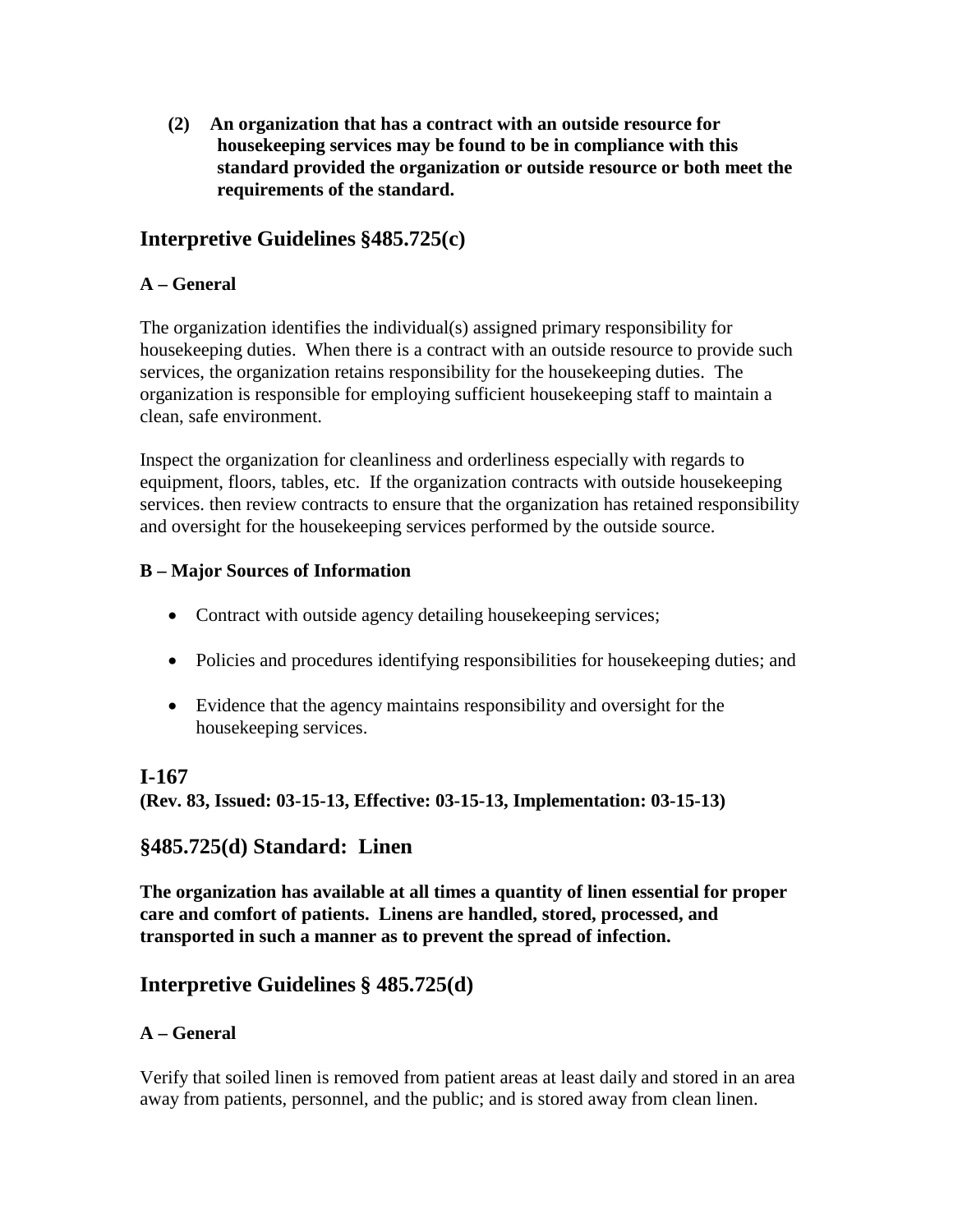**(2) An organization that has a contract with an outside resource for housekeeping services may be found to be in compliance with this standard provided the organization or outside resource or both meet the requirements of the standard.**

## Interpretive Guidelines §485.725(c)

**A – General**

The organization identifies the individual(s) assigned primary responsibility for housekeeping duties. When there is a contract with an outside resource to provide such services, the organization retains responsibility for the housekeeping duties. The organization is responsible for employing sufficient housekeeping staff to maintain a clean, safe environment.

Inspect the organization for cleanliness and orderliness especially with regards to equipment, floors, tables, etc. If the organization contracts with outside housekeeping services. then review contracts to ensure that the organization has retained responsibility and oversight for the housekeeping services performed by the outside source.

**B – Major Sources of Information**

- Contract with outside agency detailing housekeeping services;
- Policies and procedures identifying responsibilities for housekeeping duties; and
- Evidence that the agency maintains responsibility and oversight for the housekeeping services.

## I-167

**(Rev. 83, Issued: 03-15-13, Effective: 03-15-13, Implementation: 03-15-13)**

## §485.725(d) Standard: Linen

**The organization has available at all times a quantity of linen essential for proper care and comfort of patients. Linens are handled, stored, processed, and transported in such a manner as to prevent the spread of infection.**

## Interpretive Guidelines § 485.725(d)

**A – General**

Verify that soiled linen is removed from patient areas at least daily and stored in an area away from patients, personnel, and the public; and is stored away from clean linen.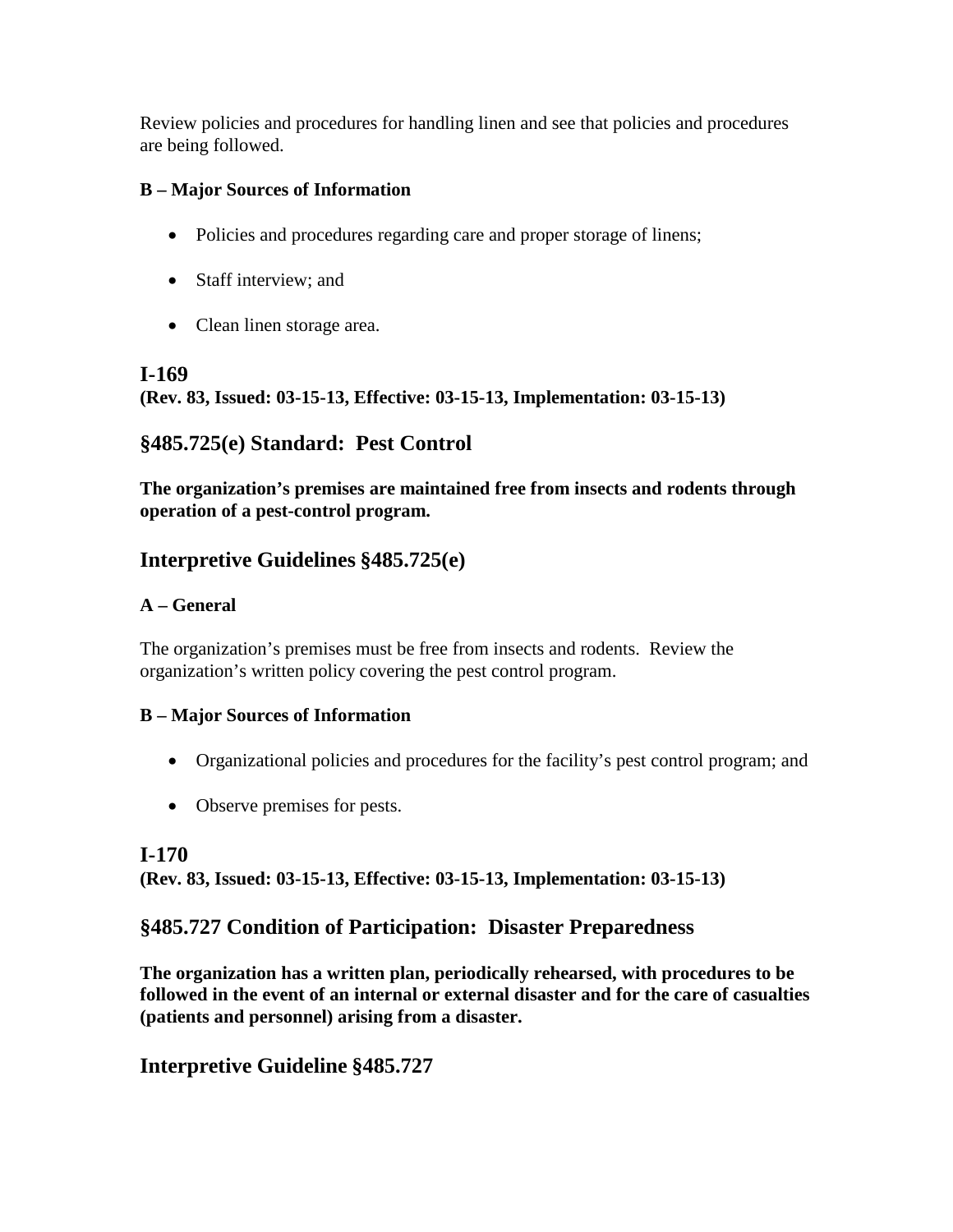Review policies and procedures for handling linen and see that policies and procedures are being followed.

**B – Major Sources of Information**

- Policies and procedures regarding care and proper storage of linens;
- Staff interview; and
- Clean linen storage area.

## I-169

**(Rev. 83, Issued: 03-15-13, Effective: 03-15-13, Implementation: 03-15-13)**

## §485.725(e) Standard: Pest Control

**The organization's premises are maintained free from insects and rodents through operation of a pest-control program.**

## Interpretive Guidelines §485.725(e)

**A – General**

The organization's premises must be free from insects and rodents. Review the organization's written policy covering the pest control program.

**B – Major Sources of Information**

- Organizational policies and procedures for the facility's pest control program; and
- Observe premises for pests.

## I-170

**(Rev. 83, Issued: 03-15-13, Effective: 03-15-13, Implementation: 03-15-13)**

## §485.727 Condition of Participation: Disaster Preparedness

**The organization has a written plan, periodically rehearsed, with procedures to be followed in the event of an internal or external disaster and for the care of casualties (patients and personnel) arising from a disaster.**

## Interpretive Guideline §485.727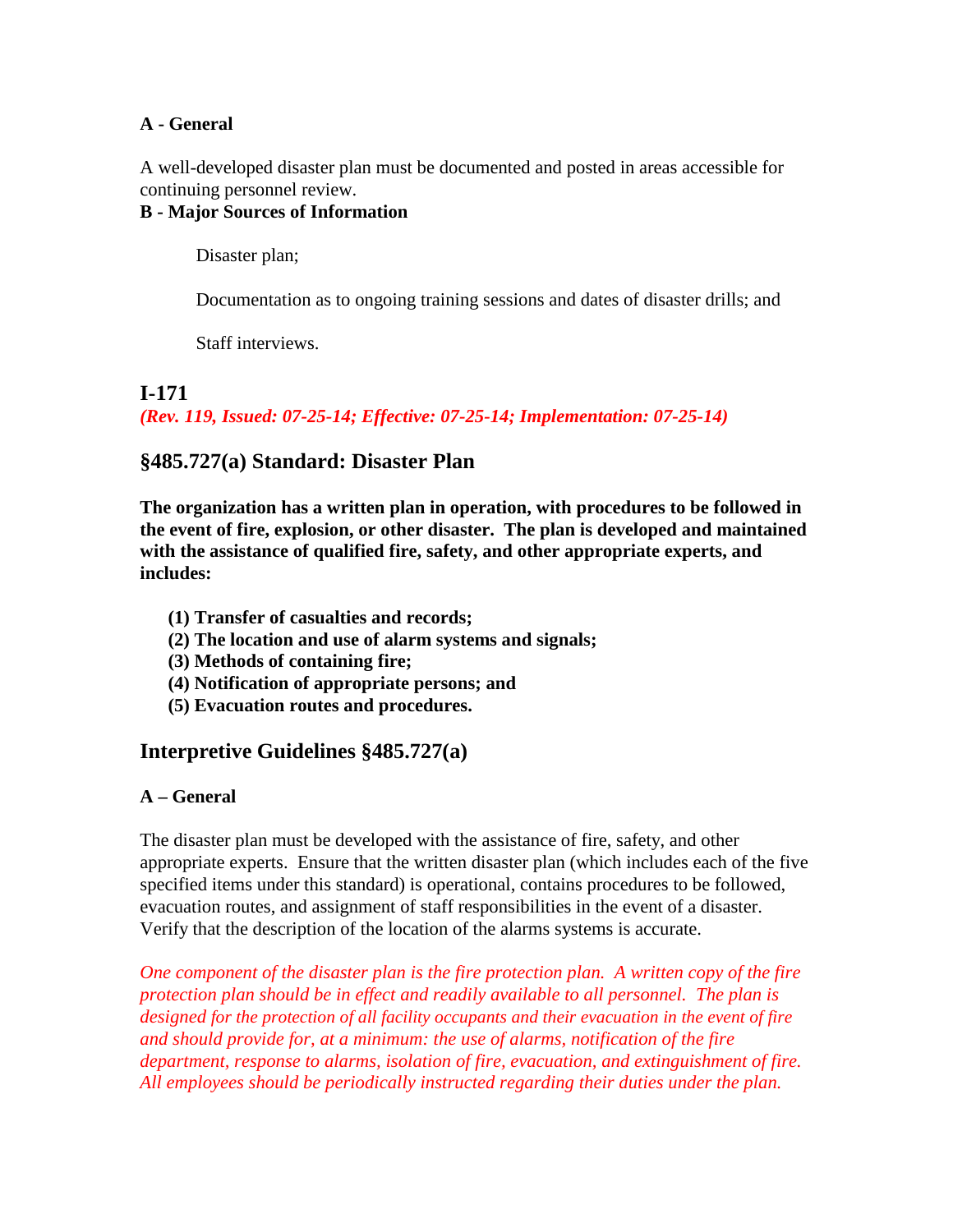**A - General**

A well-developed disaster plan must be documented and posted in areas accessible for continuing personnel review.

**B - Major Sources of Information**

Disaster plan;

Documentation as to ongoing training sessions and dates of disaster drills; and

Staff interviews.

## I-171

***(Rev. 119, Issued: 07-25-14; Effective: 07-25-14; Implementation: 07-25-14)***

## §485.727(a) Standard: Disaster Plan

**The organization has a written plan in operation, with procedures to be followed in the event of fire, explosion, or other disaster. The plan is developed and maintained with the assistance of qualified fire, safety, and other appropriate experts, and includes:**

**(1) Transfer of casualties and records;**
**(2) The location and use of alarm systems and signals;**
**(3) Methods of containing fire;**
**(4) Notification of appropriate persons; and**
**(5) Evacuation routes and procedures.**

## Interpretive Guidelines §485.727(a)

**A – General**

The disaster plan must be developed with the assistance of fire, safety, and other appropriate experts. Ensure that the written disaster plan (which includes each of the five specified items under this standard) is operational, contains procedures to be followed, evacuation routes, and assignment of staff responsibilities in the event of a disaster. Verify that the description of the location of the alarms systems is accurate.

*One component of the disaster plan is the fire protection plan. A written copy of the fire protection plan should be in effect and readily available to all personnel. The plan is designed for the protection of all facility occupants and their evacuation in the event of fire and should provide for, at a minimum: the use of alarms, notification of the fire department, response to alarms, isolation of fire, evacuation, and extinguishment of fire. All employees should be periodically instructed regarding their duties under the plan.*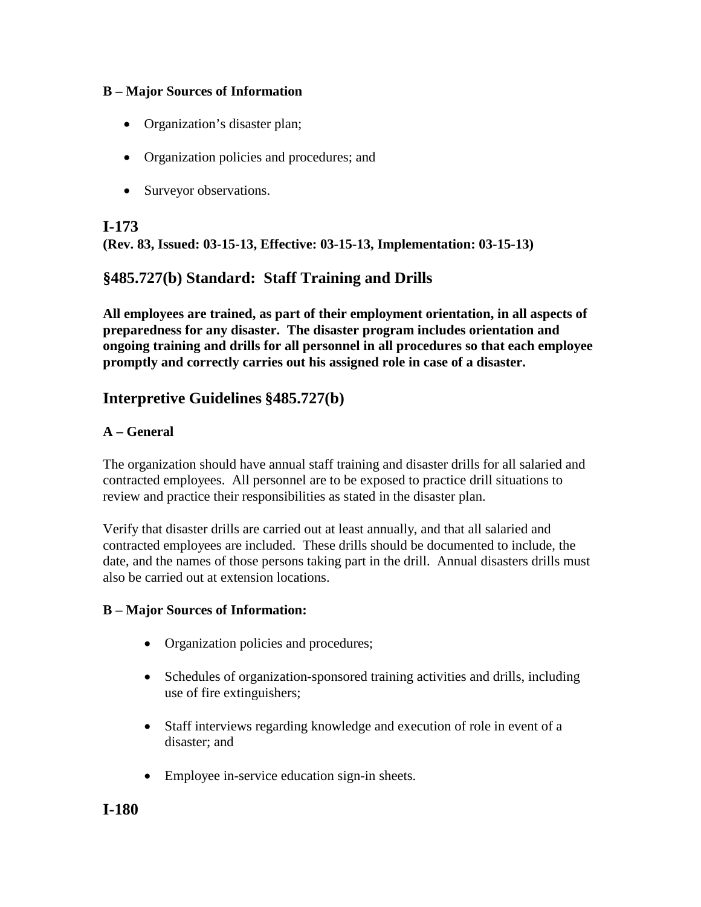**B – Major Sources of Information**

- Organization's disaster plan;
- Organization policies and procedures; and
- Surveyor observations.

## I-173

**(Rev. 83, Issued: 03-15-13, Effective: 03-15-13, Implementation: 03-15-13)**

## §485.727(b) Standard: Staff Training and Drills

**All employees are trained, as part of their employment orientation, in all aspects of preparedness for any disaster. The disaster program includes orientation and ongoing training and drills for all personnel in all procedures so that each employee promptly and correctly carries out his assigned role in case of a disaster.**

## Interpretive Guidelines §485.727(b)

**A – General**

The organization should have annual staff training and disaster drills for all salaried and contracted employees. All personnel are to be exposed to practice drill situations to review and practice their responsibilities as stated in the disaster plan.

Verify that disaster drills are carried out at least annually, and that all salaried and contracted employees are included. These drills should be documented to include, the date, and the names of those persons taking part in the drill. Annual disasters drills must also be carried out at extension locations.

**B – Major Sources of Information:**

- Organization policies and procedures;
- Schedules of organization-sponsored training activities and drills, including use of fire extinguishers;
- Staff interviews regarding knowledge and execution of role in event of a disaster; and
- Employee in-service education sign-in sheets.

## I-180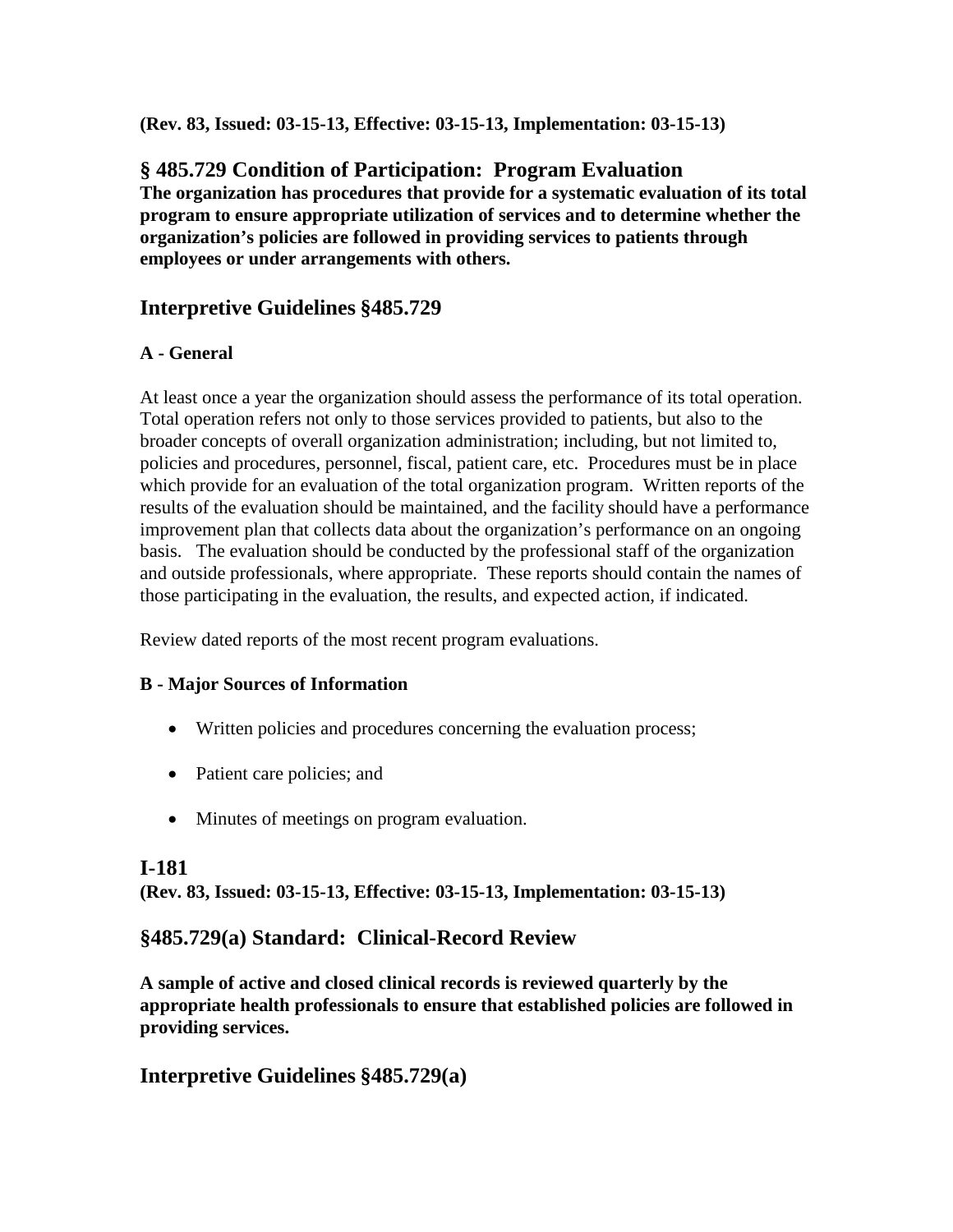**(Rev. 83, Issued: 03-15-13, Effective: 03-15-13, Implementation: 03-15-13)**

## § 485.729 Condition of Participation: Program Evaluation

**The organization has procedures that provide for a systematic evaluation of its total program to ensure appropriate utilization of services and to determine whether the organization's policies are followed in providing services to patients through employees or under arrangements with others.**

## Interpretive Guidelines §485.729

### A - General

At least once a year the organization should assess the performance of its total operation. Total operation refers not only to those services provided to patients, but also to the broader concepts of overall organization administration; including, but not limited to, policies and procedures, personnel, fiscal, patient care, etc. Procedures must be in place which provide for an evaluation of the total organization program. Written reports of the results of the evaluation should be maintained, and the facility should have a performance improvement plan that collects data about the organization's performance on an ongoing basis. The evaluation should be conducted by the professional staff of the organization and outside professionals, where appropriate. These reports should contain the names of those participating in the evaluation, the results, and expected action, if indicated.

Review dated reports of the most recent program evaluations.

### B - Major Sources of Information

- Written policies and procedures concerning the evaluation process;
- Patient care policies; and
- Minutes of meetings on program evaluation.

## I-181

**(Rev. 83, Issued: 03-15-13, Effective: 03-15-13, Implementation: 03-15-13)**

## §485.729(a) Standard: Clinical-Record Review

**A sample of active and closed clinical records is reviewed quarterly by the appropriate health professionals to ensure that established policies are followed in providing services.**

## Interpretive Guidelines §485.729(a)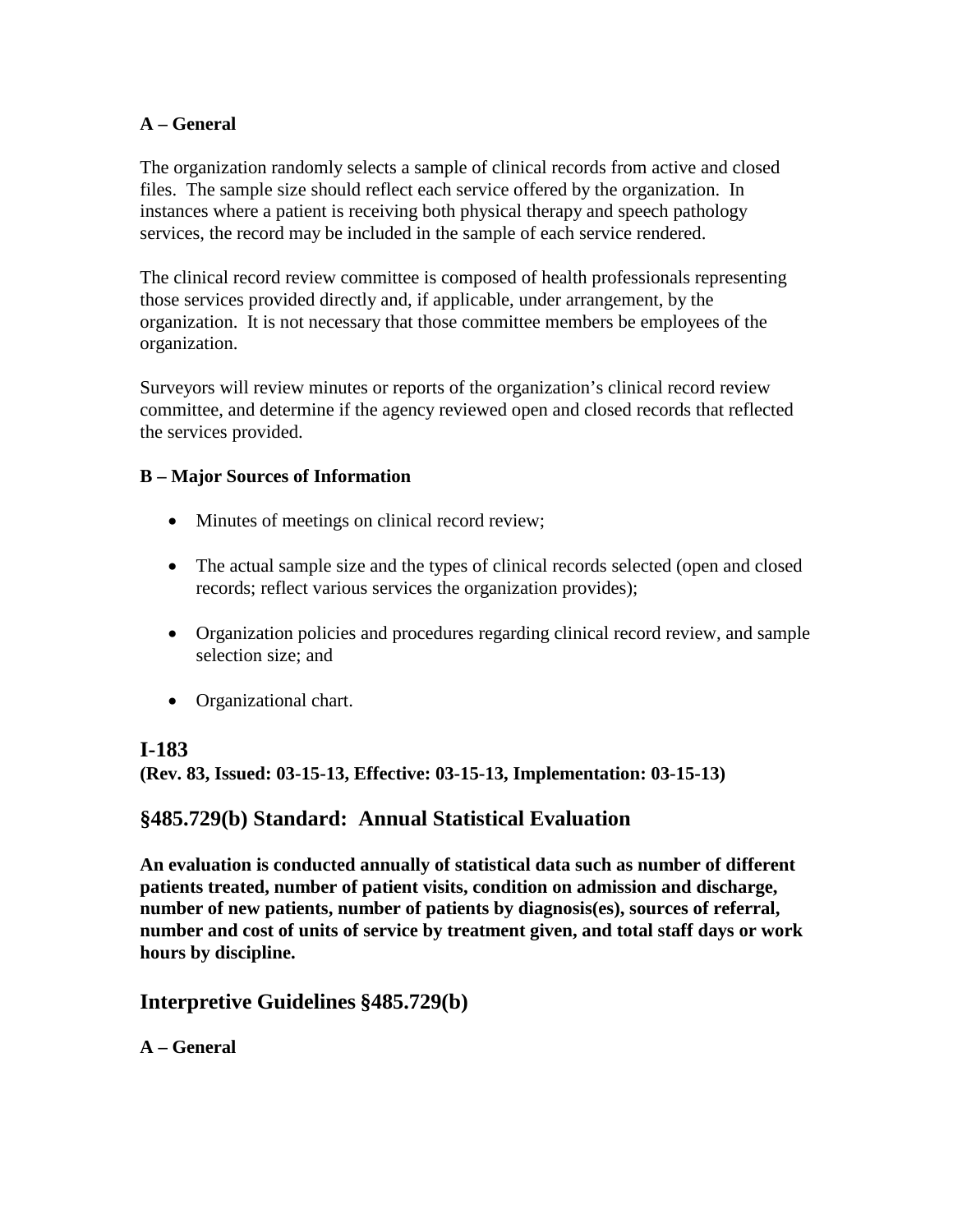**A – General**

The organization randomly selects a sample of clinical records from active and closed files. The sample size should reflect each service offered by the organization. In instances where a patient is receiving both physical therapy and speech pathology services, the record may be included in the sample of each service rendered.

The clinical record review committee is composed of health professionals representing those services provided directly and, if applicable, under arrangement, by the organization. It is not necessary that those committee members be employees of the organization.

Surveyors will review minutes or reports of the organization's clinical record review committee, and determine if the agency reviewed open and closed records that reflected the services provided.

**B – Major Sources of Information**

- Minutes of meetings on clinical record review;
- The actual sample size and the types of clinical records selected (open and closed records; reflect various services the organization provides);
- Organization policies and procedures regarding clinical record review, and sample selection size; and
- Organizational chart.

## I-183

**(Rev. 83, Issued: 03-15-13, Effective: 03-15-13, Implementation: 03-15-13)**

## §485.729(b) Standard: Annual Statistical Evaluation

**An evaluation is conducted annually of statistical data such as number of different patients treated, number of patient visits, condition on admission and discharge, number of new patients, number of patients by diagnosis(es), sources of referral, number and cost of units of service by treatment given, and total staff days or work hours by discipline.**

## Interpretive Guidelines §485.729(b)

**A – General**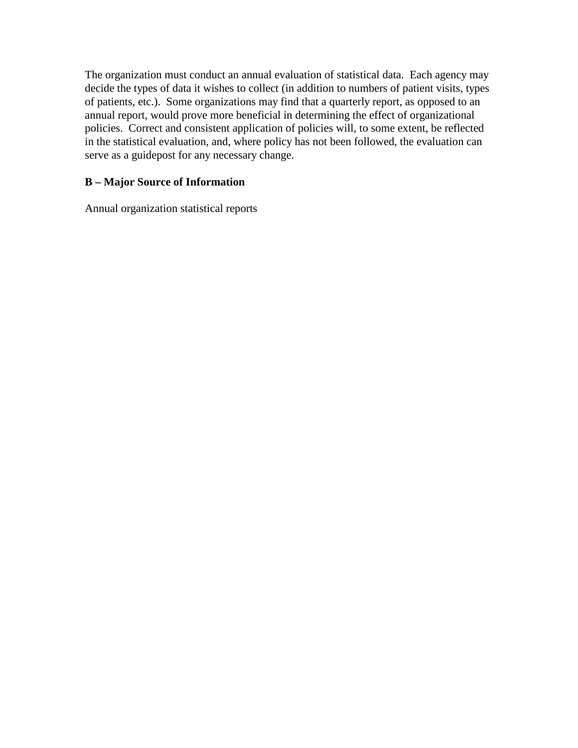The organization must conduct an annual evaluation of statistical data. Each agency may decide the types of data it wishes to collect (in addition to numbers of patient visits, types of patients, etc.). Some organizations may find that a quarterly report, as opposed to an annual report, would prove more beneficial in determining the effect of organizational policies. Correct and consistent application of policies will, to some extent, be reflected in the statistical evaluation, and, where policy has not been followed, the evaluation can serve as a guidepost for any necessary change.

**B – Major Source of Information**

Annual organization statistical reports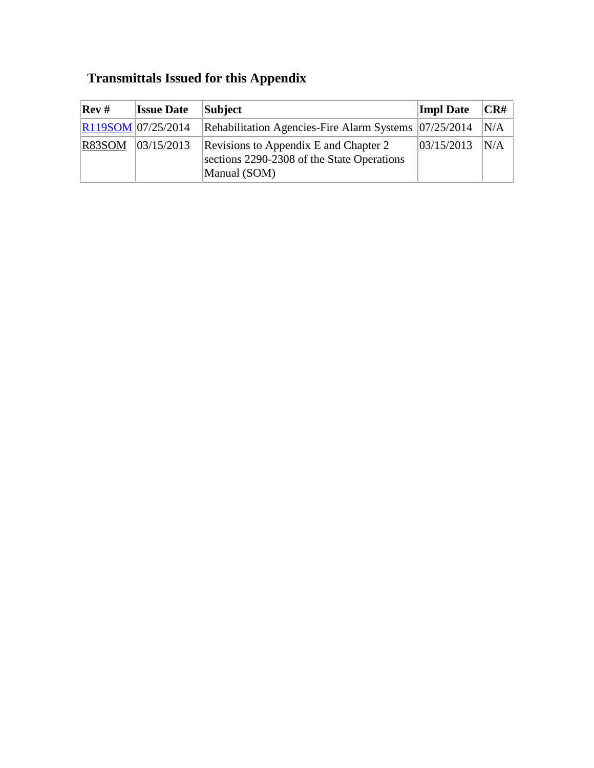## Transmittals Issued for this Appendix

| Rev # | Issue Date | Subject | Impl Date | CR# |
|---|---|---|---|---|
| R119SOM | 07/25/2014 | Rehabilitation Agencies-Fire Alarm Systems | 07/25/2014 | N/A |
| R83SOM | 03/15/2013 | Revisions to Appendix E and Chapter 2 sections 2290-2308 of the State Operations Manual (SOM) | 03/15/2013 | N/A |